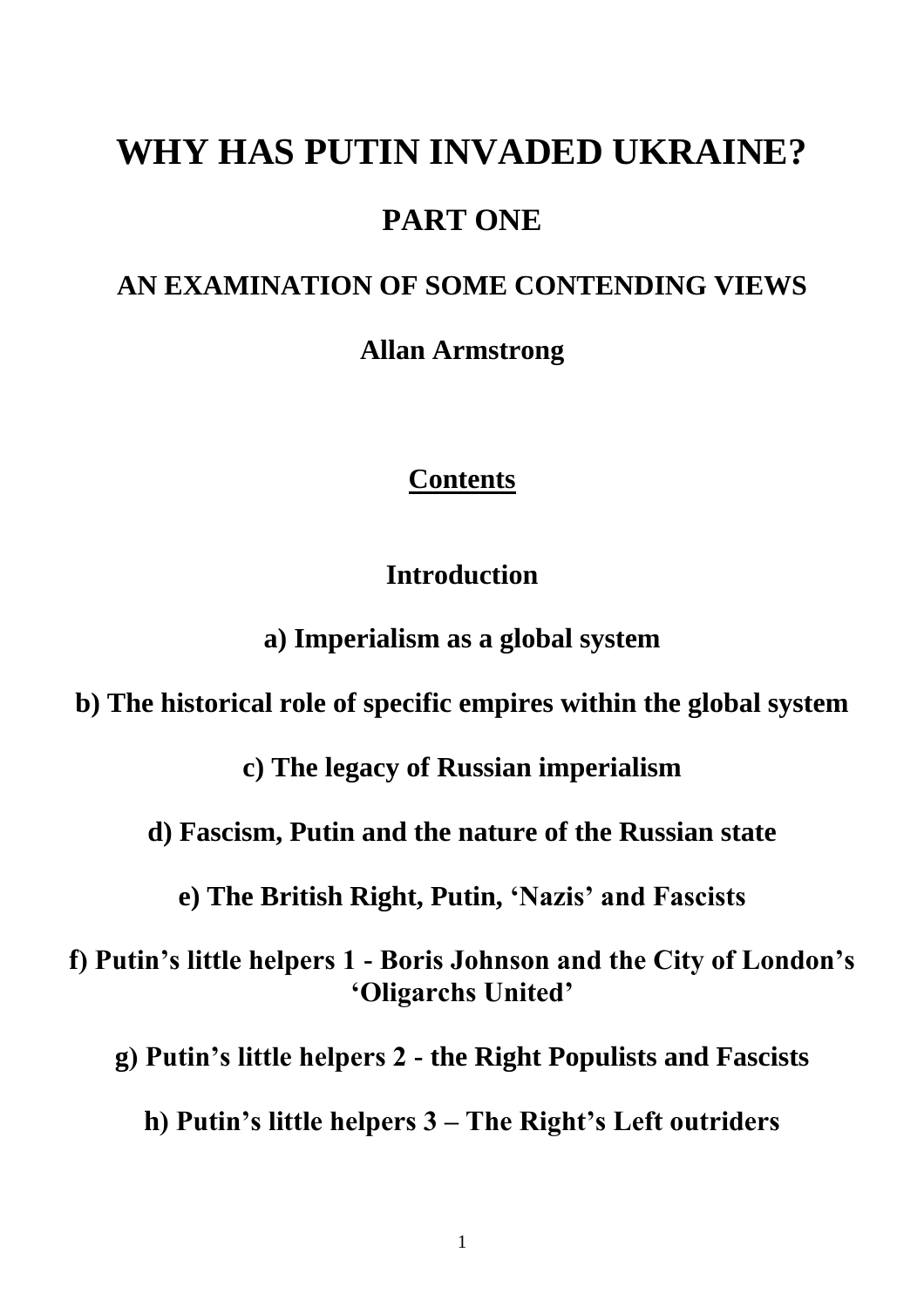# WHY HAS PUTIN INVADED UKRAINE?

## PART ONE

## AN EXAMINATION OF SOME CONTENDING VIEWS

**Allan Armstrong**

**Contents**

**Introduction**

**a) Imperialism as a global system**

**b) The historical role of specific empires within the global system**

**c) The legacy of Russian imperialism**

**d) Fascism, Putin and the nature of the Russian state**

**e) The British Right, Putin, 'Nazis' and Fascists**

**f) Putin's little helpers 1 - Boris Johnson and the City of London's 'Oligarchs United'**

**g) Putin's little helpers 2 - the Right Populists and Fascists**

**h) Putin's little helpers 3 – The Right's Left outriders**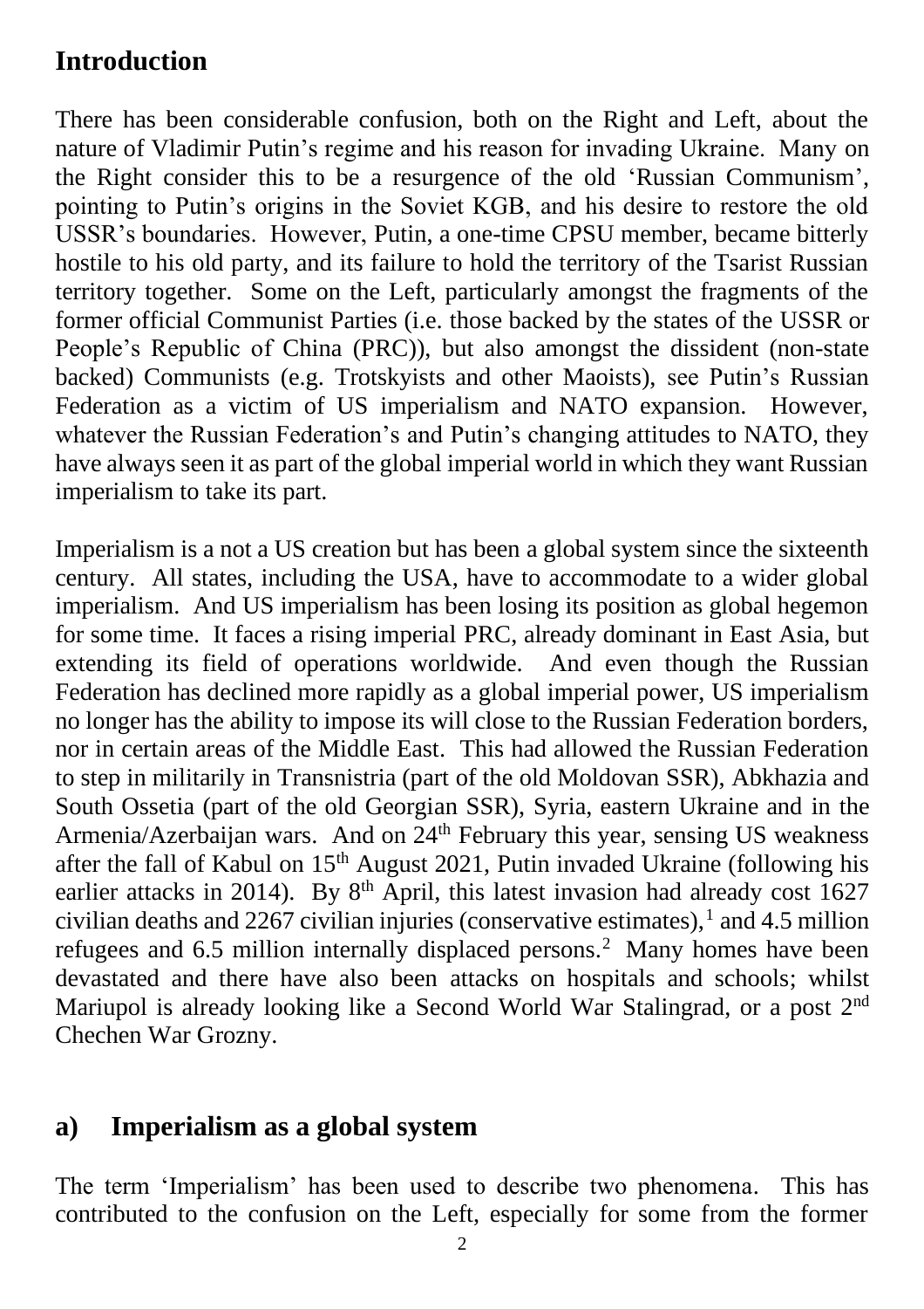## Introduction

There has been considerable confusion, both on the Right and Left, about the nature of Vladimir Putin's regime and his reason for invading Ukraine. Many on the Right consider this to be a resurgence of the old 'Russian Communism', pointing to Putin's origins in the Soviet KGB, and his desire to restore the old USSR's boundaries. However, Putin, a one-time CPSU member, became bitterly hostile to his old party, and its failure to hold the territory of the Tsarist Russian territory together. Some on the Left, particularly amongst the fragments of the former official Communist Parties (i.e. those backed by the states of the USSR or People's Republic of China (PRC)), but also amongst the dissident (non-state backed) Communists (e.g. Trotskyists and other Maoists), see Putin's Russian Federation as a victim of US imperialism and NATO expansion. However, whatever the Russian Federation's and Putin's changing attitudes to NATO, they have always seen it as part of the global imperial world in which they want Russian imperialism to take its part.

Imperialism is a not a US creation but has been a global system since the sixteenth century. All states, including the USA, have to accommodate to a wider global imperialism. And US imperialism has been losing its position as global hegemon for some time. It faces a rising imperial PRC, already dominant in East Asia, but extending its field of operations worldwide. And even though the Russian Federation has declined more rapidly as a global imperial power, US imperialism no longer has the ability to impose its will close to the Russian Federation borders, nor in certain areas of the Middle East. This had allowed the Russian Federation to step in militarily in Transnistria (part of the old Moldovan SSR), Abkhazia and South Ossetia (part of the old Georgian SSR), Syria, eastern Ukraine and in the Armenia/Azerbaijan wars. And on 24th February this year, sensing US weakness after the fall of Kabul on 15th August 2021, Putin invaded Ukraine (following his earlier attacks in 2014). By 8th April, this latest invasion had already cost 1627 civilian deaths and 2267 civilian injuries (conservative estimates),[1] and 4.5 million refugees and 6.5 million internally displaced persons.[2] Many homes have been devastated and there have also been attacks on hospitals and schools; whilst Mariupol is already looking like a Second World War Stalingrad, or a post 2nd Chechen War Grozny.

## a) Imperialism as a global system

The term 'Imperialism' has been used to describe two phenomena. This has contributed to the confusion on the Left, especially for some from the former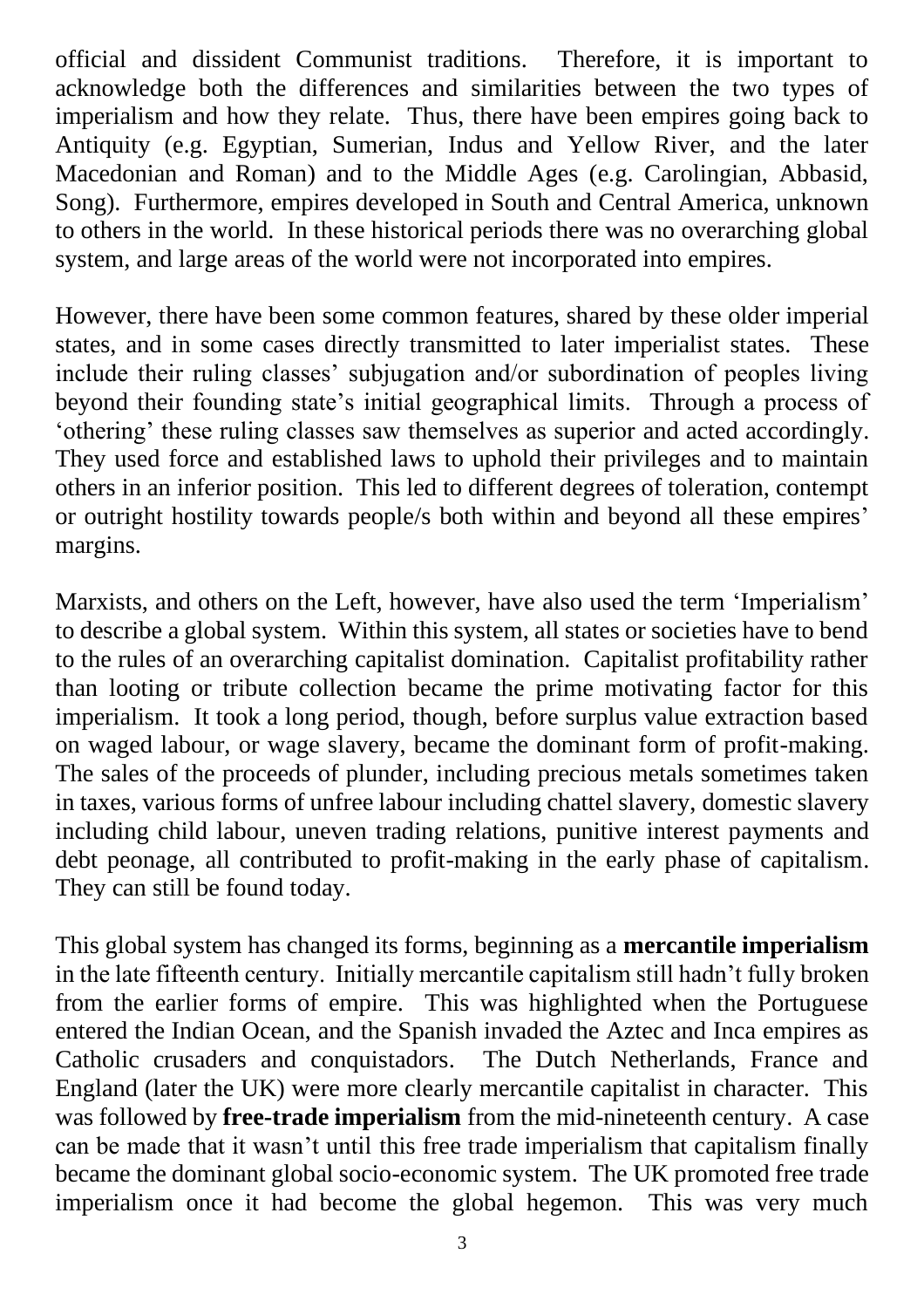official and dissident Communist traditions. Therefore, it is important to acknowledge both the differences and similarities between the two types of imperialism and how they relate. Thus, there have been empires going back to Antiquity (e.g. Egyptian, Sumerian, Indus and Yellow River, and the later Macedonian and Roman) and to the Middle Ages (e.g. Carolingian, Abbasid, Song). Furthermore, empires developed in South and Central America, unknown to others in the world. In these historical periods there was no overarching global system, and large areas of the world were not incorporated into empires.

However, there have been some common features, shared by these older imperial states, and in some cases directly transmitted to later imperialist states. These include their ruling classes' subjugation and/or subordination of peoples living beyond their founding state's initial geographical limits. Through a process of 'othering' these ruling classes saw themselves as superior and acted accordingly. They used force and established laws to uphold their privileges and to maintain others in an inferior position. This led to different degrees of toleration, contempt or outright hostility towards people/s both within and beyond all these empires' margins.

Marxists, and others on the Left, however, have also used the term 'Imperialism' to describe a global system. Within this system, all states or societies have to bend to the rules of an overarching capitalist domination. Capitalist profitability rather than looting or tribute collection became the prime motivating factor for this imperialism. It took a long period, though, before surplus value extraction based on waged labour, or wage slavery, became the dominant form of profit-making. The sales of the proceeds of plunder, including precious metals sometimes taken in taxes, various forms of unfree labour including chattel slavery, domestic slavery including child labour, uneven trading relations, punitive interest payments and debt peonage, all contributed to profit-making in the early phase of capitalism. They can still be found today.

This global system has changed its forms, beginning as a **mercantile imperialism** in the late fifteenth century. Initially mercantile capitalism still hadn't fully broken from the earlier forms of empire. This was highlighted when the Portuguese entered the Indian Ocean, and the Spanish invaded the Aztec and Inca empires as Catholic crusaders and conquistadors. The Dutch Netherlands, France and England (later the UK) were more clearly mercantile capitalist in character. This was followed by **free-trade imperialism** from the mid-nineteenth century. A case can be made that it wasn't until this free trade imperialism that capitalism finally became the dominant global socio-economic system. The UK promoted free trade imperialism once it had become the global hegemon. This was very much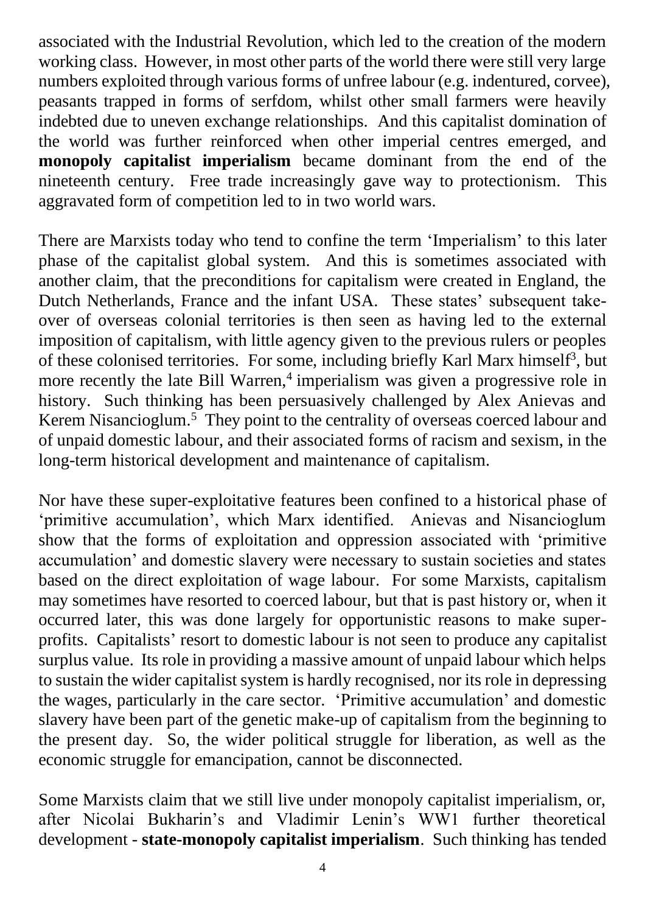associated with the Industrial Revolution, which led to the creation of the modern working class. However, in most other parts of the world there were still very large numbers exploited through various forms of unfree labour (e.g. indentured, corvee), peasants trapped in forms of serfdom, whilst other small farmers were heavily indebted due to uneven exchange relationships. And this capitalist domination of the world was further reinforced when other imperial centres emerged, and **monopoly capitalist imperialism** became dominant from the end of the nineteenth century. Free trade increasingly gave way to protectionism. This aggravated form of competition led to in two world wars.

There are Marxists today who tend to confine the term 'Imperialism' to this later phase of the capitalist global system. And this is sometimes associated with another claim, that the preconditions for capitalism were created in England, the Dutch Netherlands, France and the infant USA. These states' subsequent take-over of overseas colonial territories is then seen as having led to the external imposition of capitalism, with little agency given to the previous rulers or peoples of these colonised territories. For some, including briefly Karl Marx himself[3], but more recently the late Bill Warren,[4] imperialism was given a progressive role in history. Such thinking has been persuasively challenged by Alex Anievas and Kerem Nisancioglum.[5] They point to the centrality of overseas coerced labour and of unpaid domestic labour, and their associated forms of racism and sexism, in the long-term historical development and maintenance of capitalism.

Nor have these super-exploitative features been confined to a historical phase of 'primitive accumulation', which Marx identified. Anievas and Nisancioglum show that the forms of exploitation and oppression associated with 'primitive accumulation' and domestic slavery were necessary to sustain societies and states based on the direct exploitation of wage labour. For some Marxists, capitalism may sometimes have resorted to coerced labour, but that is past history or, when it occurred later, this was done largely for opportunistic reasons to make super-profits. Capitalists' resort to domestic labour is not seen to produce any capitalist surplus value. Its role in providing a massive amount of unpaid labour which helps to sustain the wider capitalist system is hardly recognised, nor its role in depressing the wages, particularly in the care sector. 'Primitive accumulation' and domestic slavery have been part of the genetic make-up of capitalism from the beginning to the present day. So, the wider political struggle for liberation, as well as the economic struggle for emancipation, cannot be disconnected.

Some Marxists claim that we still live under monopoly capitalist imperialism, or, after Nicolai Bukharin's and Vladimir Lenin's WW1 further theoretical development - **state-monopoly capitalist imperialism**. Such thinking has tended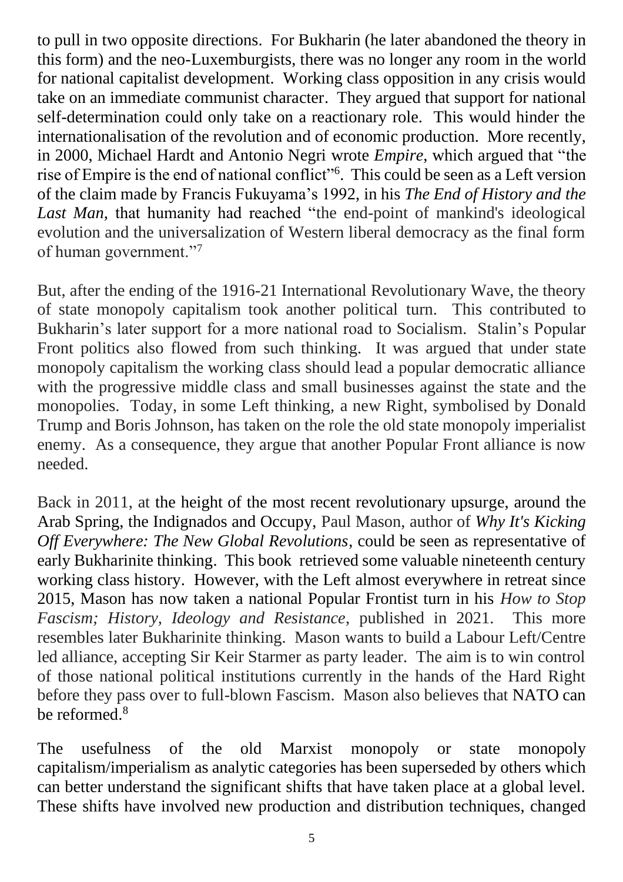to pull in two opposite directions. For Bukharin (he later abandoned the theory in this form) and the neo-Luxemburgists, there was no longer any room in the world for national capitalist development. Working class opposition in any crisis would take on an immediate communist character. They argued that support for national self-determination could only take on a reactionary role. This would hinder the internationalisation of the revolution and of economic production. More recently, in 2000, Michael Hardt and Antonio Negri wrote *Empire*, which argued that "the rise of Empire is the end of national conflict"[6]. This could be seen as a Left version of the claim made by Francis Fukuyama's 1992, in his *The End of History and the Last Man,* that humanity had reached "the end-point of mankind's ideological evolution and the universalization of Western liberal democracy as the final form of human government."[7]

But, after the ending of the 1916-21 International Revolutionary Wave, the theory of state monopoly capitalism took another political turn. This contributed to Bukharin's later support for a more national road to Socialism. Stalin's Popular Front politics also flowed from such thinking. It was argued that under state monopoly capitalism the working class should lead a popular democratic alliance with the progressive middle class and small businesses against the state and the monopolies. Today, in some Left thinking, a new Right, symbolised by Donald Trump and Boris Johnson, has taken on the role the old state monopoly imperialist enemy. As a consequence, they argue that another Popular Front alliance is now needed.

Back in 2011, at the height of the most recent revolutionary upsurge, around the Arab Spring, the Indignados and Occupy, Paul Mason, author of *Why It's Kicking Off Everywhere: The New Global Revolutions*, could be seen as representative of early Bukharinite thinking. This book retrieved some valuable nineteenth century working class history. However, with the Left almost everywhere in retreat since 2015, Mason has now taken a national Popular Frontist turn in his *How to Stop Fascism; History, Ideology and Resistance*, published in 2021. This more resembles later Bukharinite thinking. Mason wants to build a Labour Left/Centre led alliance, accepting Sir Keir Starmer as party leader. The aim is to win control of those national political institutions currently in the hands of the Hard Right before they pass over to full-blown Fascism. Mason also believes that NATO can be reformed.[8]

The usefulness of the old Marxist monopoly or state monopoly capitalism/imperialism as analytic categories has been superseded by others which can better understand the significant shifts that have taken place at a global level. These shifts have involved new production and distribution techniques, changed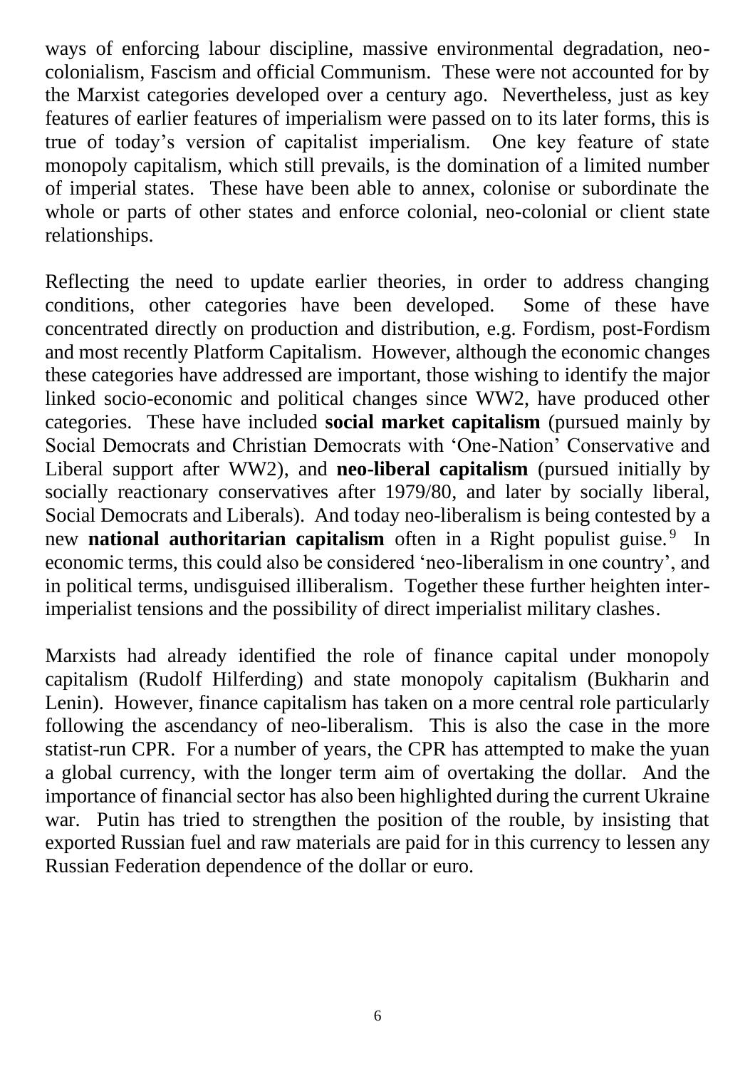ways of enforcing labour discipline, massive environmental degradation, neo-colonialism, Fascism and official Communism. These were not accounted for by the Marxist categories developed over a century ago. Nevertheless, just as key features of earlier features of imperialism were passed on to its later forms, this is true of today's version of capitalist imperialism. One key feature of state monopoly capitalism, which still prevails, is the domination of a limited number of imperial states. These have been able to annex, colonise or subordinate the whole or parts of other states and enforce colonial, neo-colonial or client state relationships.

Reflecting the need to update earlier theories, in order to address changing conditions, other categories have been developed. Some of these have concentrated directly on production and distribution, e.g. Fordism, post-Fordism and most recently Platform Capitalism. However, although the economic changes these categories have addressed are important, those wishing to identify the major linked socio-economic and political changes since WW2, have produced other categories. These have included **social market capitalism** (pursued mainly by Social Democrats and Christian Democrats with 'One-Nation' Conservative and Liberal support after WW2), and **neo-liberal capitalism** (pursued initially by socially reactionary conservatives after 1979/80, and later by socially liberal, Social Democrats and Liberals). And today neo-liberalism is being contested by a new **national authoritarian capitalism** often in a Right populist guise.[9] In economic terms, this could also be considered 'neo-liberalism in one country', and in political terms, undisguised illiberalism. Together these further heighten inter-imperialist tensions and the possibility of direct imperialist military clashes.

Marxists had already identified the role of finance capital under monopoly capitalism (Rudolf Hilferding) and state monopoly capitalism (Bukharin and Lenin). However, finance capitalism has taken on a more central role particularly following the ascendancy of neo-liberalism. This is also the case in the more statist-run CPR. For a number of years, the CPR has attempted to make the yuan a global currency, with the longer term aim of overtaking the dollar. And the importance of financial sector has also been highlighted during the current Ukraine war. Putin has tried to strengthen the position of the rouble, by insisting that exported Russian fuel and raw materials are paid for in this currency to lessen any Russian Federation dependence of the dollar or euro.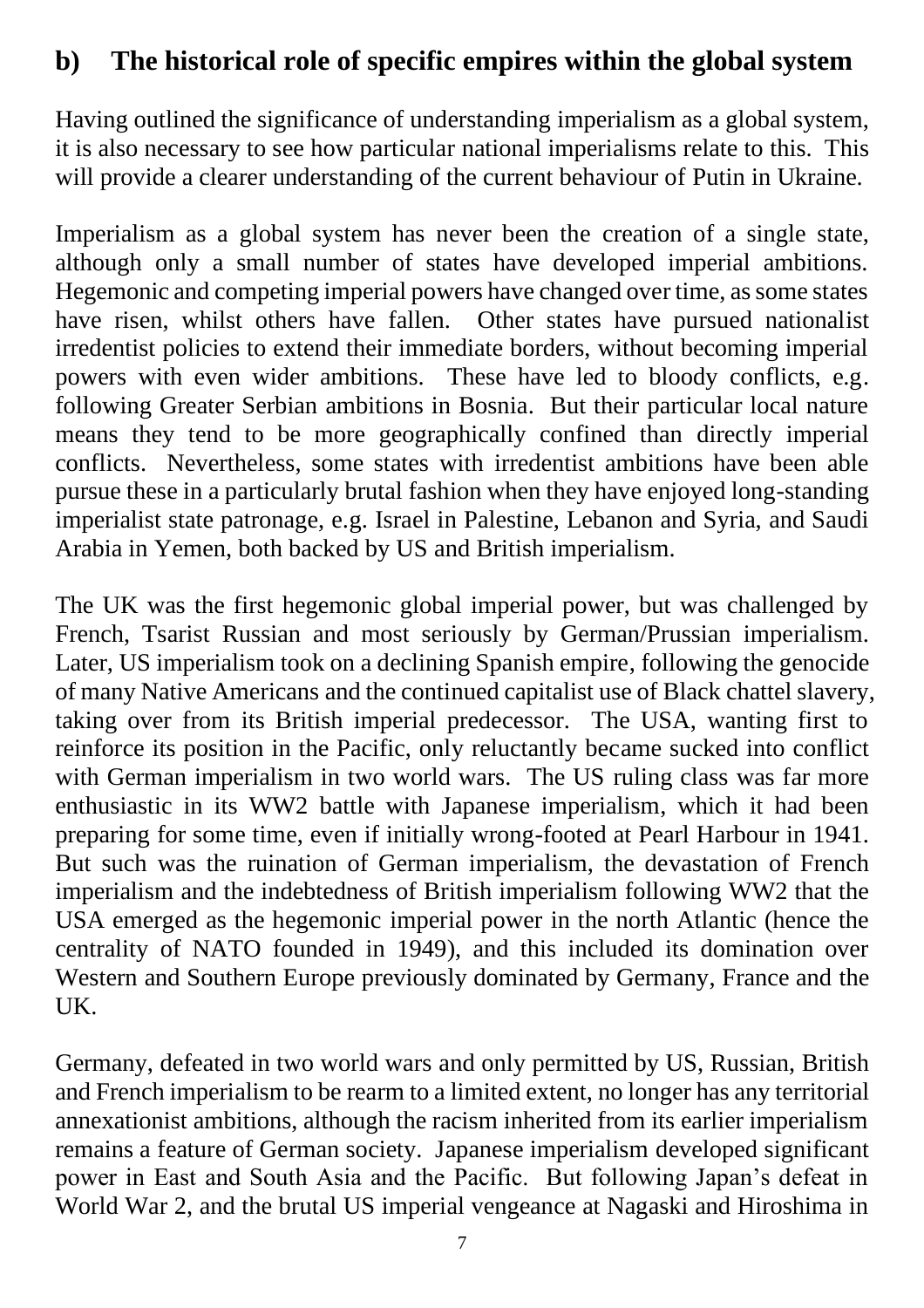## b) The historical role of specific empires within the global system

Having outlined the significance of understanding imperialism as a global system, it is also necessary to see how particular national imperialisms relate to this. This will provide a clearer understanding of the current behaviour of Putin in Ukraine.

Imperialism as a global system has never been the creation of a single state, although only a small number of states have developed imperial ambitions. Hegemonic and competing imperial powers have changed over time, as some states have risen, whilst others have fallen. Other states have pursued nationalist irredentist policies to extend their immediate borders, without becoming imperial powers with even wider ambitions. These have led to bloody conflicts, e.g. following Greater Serbian ambitions in Bosnia. But their particular local nature means they tend to be more geographically confined than directly imperial conflicts. Nevertheless, some states with irredentist ambitions have been able pursue these in a particularly brutal fashion when they have enjoyed long-standing imperialist state patronage, e.g. Israel in Palestine, Lebanon and Syria, and Saudi Arabia in Yemen, both backed by US and British imperialism.

The UK was the first hegemonic global imperial power, but was challenged by French, Tsarist Russian and most seriously by German/Prussian imperialism. Later, US imperialism took on a declining Spanish empire, following the genocide of many Native Americans and the continued capitalist use of Black chattel slavery, taking over from its British imperial predecessor. The USA, wanting first to reinforce its position in the Pacific, only reluctantly became sucked into conflict with German imperialism in two world wars. The US ruling class was far more enthusiastic in its WW2 battle with Japanese imperialism, which it had been preparing for some time, even if initially wrong-footed at Pearl Harbour in 1941. But such was the ruination of German imperialism, the devastation of French imperialism and the indebtedness of British imperialism following WW2 that the USA emerged as the hegemonic imperial power in the north Atlantic (hence the centrality of NATO founded in 1949), and this included its domination over Western and Southern Europe previously dominated by Germany, France and the UK.

Germany, defeated in two world wars and only permitted by US, Russian, British and French imperialism to be rearm to a limited extent, no longer has any territorial annexationist ambitions, although the racism inherited from its earlier imperialism remains a feature of German society. Japanese imperialism developed significant power in East and South Asia and the Pacific. But following Japan's defeat in World War 2, and the brutal US imperial vengeance at Nagaski and Hiroshima in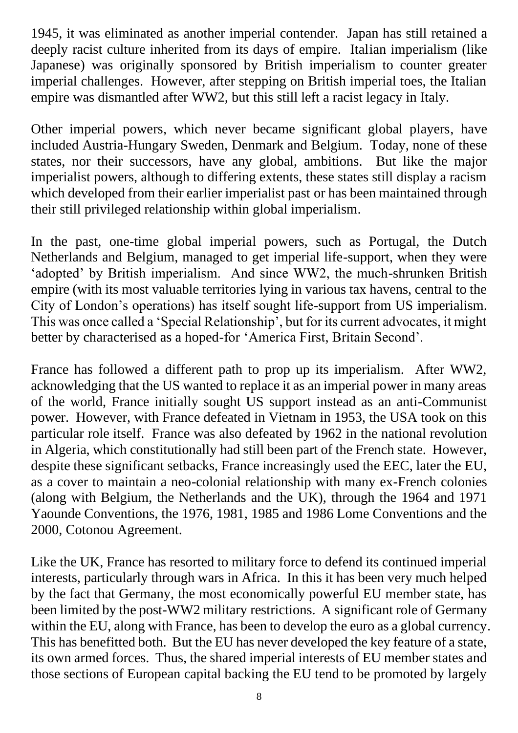1945, it was eliminated as another imperial contender. Japan has still retained a deeply racist culture inherited from its days of empire. Italian imperialism (like Japanese) was originally sponsored by British imperialism to counter greater imperial challenges. However, after stepping on British imperial toes, the Italian empire was dismantled after WW2, but this still left a racist legacy in Italy.

Other imperial powers, which never became significant global players, have included Austria-Hungary Sweden, Denmark and Belgium. Today, none of these states, nor their successors, have any global, ambitions. But like the major imperialist powers, although to differing extents, these states still display a racism which developed from their earlier imperialist past or has been maintained through their still privileged relationship within global imperialism.

In the past, one-time global imperial powers, such as Portugal, the Dutch Netherlands and Belgium, managed to get imperial life-support, when they were 'adopted' by British imperialism. And since WW2, the much-shrunken British empire (with its most valuable territories lying in various tax havens, central to the City of London's operations) has itself sought life-support from US imperialism. This was once called a 'Special Relationship', but for its current advocates, it might better by characterised as a hoped-for 'America First, Britain Second'.

France has followed a different path to prop up its imperialism. After WW2, acknowledging that the US wanted to replace it as an imperial power in many areas of the world, France initially sought US support instead as an anti-Communist power. However, with France defeated in Vietnam in 1953, the USA took on this particular role itself. France was also defeated by 1962 in the national revolution in Algeria, which constitutionally had still been part of the French state. However, despite these significant setbacks, France increasingly used the EEC, later the EU, as a cover to maintain a neo-colonial relationship with many ex-French colonies (along with Belgium, the Netherlands and the UK), through the 1964 and 1971 Yaounde Conventions, the 1976, 1981, 1985 and 1986 Lome Conventions and the 2000, Cotonou Agreement.

Like the UK, France has resorted to military force to defend its continued imperial interests, particularly through wars in Africa. In this it has been very much helped by the fact that Germany, the most economically powerful EU member state, has been limited by the post-WW2 military restrictions. A significant role of Germany within the EU, along with France, has been to develop the euro as a global currency. This has benefitted both. But the EU has never developed the key feature of a state, its own armed forces. Thus, the shared imperial interests of EU member states and those sections of European capital backing the EU tend to be promoted by largely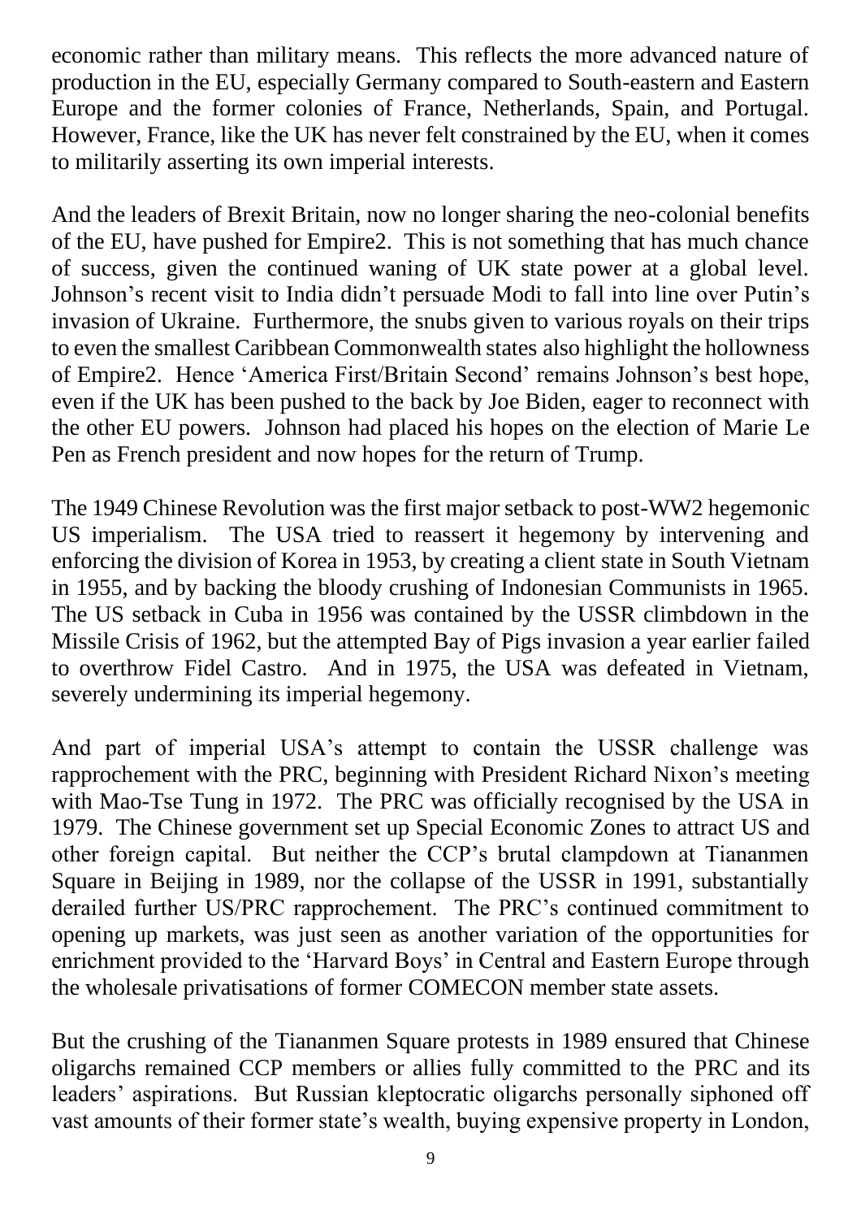economic rather than military means. This reflects the more advanced nature of production in the EU, especially Germany compared to South-eastern and Eastern Europe and the former colonies of France, Netherlands, Spain, and Portugal. However, France, like the UK has never felt constrained by the EU, when it comes to militarily asserting its own imperial interests.

And the leaders of Brexit Britain, now no longer sharing the neo-colonial benefits of the EU, have pushed for Empire2. This is not something that has much chance of success, given the continued waning of UK state power at a global level. Johnson's recent visit to India didn't persuade Modi to fall into line over Putin's invasion of Ukraine. Furthermore, the snubs given to various royals on their trips to even the smallest Caribbean Commonwealth states also highlight the hollowness of Empire2. Hence 'America First/Britain Second' remains Johnson's best hope, even if the UK has been pushed to the back by Joe Biden, eager to reconnect with the other EU powers. Johnson had placed his hopes on the election of Marie Le Pen as French president and now hopes for the return of Trump.

The 1949 Chinese Revolution was the first major setback to post-WW2 hegemonic US imperialism. The USA tried to reassert it hegemony by intervening and enforcing the division of Korea in 1953, by creating a client state in South Vietnam in 1955, and by backing the bloody crushing of Indonesian Communists in 1965. The US setback in Cuba in 1956 was contained by the USSR climbdown in the Missile Crisis of 1962, but the attempted Bay of Pigs invasion a year earlier failed to overthrow Fidel Castro. And in 1975, the USA was defeated in Vietnam, severely undermining its imperial hegemony.

And part of imperial USA's attempt to contain the USSR challenge was rapprochement with the PRC, beginning with President Richard Nixon's meeting with Mao-Tse Tung in 1972. The PRC was officially recognised by the USA in 1979. The Chinese government set up Special Economic Zones to attract US and other foreign capital. But neither the CCP's brutal clampdown at Tiananmen Square in Beijing in 1989, nor the collapse of the USSR in 1991, substantially derailed further US/PRC rapprochement. The PRC's continued commitment to opening up markets, was just seen as another variation of the opportunities for enrichment provided to the 'Harvard Boys' in Central and Eastern Europe through the wholesale privatisations of former COMECON member state assets.

But the crushing of the Tiananmen Square protests in 1989 ensured that Chinese oligarchs remained CCP members or allies fully committed to the PRC and its leaders' aspirations. But Russian kleptocratic oligarchs personally siphoned off vast amounts of their former state's wealth, buying expensive property in London,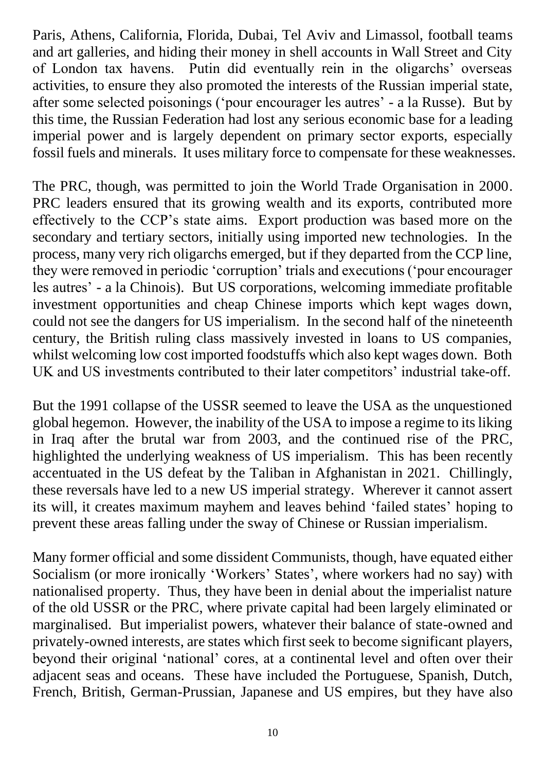Paris, Athens, California, Florida, Dubai, Tel Aviv and Limassol, football teams and art galleries, and hiding their money in shell accounts in Wall Street and City of London tax havens. Putin did eventually rein in the oligarchs' overseas activities, to ensure they also promoted the interests of the Russian imperial state, after some selected poisonings ('pour encourager les autres' - a la Russe). But by this time, the Russian Federation had lost any serious economic base for a leading imperial power and is largely dependent on primary sector exports, especially fossil fuels and minerals. It uses military force to compensate for these weaknesses.

The PRC, though, was permitted to join the World Trade Organisation in 2000. PRC leaders ensured that its growing wealth and its exports, contributed more effectively to the CCP's state aims. Export production was based more on the secondary and tertiary sectors, initially using imported new technologies. In the process, many very rich oligarchs emerged, but if they departed from the CCP line, they were removed in periodic 'corruption' trials and executions ('pour encourager les autres' - a la Chinois). But US corporations, welcoming immediate profitable investment opportunities and cheap Chinese imports which kept wages down, could not see the dangers for US imperialism. In the second half of the nineteenth century, the British ruling class massively invested in loans to US companies, whilst welcoming low cost imported foodstuffs which also kept wages down. Both UK and US investments contributed to their later competitors' industrial take-off.

But the 1991 collapse of the USSR seemed to leave the USA as the unquestioned global hegemon. However, the inability of the USA to impose a regime to its liking in Iraq after the brutal war from 2003, and the continued rise of the PRC, highlighted the underlying weakness of US imperialism. This has been recently accentuated in the US defeat by the Taliban in Afghanistan in 2021. Chillingly, these reversals have led to a new US imperial strategy. Wherever it cannot assert its will, it creates maximum mayhem and leaves behind 'failed states' hoping to prevent these areas falling under the sway of Chinese or Russian imperialism.

Many former official and some dissident Communists, though, have equated either Socialism (or more ironically 'Workers' States', where workers had no say) with nationalised property. Thus, they have been in denial about the imperialist nature of the old USSR or the PRC, where private capital had been largely eliminated or marginalised. But imperialist powers, whatever their balance of state-owned and privately-owned interests, are states which first seek to become significant players, beyond their original 'national' cores, at a continental level and often over their adjacent seas and oceans. These have included the Portuguese, Spanish, Dutch, French, British, German-Prussian, Japanese and US empires, but they have also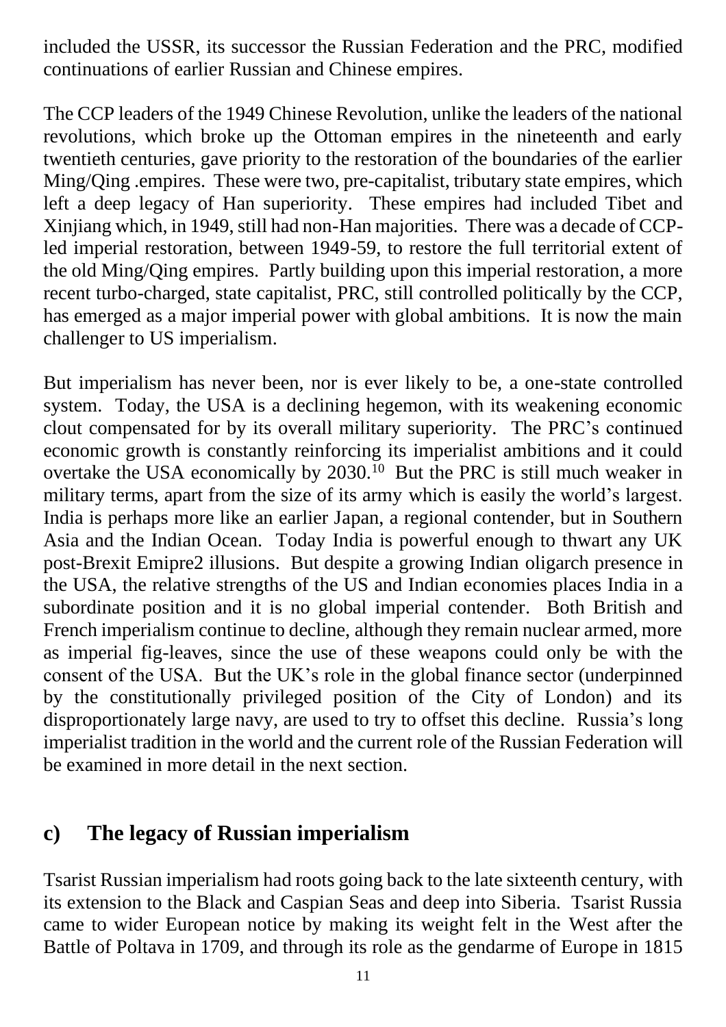included the USSR, its successor the Russian Federation and the PRC, modified continuations of earlier Russian and Chinese empires.

The CCP leaders of the 1949 Chinese Revolution, unlike the leaders of the national revolutions, which broke up the Ottoman empires in the nineteenth and early twentieth centuries, gave priority to the restoration of the boundaries of the earlier Ming/Qing .empires. These were two, pre-capitalist, tributary state empires, which left a deep legacy of Han superiority. These empires had included Tibet and Xinjiang which, in 1949, still had non-Han majorities. There was a decade of CCP-led imperial restoration, between 1949-59, to restore the full territorial extent of the old Ming/Qing empires. Partly building upon this imperial restoration, a more recent turbo-charged, state capitalist, PRC, still controlled politically by the CCP, has emerged as a major imperial power with global ambitions. It is now the main challenger to US imperialism.

But imperialism has never been, nor is ever likely to be, a one-state controlled system. Today, the USA is a declining hegemon, with its weakening economic clout compensated for by its overall military superiority. The PRC's continued economic growth is constantly reinforcing its imperialist ambitions and it could overtake the USA economically by 2030.[10] But the PRC is still much weaker in military terms, apart from the size of its army which is easily the world's largest. India is perhaps more like an earlier Japan, a regional contender, but in Southern Asia and the Indian Ocean. Today India is powerful enough to thwart any UK post-Brexit Emipre2 illusions. But despite a growing Indian oligarch presence in the USA, the relative strengths of the US and Indian economies places India in a subordinate position and it is no global imperial contender. Both British and French imperialism continue to decline, although they remain nuclear armed, more as imperial fig-leaves, since the use of these weapons could only be with the consent of the USA. But the UK's role in the global finance sector (underpinned by the constitutionally privileged position of the City of London) and its disproportionately large navy, are used to try to offset this decline. Russia's long imperialist tradition in the world and the current role of the Russian Federation will be examined in more detail in the next section.

## c) The legacy of Russian imperialism

Tsarist Russian imperialism had roots going back to the late sixteenth century, with its extension to the Black and Caspian Seas and deep into Siberia. Tsarist Russia came to wider European notice by making its weight felt in the West after the Battle of Poltava in 1709, and through its role as the gendarme of Europe in 1815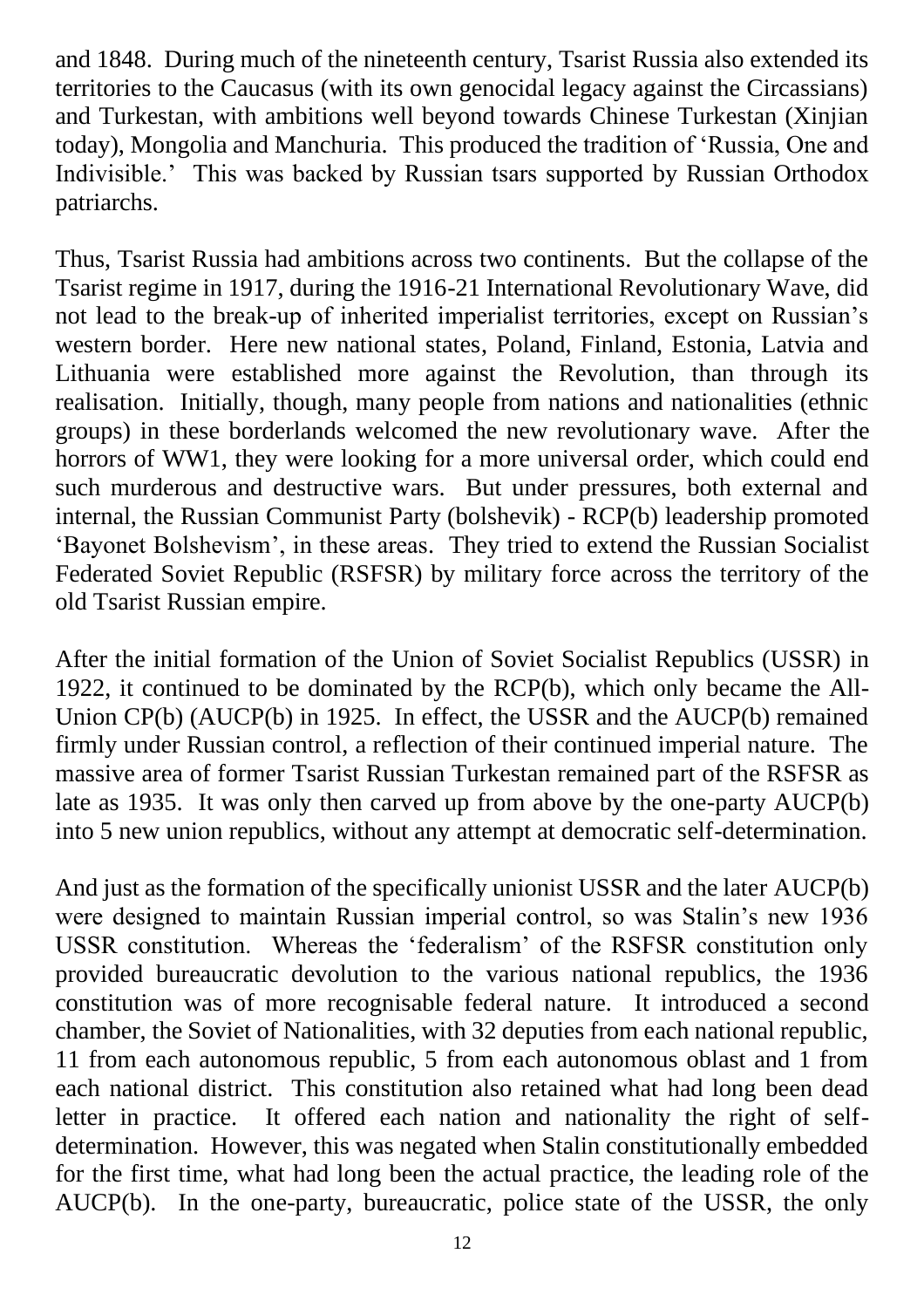and 1848. During much of the nineteenth century, Tsarist Russia also extended its territories to the Caucasus (with its own genocidal legacy against the Circassians) and Turkestan, with ambitions well beyond towards Chinese Turkestan (Xinjian today), Mongolia and Manchuria. This produced the tradition of 'Russia, One and Indivisible.' This was backed by Russian tsars supported by Russian Orthodox patriarchs.

Thus, Tsarist Russia had ambitions across two continents. But the collapse of the Tsarist regime in 1917, during the 1916-21 International Revolutionary Wave, did not lead to the break-up of inherited imperialist territories, except on Russian's western border. Here new national states, Poland, Finland, Estonia, Latvia and Lithuania were established more against the Revolution, than through its realisation. Initially, though, many people from nations and nationalities (ethnic groups) in these borderlands welcomed the new revolutionary wave. After the horrors of WW1, they were looking for a more universal order, which could end such murderous and destructive wars. But under pressures, both external and internal, the Russian Communist Party (bolshevik) - RCP(b) leadership promoted 'Bayonet Bolshevism', in these areas. They tried to extend the Russian Socialist Federated Soviet Republic (RSFSR) by military force across the territory of the old Tsarist Russian empire.

After the initial formation of the Union of Soviet Socialist Republics (USSR) in 1922, it continued to be dominated by the RCP(b), which only became the All-Union CP(b) (AUCP(b) in 1925. In effect, the USSR and the AUCP(b) remained firmly under Russian control, a reflection of their continued imperial nature. The massive area of former Tsarist Russian Turkestan remained part of the RSFSR as late as 1935. It was only then carved up from above by the one-party AUCP(b) into 5 new union republics, without any attempt at democratic self-determination.

And just as the formation of the specifically unionist USSR and the later AUCP(b) were designed to maintain Russian imperial control, so was Stalin's new 1936 USSR constitution. Whereas the 'federalism' of the RSFSR constitution only provided bureaucratic devolution to the various national republics, the 1936 constitution was of more recognisable federal nature. It introduced a second chamber, the Soviet of Nationalities, with 32 deputies from each national republic, 11 from each autonomous republic, 5 from each autonomous oblast and 1 from each national district. This constitution also retained what had long been dead letter in practice. It offered each nation and nationality the right of self-determination. However, this was negated when Stalin constitutionally embedded for the first time, what had long been the actual practice, the leading role of the AUCP(b). In the one-party, bureaucratic, police state of the USSR, the only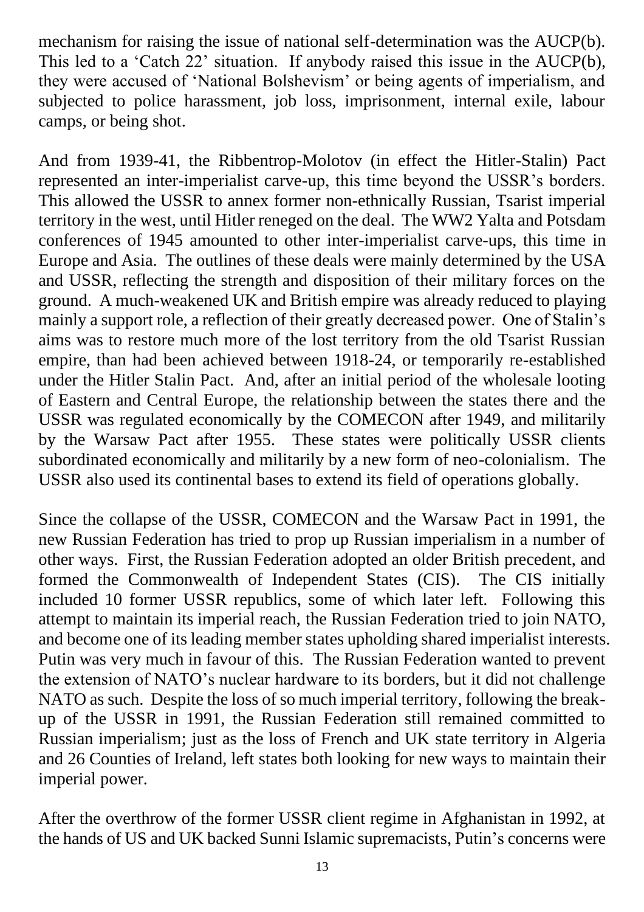mechanism for raising the issue of national self-determination was the AUCP(b). This led to a 'Catch 22' situation. If anybody raised this issue in the AUCP(b), they were accused of 'National Bolshevism' or being agents of imperialism, and subjected to police harassment, job loss, imprisonment, internal exile, labour camps, or being shot.

And from 1939-41, the Ribbentrop-Molotov (in effect the Hitler-Stalin) Pact represented an inter-imperialist carve-up, this time beyond the USSR's borders. This allowed the USSR to annex former non-ethnically Russian, Tsarist imperial territory in the west, until Hitler reneged on the deal. The WW2 Yalta and Potsdam conferences of 1945 amounted to other inter-imperialist carve-ups, this time in Europe and Asia. The outlines of these deals were mainly determined by the USA and USSR, reflecting the strength and disposition of their military forces on the ground. A much-weakened UK and British empire was already reduced to playing mainly a support role, a reflection of their greatly decreased power. One of Stalin's aims was to restore much more of the lost territory from the old Tsarist Russian empire, than had been achieved between 1918-24, or temporarily re-established under the Hitler Stalin Pact. And, after an initial period of the wholesale looting of Eastern and Central Europe, the relationship between the states there and the USSR was regulated economically by the COMECON after 1949, and militarily by the Warsaw Pact after 1955. These states were politically USSR clients subordinated economically and militarily by a new form of neo-colonialism. The USSR also used its continental bases to extend its field of operations globally.

Since the collapse of the USSR, COMECON and the Warsaw Pact in 1991, the new Russian Federation has tried to prop up Russian imperialism in a number of other ways. First, the Russian Federation adopted an older British precedent, and formed the Commonwealth of Independent States (CIS). The CIS initially included 10 former USSR republics, some of which later left. Following this attempt to maintain its imperial reach, the Russian Federation tried to join NATO, and become one of its leading member states upholding shared imperialist interests. Putin was very much in favour of this. The Russian Federation wanted to prevent the extension of NATO's nuclear hardware to its borders, but it did not challenge NATO as such. Despite the loss of so much imperial territory, following the break-up of the USSR in 1991, the Russian Federation still remained committed to Russian imperialism; just as the loss of French and UK state territory in Algeria and 26 Counties of Ireland, left states both looking for new ways to maintain their imperial power.

After the overthrow of the former USSR client regime in Afghanistan in 1992, at the hands of US and UK backed Sunni Islamic supremacists, Putin's concerns were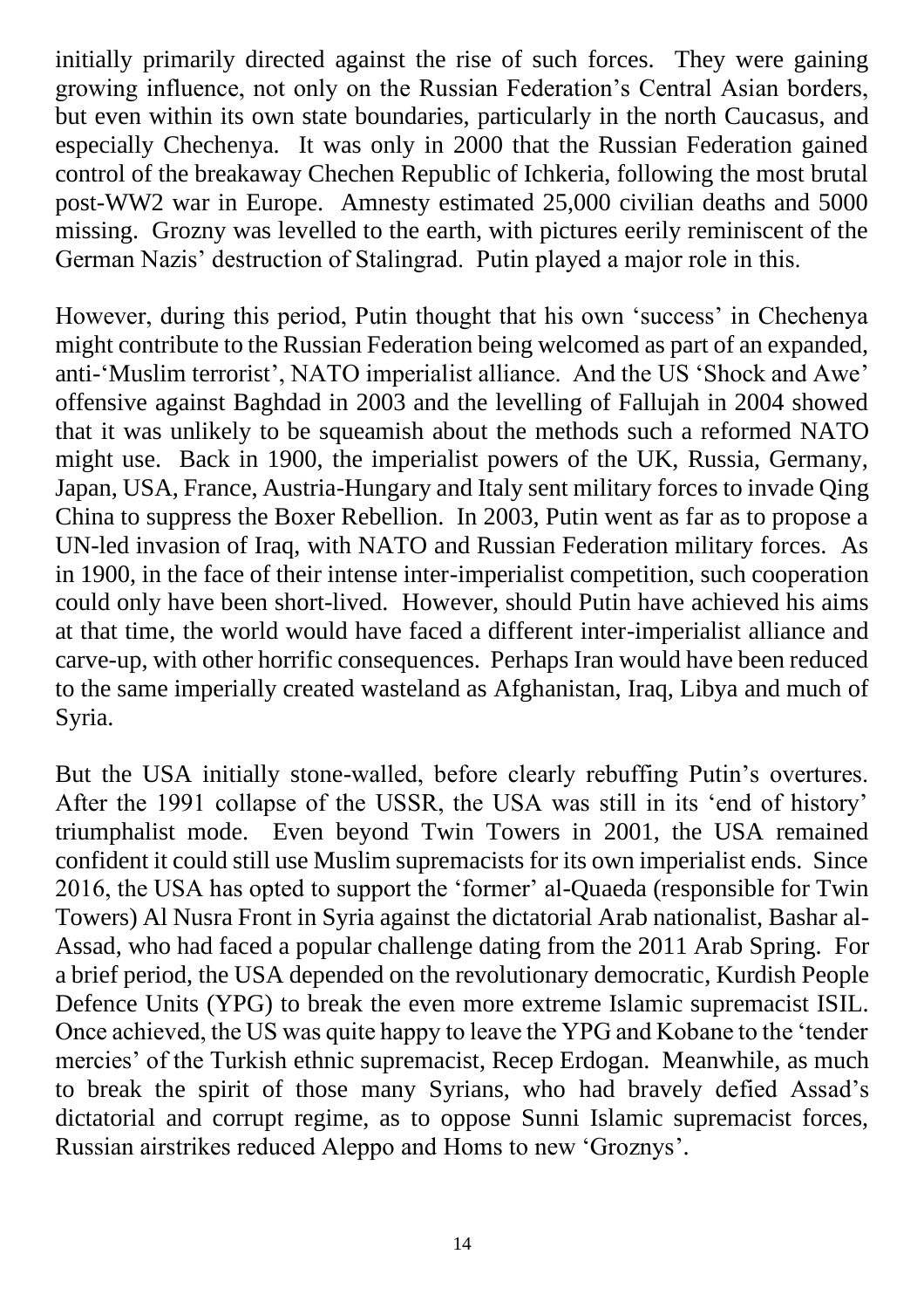initially primarily directed against the rise of such forces. They were gaining growing influence, not only on the Russian Federation's Central Asian borders, but even within its own state boundaries, particularly in the north Caucasus, and especially Chechenya. It was only in 2000 that the Russian Federation gained control of the breakaway Chechen Republic of Ichkeria, following the most brutal post-WW2 war in Europe. Amnesty estimated 25,000 civilian deaths and 5000 missing. Grozny was levelled to the earth, with pictures eerily reminiscent of the German Nazis' destruction of Stalingrad. Putin played a major role in this.

However, during this period, Putin thought that his own 'success' in Chechenya might contribute to the Russian Federation being welcomed as part of an expanded, anti-'Muslim terrorist', NATO imperialist alliance. And the US 'Shock and Awe' offensive against Baghdad in 2003 and the levelling of Fallujah in 2004 showed that it was unlikely to be squeamish about the methods such a reformed NATO might use. Back in 1900, the imperialist powers of the UK, Russia, Germany, Japan, USA, France, Austria-Hungary and Italy sent military forces to invade Qing China to suppress the Boxer Rebellion. In 2003, Putin went as far as to propose a UN-led invasion of Iraq, with NATO and Russian Federation military forces. As in 1900, in the face of their intense inter-imperialist competition, such cooperation could only have been short-lived. However, should Putin have achieved his aims at that time, the world would have faced a different inter-imperialist alliance and carve-up, with other horrific consequences. Perhaps Iran would have been reduced to the same imperially created wasteland as Afghanistan, Iraq, Libya and much of Syria.

But the USA initially stone-walled, before clearly rebuffing Putin's overtures. After the 1991 collapse of the USSR, the USA was still in its 'end of history' triumphalist mode. Even beyond Twin Towers in 2001, the USA remained confident it could still use Muslim supremacists for its own imperialist ends. Since 2016, the USA has opted to support the 'former' al-Quaeda (responsible for Twin Towers) Al Nusra Front in Syria against the dictatorial Arab nationalist, Bashar al-Assad, who had faced a popular challenge dating from the 2011 Arab Spring. For a brief period, the USA depended on the revolutionary democratic, Kurdish People Defence Units (YPG) to break the even more extreme Islamic supremacist ISIL. Once achieved, the US was quite happy to leave the YPG and Kobane to the 'tender mercies' of the Turkish ethnic supremacist, Recep Erdogan. Meanwhile, as much to break the spirit of those many Syrians, who had bravely defied Assad's dictatorial and corrupt regime, as to oppose Sunni Islamic supremacist forces, Russian airstrikes reduced Aleppo and Homs to new 'Groznys'.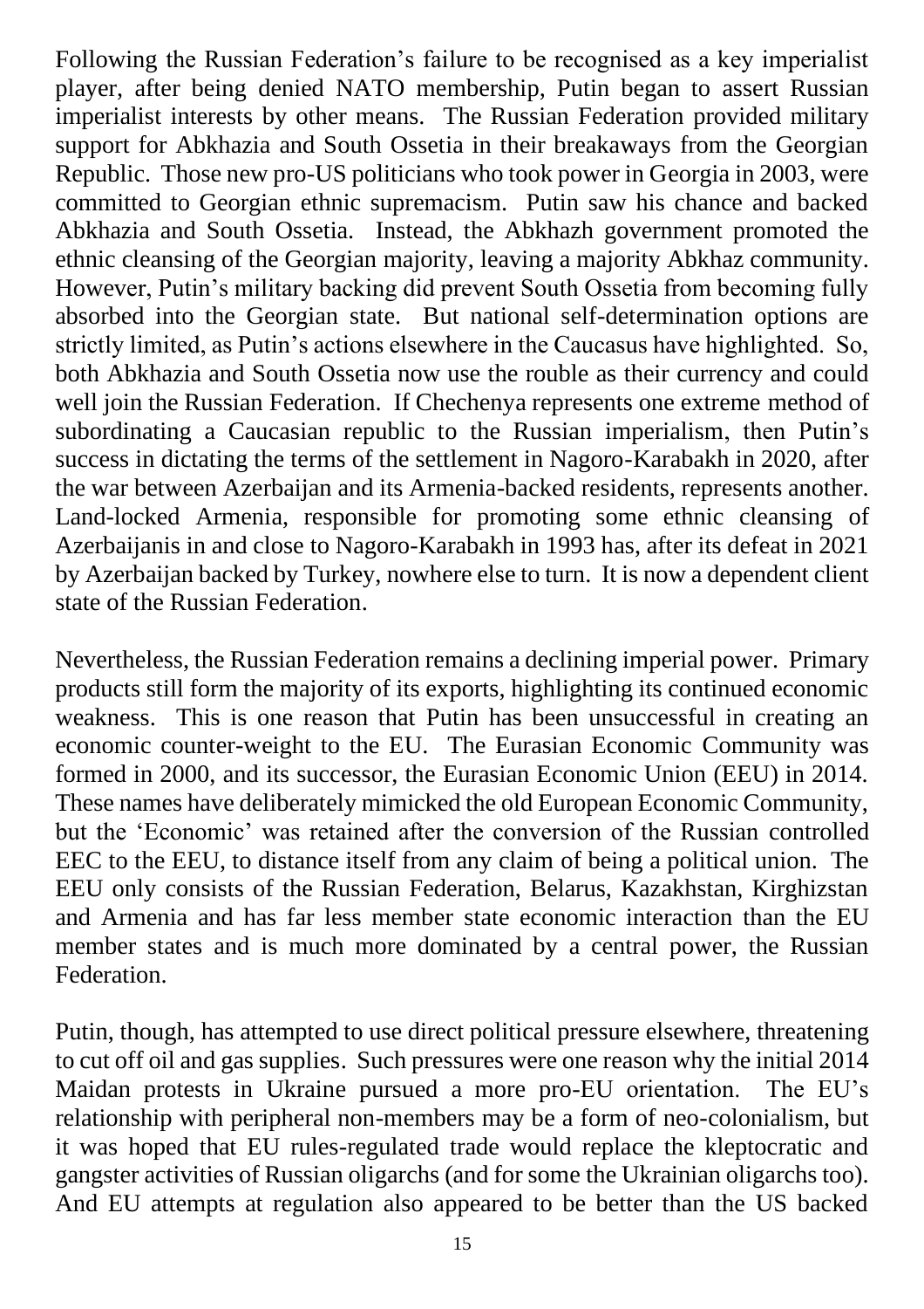Following the Russian Federation's failure to be recognised as a key imperialist player, after being denied NATO membership, Putin began to assert Russian imperialist interests by other means. The Russian Federation provided military support for Abkhazia and South Ossetia in their breakaways from the Georgian Republic. Those new pro-US politicians who took power in Georgia in 2003, were committed to Georgian ethnic supremacism. Putin saw his chance and backed Abkhazia and South Ossetia. Instead, the Abkhazh government promoted the ethnic cleansing of the Georgian majority, leaving a majority Abkhaz community. However, Putin's military backing did prevent South Ossetia from becoming fully absorbed into the Georgian state. But national self-determination options are strictly limited, as Putin's actions elsewhere in the Caucasus have highlighted. So, both Abkhazia and South Ossetia now use the rouble as their currency and could well join the Russian Federation. If Chechenya represents one extreme method of subordinating a Caucasian republic to the Russian imperialism, then Putin's success in dictating the terms of the settlement in Nagoro-Karabakh in 2020, after the war between Azerbaijan and its Armenia-backed residents, represents another. Land-locked Armenia, responsible for promoting some ethnic cleansing of Azerbaijanis in and close to Nagoro-Karabakh in 1993 has, after its defeat in 2021 by Azerbaijan backed by Turkey, nowhere else to turn. It is now a dependent client state of the Russian Federation.

Nevertheless, the Russian Federation remains a declining imperial power. Primary products still form the majority of its exports, highlighting its continued economic weakness. This is one reason that Putin has been unsuccessful in creating an economic counter-weight to the EU. The Eurasian Economic Community was formed in 2000, and its successor, the Eurasian Economic Union (EEU) in 2014. These names have deliberately mimicked the old European Economic Community, but the 'Economic' was retained after the conversion of the Russian controlled EEC to the EEU, to distance itself from any claim of being a political union. The EEU only consists of the Russian Federation, Belarus, Kazakhstan, Kirghizstan and Armenia and has far less member state economic interaction than the EU member states and is much more dominated by a central power, the Russian Federation.

Putin, though, has attempted to use direct political pressure elsewhere, threatening to cut off oil and gas supplies. Such pressures were one reason why the initial 2014 Maidan protests in Ukraine pursued a more pro-EU orientation. The EU's relationship with peripheral non-members may be a form of neo-colonialism, but it was hoped that EU rules-regulated trade would replace the kleptocratic and gangster activities of Russian oligarchs (and for some the Ukrainian oligarchs too). And EU attempts at regulation also appeared to be better than the US backed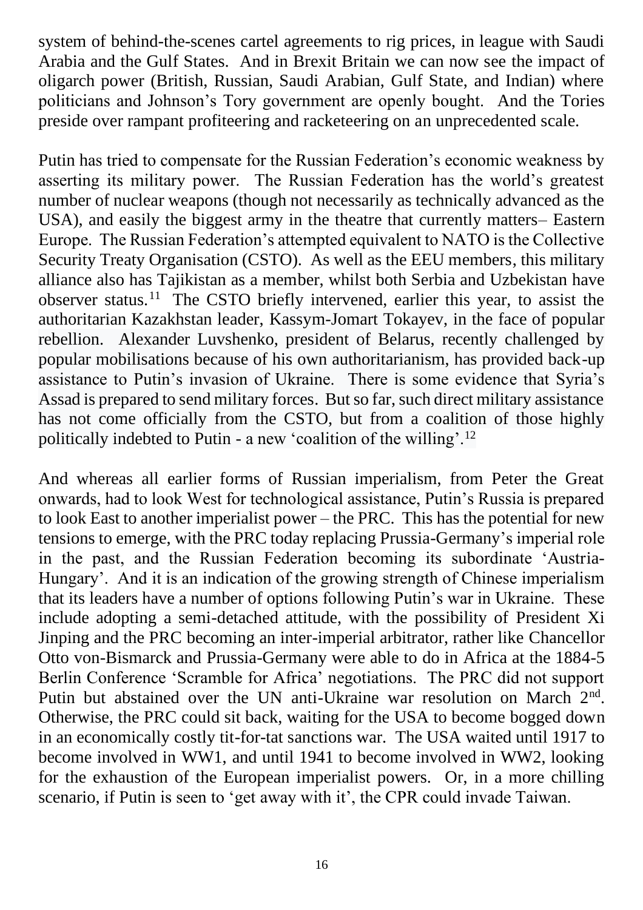system of behind-the-scenes cartel agreements to rig prices, in league with Saudi Arabia and the Gulf States. And in Brexit Britain we can now see the impact of oligarch power (British, Russian, Saudi Arabian, Gulf State, and Indian) where politicians and Johnson's Tory government are openly bought. And the Tories preside over rampant profiteering and racketeering on an unprecedented scale.

Putin has tried to compensate for the Russian Federation's economic weakness by asserting its military power. The Russian Federation has the world's greatest number of nuclear weapons (though not necessarily as technically advanced as the USA), and easily the biggest army in the theatre that currently matters– Eastern Europe. The Russian Federation's attempted equivalent to NATO is the Collective Security Treaty Organisation (CSTO). As well as the EEU members, this military alliance also has Tajikistan as a member, whilst both Serbia and Uzbekistan have observer status.[11] The CSTO briefly intervened, earlier this year, to assist the authoritarian Kazakhstan leader, Kassym-Jomart Tokayev, in the face of popular rebellion. Alexander Luvshenko, president of Belarus, recently challenged by popular mobilisations because of his own authoritarianism, has provided back-up assistance to Putin's invasion of Ukraine. There is some evidence that Syria's Assad is prepared to send military forces. But so far, such direct military assistance has not come officially from the CSTO, but from a coalition of those highly politically indebted to Putin - a new 'coalition of the willing'.[12]

And whereas all earlier forms of Russian imperialism, from Peter the Great onwards, had to look West for technological assistance, Putin's Russia is prepared to look East to another imperialist power – the PRC. This has the potential for new tensions to emerge, with the PRC today replacing Prussia-Germany's imperial role in the past, and the Russian Federation becoming its subordinate 'Austria-Hungary'. And it is an indication of the growing strength of Chinese imperialism that its leaders have a number of options following Putin's war in Ukraine. These include adopting a semi-detached attitude, with the possibility of President Xi Jinping and the PRC becoming an inter-imperial arbitrator, rather like Chancellor Otto von-Bismarck and Prussia-Germany were able to do in Africa at the 1884-5 Berlin Conference 'Scramble for Africa' negotiations. The PRC did not support Putin but abstained over the UN anti-Ukraine war resolution on March 2nd. Otherwise, the PRC could sit back, waiting for the USA to become bogged down in an economically costly tit-for-tat sanctions war. The USA waited until 1917 to become involved in WW1, and until 1941 to become involved in WW2, looking for the exhaustion of the European imperialist powers. Or, in a more chilling scenario, if Putin is seen to 'get away with it', the CPR could invade Taiwan.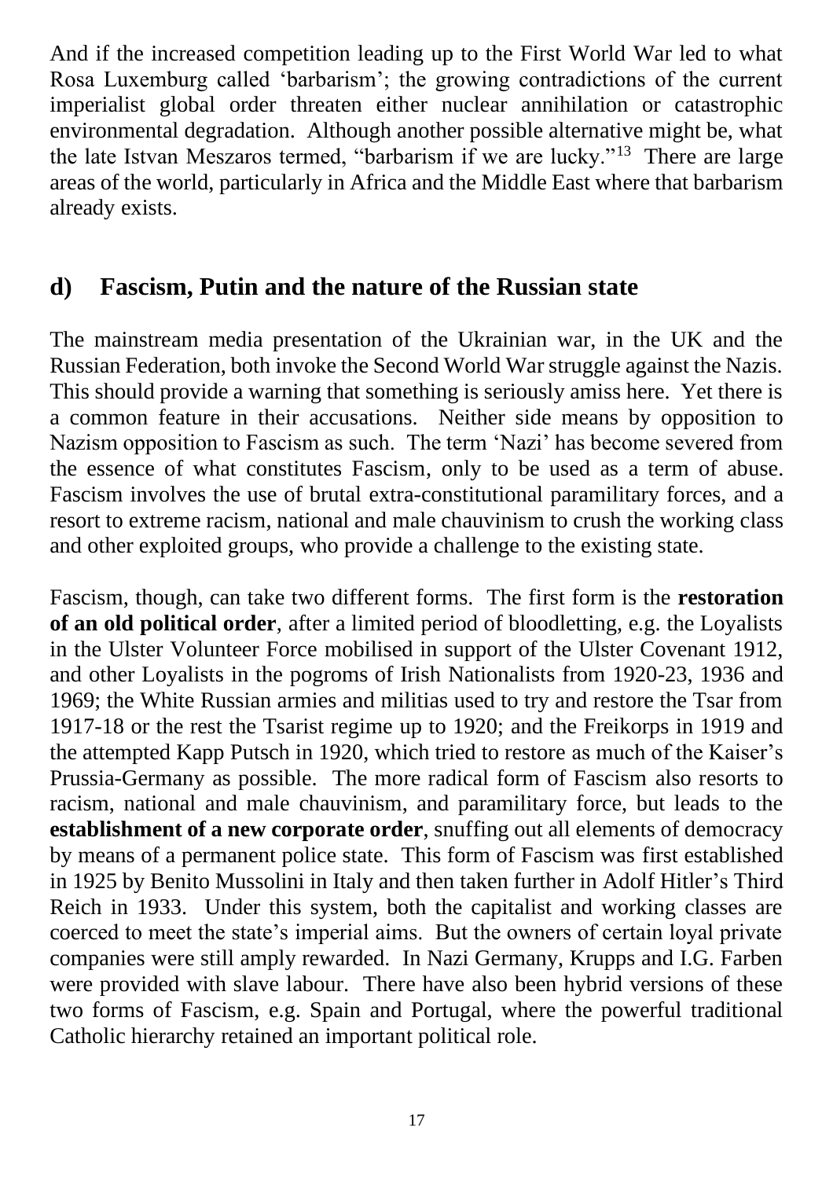And if the increased competition leading up to the First World War led to what Rosa Luxemburg called 'barbarism'; the growing contradictions of the current imperialist global order threaten either nuclear annihilation or catastrophic environmental degradation. Although another possible alternative might be, what the late Istvan Meszaros termed, "barbarism if we are lucky."[13] There are large areas of the world, particularly in Africa and the Middle East where that barbarism already exists.

## d) Fascism, Putin and the nature of the Russian state

The mainstream media presentation of the Ukrainian war, in the UK and the Russian Federation, both invoke the Second World War struggle against the Nazis. This should provide a warning that something is seriously amiss here. Yet there is a common feature in their accusations. Neither side means by opposition to Nazism opposition to Fascism as such. The term 'Nazi' has become severed from the essence of what constitutes Fascism, only to be used as a term of abuse. Fascism involves the use of brutal extra-constitutional paramilitary forces, and a resort to extreme racism, national and male chauvinism to crush the working class and other exploited groups, who provide a challenge to the existing state.

Fascism, though, can take two different forms. The first form is the **restoration of an old political order**, after a limited period of bloodletting, e.g. the Loyalists in the Ulster Volunteer Force mobilised in support of the Ulster Covenant 1912, and other Loyalists in the pogroms of Irish Nationalists from 1920-23, 1936 and 1969; the White Russian armies and militias used to try and restore the Tsar from 1917-18 or the rest the Tsarist regime up to 1920; and the Freikorps in 1919 and the attempted Kapp Putsch in 1920, which tried to restore as much of the Kaiser's Prussia-Germany as possible. The more radical form of Fascism also resorts to racism, national and male chauvinism, and paramilitary force, but leads to the **establishment of a new corporate order**, snuffing out all elements of democracy by means of a permanent police state. This form of Fascism was first established in 1925 by Benito Mussolini in Italy and then taken further in Adolf Hitler's Third Reich in 1933. Under this system, both the capitalist and working classes are coerced to meet the state's imperial aims. But the owners of certain loyal private companies were still amply rewarded. In Nazi Germany, Krupps and I.G. Farben were provided with slave labour. There have also been hybrid versions of these two forms of Fascism, e.g. Spain and Portugal, where the powerful traditional Catholic hierarchy retained an important political role.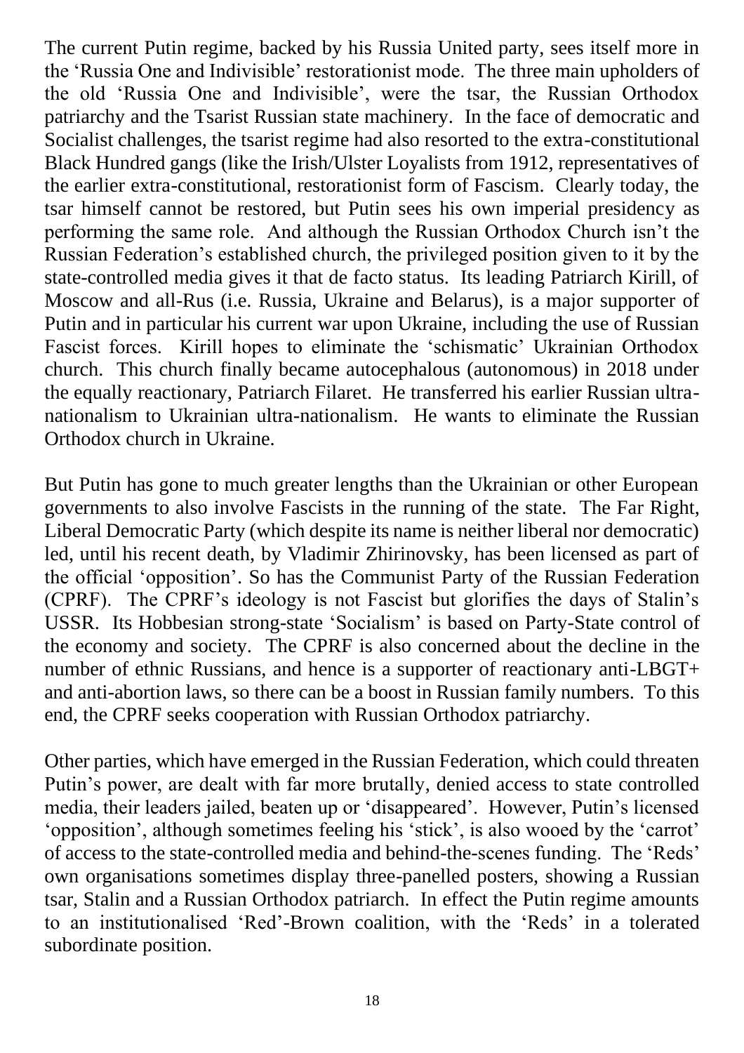The current Putin regime, backed by his Russia United party, sees itself more in the 'Russia One and Indivisible' restorationist mode. The three main upholders of the old 'Russia One and Indivisible', were the tsar, the Russian Orthodox patriarchy and the Tsarist Russian state machinery. In the face of democratic and Socialist challenges, the tsarist regime had also resorted to the extra-constitutional Black Hundred gangs (like the Irish/Ulster Loyalists from 1912, representatives of the earlier extra-constitutional, restorationist form of Fascism. Clearly today, the tsar himself cannot be restored, but Putin sees his own imperial presidency as performing the same role. And although the Russian Orthodox Church isn't the Russian Federation's established church, the privileged position given to it by the state-controlled media gives it that de facto status. Its leading Patriarch Kirill, of Moscow and all-Rus (i.e. Russia, Ukraine and Belarus), is a major supporter of Putin and in particular his current war upon Ukraine, including the use of Russian Fascist forces. Kirill hopes to eliminate the 'schismatic' Ukrainian Orthodox church. This church finally became autocephalous (autonomous) in 2018 under the equally reactionary, Patriarch Filaret. He transferred his earlier Russian ultra-nationalism to Ukrainian ultra-nationalism. He wants to eliminate the Russian Orthodox church in Ukraine.

But Putin has gone to much greater lengths than the Ukrainian or other European governments to also involve Fascists in the running of the state. The Far Right, Liberal Democratic Party (which despite its name is neither liberal nor democratic) led, until his recent death, by Vladimir Zhirinovsky, has been licensed as part of the official 'opposition'. So has the Communist Party of the Russian Federation (CPRF). The CPRF's ideology is not Fascist but glorifies the days of Stalin's USSR. Its Hobbesian strong-state 'Socialism' is based on Party-State control of the economy and society. The CPRF is also concerned about the decline in the number of ethnic Russians, and hence is a supporter of reactionary anti-LBGT+ and anti-abortion laws, so there can be a boost in Russian family numbers. To this end, the CPRF seeks cooperation with Russian Orthodox patriarchy.

Other parties, which have emerged in the Russian Federation, which could threaten Putin's power, are dealt with far more brutally, denied access to state controlled media, their leaders jailed, beaten up or 'disappeared'. However, Putin's licensed 'opposition', although sometimes feeling his 'stick', is also wooed by the 'carrot' of access to the state-controlled media and behind-the-scenes funding. The 'Reds' own organisations sometimes display three-panelled posters, showing a Russian tsar, Stalin and a Russian Orthodox patriarch. In effect the Putin regime amounts to an institutionalised 'Red'-Brown coalition, with the 'Reds' in a tolerated subordinate position.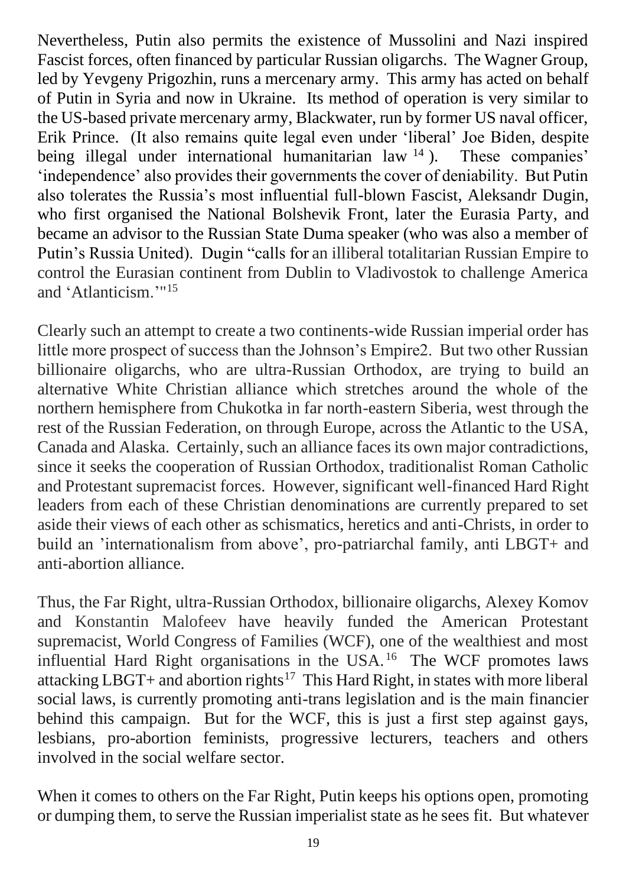Nevertheless, Putin also permits the existence of Mussolini and Nazi inspired Fascist forces, often financed by particular Russian oligarchs. The Wagner Group, led by Yevgeny Prigozhin, runs a mercenary army. This army has acted on behalf of Putin in Syria and now in Ukraine. Its method of operation is very similar to the US-based private mercenary army, Blackwater, run by former US naval officer, Erik Prince. (It also remains quite legal even under 'liberal' Joe Biden, despite being illegal under international humanitarian law [14] ). These companies' 'independence' also provides their governments the cover of deniability. But Putin also tolerates the Russia's most influential full-blown Fascist, Aleksandr Dugin, who first organised the National Bolshevik Front, later the Eurasia Party, and became an advisor to the Russian State Duma speaker (who was also a member of Putin's Russia United). Dugin "calls for an illiberal totalitarian Russian Empire to control the Eurasian continent from Dublin to Vladivostok to challenge America and 'Atlanticism.'"[15]

Clearly such an attempt to create a two continents-wide Russian imperial order has little more prospect of success than the Johnson's Empire2. But two other Russian billionaire oligarchs, who are ultra-Russian Orthodox, are trying to build an alternative White Christian alliance which stretches around the whole of the northern hemisphere from Chukotka in far north-eastern Siberia, west through the rest of the Russian Federation, on through Europe, across the Atlantic to the USA, Canada and Alaska. Certainly, such an alliance faces its own major contradictions, since it seeks the cooperation of Russian Orthodox, traditionalist Roman Catholic and Protestant supremacist forces. However, significant well-financed Hard Right leaders from each of these Christian denominations are currently prepared to set aside their views of each other as schismatics, heretics and anti-Christs, in order to build an 'internationalism from above', pro-patriarchal family, anti LBGT+ and anti-abortion alliance.

Thus, the Far Right, ultra-Russian Orthodox, billionaire oligarchs, Alexey Komov and Konstantin Malofeev have heavily funded the American Protestant supremacist, World Congress of Families (WCF), one of the wealthiest and most influential Hard Right organisations in the USA.[16] The WCF promotes laws attacking LBGT+ and abortion rights[17] This Hard Right, in states with more liberal social laws, is currently promoting anti-trans legislation and is the main financier behind this campaign. But for the WCF, this is just a first step against gays, lesbians, pro-abortion feminists, progressive lecturers, teachers and others involved in the social welfare sector.

When it comes to others on the Far Right, Putin keeps his options open, promoting or dumping them, to serve the Russian imperialist state as he sees fit. But whatever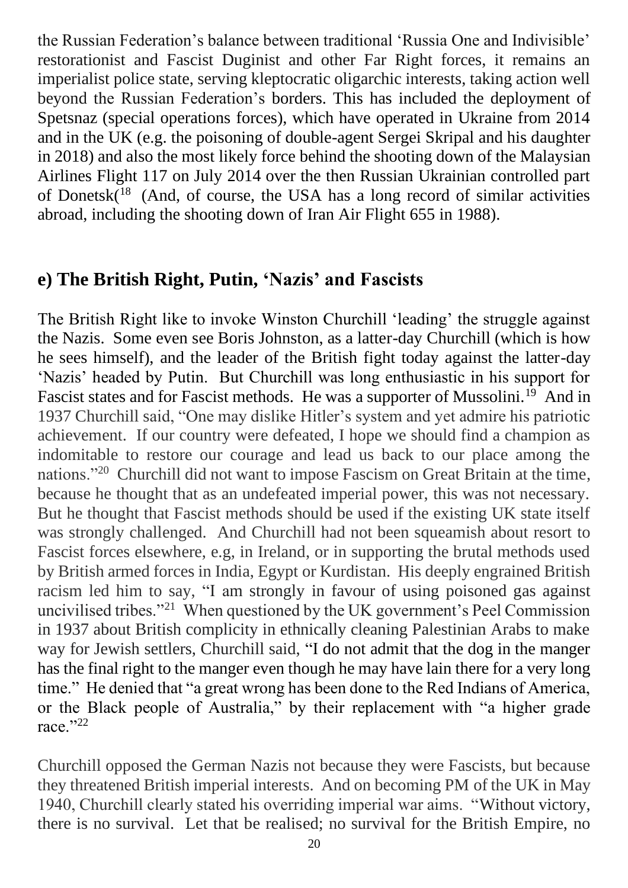the Russian Federation's balance between traditional 'Russia One and Indivisible' restorationist and Fascist Duginist and other Far Right forces, it remains an imperialist police state, serving kleptocratic oligarchic interests, taking action well beyond the Russian Federation's borders. This has included the deployment of Spetsnaz (special operations forces), which have operated in Ukraine from 2014 and in the UK (e.g. the poisoning of double-agent Sergei Skripal and his daughter in 2018) and also the most likely force behind the shooting down of the Malaysian Airlines Flight 117 on July 2014 over the then Russian Ukrainian controlled part of Donetsk([18] (And, of course, the USA has a long record of similar activities abroad, including the shooting down of Iran Air Flight 655 in 1988).

## e) The British Right, Putin, 'Nazis' and Fascists

The British Right like to invoke Winston Churchill 'leading' the struggle against the Nazis. Some even see Boris Johnston, as a latter-day Churchill (which is how he sees himself), and the leader of the British fight today against the latter-day 'Nazis' headed by Putin. But Churchill was long enthusiastic in his support for Fascist states and for Fascist methods. He was a supporter of Mussolini.[19] And in 1937 Churchill said, "One may dislike Hitler's system and yet admire his patriotic achievement. If our country were defeated, I hope we should find a champion as indomitable to restore our courage and lead us back to our place among the nations."[20] Churchill did not want to impose Fascism on Great Britain at the time, because he thought that as an undefeated imperial power, this was not necessary. But he thought that Fascist methods should be used if the existing UK state itself was strongly challenged. And Churchill had not been squeamish about resort to Fascist forces elsewhere, e.g, in Ireland, or in supporting the brutal methods used by British armed forces in India, Egypt or Kurdistan. His deeply engrained British racism led him to say, "I am strongly in favour of using poisoned gas against uncivilised tribes."[21] When questioned by the UK government's Peel Commission in 1937 about British complicity in ethnically cleaning Palestinian Arabs to make way for Jewish settlers, Churchill said, "I do not admit that the dog in the manger has the final right to the manger even though he may have lain there for a very long time." He denied that "a great wrong has been done to the Red Indians of America, or the Black people of Australia," by their replacement with "a higher grade race."[22]

Churchill opposed the German Nazis not because they were Fascists, but because they threatened British imperial interests. And on becoming PM of the UK in May 1940, Churchill clearly stated his overriding imperial war aims. "Without victory, there is no survival. Let that be realised; no survival for the British Empire, no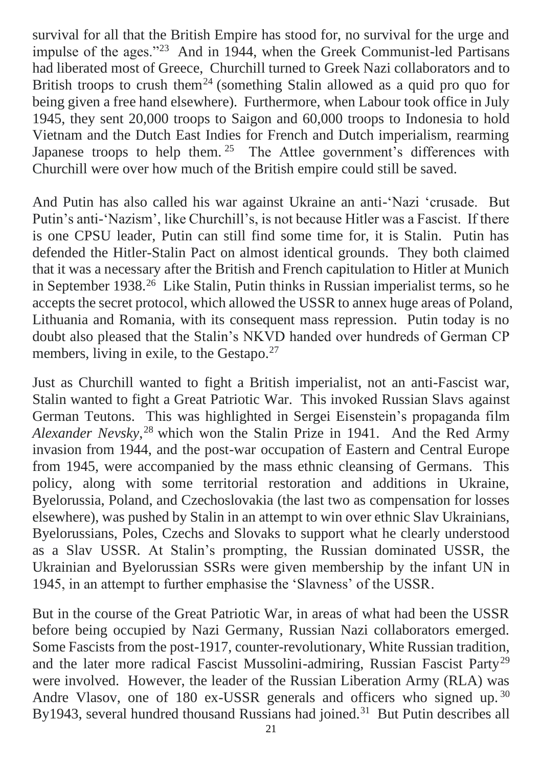survival for all that the British Empire has stood for, no survival for the urge and impulse of the ages."[23] And in 1944, when the Greek Communist-led Partisans had liberated most of Greece, Churchill turned to Greek Nazi collaborators and to British troops to crush them[24] (something Stalin allowed as a quid pro quo for being given a free hand elsewhere). Furthermore, when Labour took office in July 1945, they sent 20,000 troops to Saigon and 60,000 troops to Indonesia to hold Vietnam and the Dutch East Indies for French and Dutch imperialism, rearming Japanese troops to help them.[25] The Attlee government's differences with Churchill were over how much of the British empire could still be saved.

And Putin has also called his war against Ukraine an anti-'Nazi 'crusade. But Putin's anti-'Nazism', like Churchill's, is not because Hitler was a Fascist. If there is one CPSU leader, Putin can still find some time for, it is Stalin. Putin has defended the Hitler-Stalin Pact on almost identical grounds. They both claimed that it was a necessary after the British and French capitulation to Hitler at Munich in September 1938.[26] Like Stalin, Putin thinks in Russian imperialist terms, so he accepts the secret protocol, which allowed the USSR to annex huge areas of Poland, Lithuania and Romania, with its consequent mass repression. Putin today is no doubt also pleased that the Stalin's NKVD handed over hundreds of German CP members, living in exile, to the Gestapo.[27]

Just as Churchill wanted to fight a British imperialist, not an anti-Fascist war, Stalin wanted to fight a Great Patriotic War. This invoked Russian Slavs against German Teutons. This was highlighted in Sergei Eisenstein's propaganda film *Alexander Nevsky*,[28] which won the Stalin Prize in 1941. And the Red Army invasion from 1944, and the post-war occupation of Eastern and Central Europe from 1945, were accompanied by the mass ethnic cleansing of Germans. This policy, along with some territorial restoration and additions in Ukraine, Byelorussia, Poland, and Czechoslovakia (the last two as compensation for losses elsewhere), was pushed by Stalin in an attempt to win over ethnic Slav Ukrainians, Byelorussians, Poles, Czechs and Slovaks to support what he clearly understood as a Slav USSR. At Stalin's prompting, the Russian dominated USSR, the Ukrainian and Byelorussian SSRs were given membership by the infant UN in 1945, in an attempt to further emphasise the 'Slavness' of the USSR.

But in the course of the Great Patriotic War, in areas of what had been the USSR before being occupied by Nazi Germany, Russian Nazi collaborators emerged. Some Fascists from the post-1917, counter-revolutionary, White Russian tradition, and the later more radical Fascist Mussolini-admiring, Russian Fascist Party[29] were involved. However, the leader of the Russian Liberation Army (RLA) was Andre Vlasov, one of 180 ex-USSR generals and officers who signed up.[30] By1943, several hundred thousand Russians had joined.[31] But Putin describes all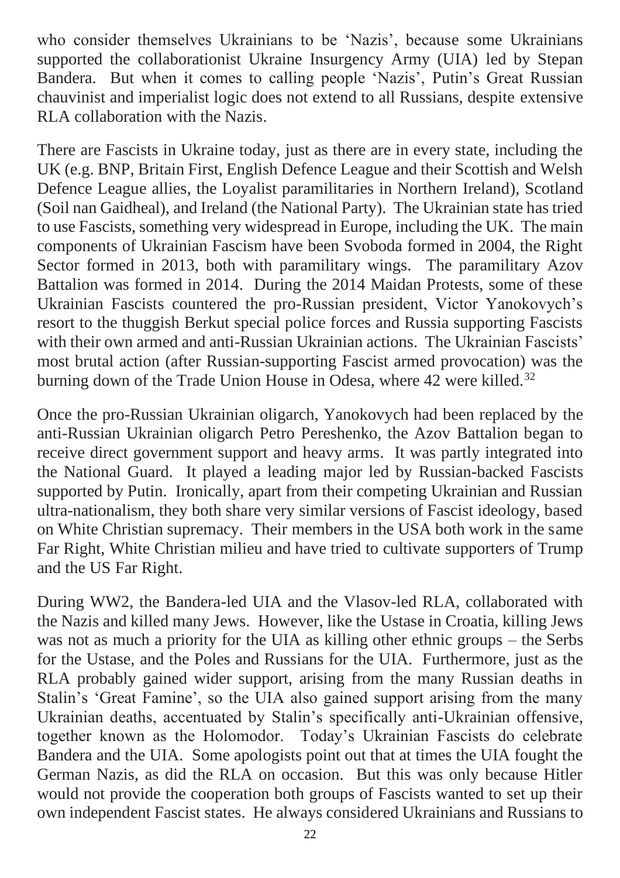who consider themselves Ukrainians to be 'Nazis', because some Ukrainians supported the collaborationist Ukraine Insurgency Army (UIA) led by Stepan Bandera. But when it comes to calling people 'Nazis', Putin's Great Russian chauvinist and imperialist logic does not extend to all Russians, despite extensive RLA collaboration with the Nazis.

There are Fascists in Ukraine today, just as there are in every state, including the UK (e.g. BNP, Britain First, English Defence League and their Scottish and Welsh Defence League allies, the Loyalist paramilitaries in Northern Ireland), Scotland (Soil nan Gaidheal), and Ireland (the National Party). The Ukrainian state has tried to use Fascists, something very widespread in Europe, including the UK. The main components of Ukrainian Fascism have been Svoboda formed in 2004, the Right Sector formed in 2013, both with paramilitary wings. The paramilitary Azov Battalion was formed in 2014. During the 2014 Maidan Protests, some of these Ukrainian Fascists countered the pro-Russian president, Victor Yanokovych's resort to the thuggish Berkut special police forces and Russia supporting Fascists with their own armed and anti-Russian Ukrainian actions. The Ukrainian Fascists' most brutal action (after Russian-supporting Fascist armed provocation) was the burning down of the Trade Union House in Odesa, where 42 were killed.[32]

Once the pro-Russian Ukrainian oligarch, Yanokovych had been replaced by the anti-Russian Ukrainian oligarch Petro Pereshenko, the Azov Battalion began to receive direct government support and heavy arms. It was partly integrated into the National Guard. It played a leading major led by Russian-backed Fascists supported by Putin. Ironically, apart from their competing Ukrainian and Russian ultra-nationalism, they both share very similar versions of Fascist ideology, based on White Christian supremacy. Their members in the USA both work in the same Far Right, White Christian milieu and have tried to cultivate supporters of Trump and the US Far Right.

During WW2, the Bandera-led UIA and the Vlasov-led RLA, collaborated with the Nazis and killed many Jews. However, like the Ustase in Croatia, killing Jews was not as much a priority for the UIA as killing other ethnic groups – the Serbs for the Ustase, and the Poles and Russians for the UIA. Furthermore, just as the RLA probably gained wider support, arising from the many Russian deaths in Stalin's 'Great Famine', so the UIA also gained support arising from the many Ukrainian deaths, accentuated by Stalin's specifically anti-Ukrainian offensive, together known as the Holomodor. Today's Ukrainian Fascists do celebrate Bandera and the UIA. Some apologists point out that at times the UIA fought the German Nazis, as did the RLA on occasion. But this was only because Hitler would not provide the cooperation both groups of Fascists wanted to set up their own independent Fascist states. He always considered Ukrainians and Russians to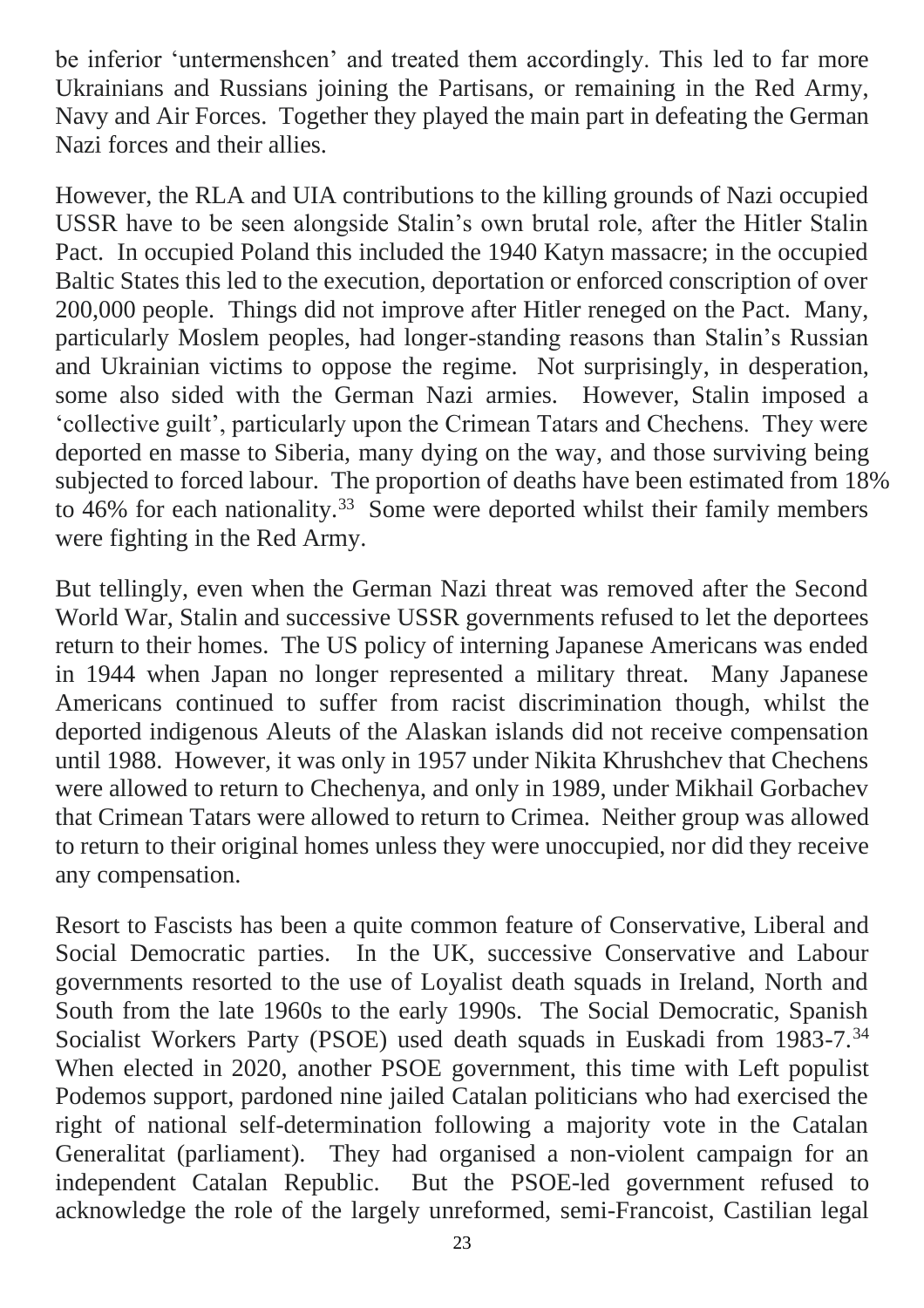be inferior 'untermenshcen' and treated them accordingly. This led to far more Ukrainians and Russians joining the Partisans, or remaining in the Red Army, Navy and Air Forces. Together they played the main part in defeating the German Nazi forces and their allies.

However, the RLA and UIA contributions to the killing grounds of Nazi occupied USSR have to be seen alongside Stalin's own brutal role, after the Hitler Stalin Pact. In occupied Poland this included the 1940 Katyn massacre; in the occupied Baltic States this led to the execution, deportation or enforced conscription of over 200,000 people. Things did not improve after Hitler reneged on the Pact. Many, particularly Moslem peoples, had longer-standing reasons than Stalin's Russian and Ukrainian victims to oppose the regime. Not surprisingly, in desperation, some also sided with the German Nazi armies. However, Stalin imposed a 'collective guilt', particularly upon the Crimean Tatars and Chechens. They were deported en masse to Siberia, many dying on the way, and those surviving being subjected to forced labour. The proportion of deaths have been estimated from 18% to 46% for each nationality.[33] Some were deported whilst their family members were fighting in the Red Army.

But tellingly, even when the German Nazi threat was removed after the Second World War, Stalin and successive USSR governments refused to let the deportees return to their homes. The US policy of interning Japanese Americans was ended in 1944 when Japan no longer represented a military threat. Many Japanese Americans continued to suffer from racist discrimination though, whilst the deported indigenous Aleuts of the Alaskan islands did not receive compensation until 1988. However, it was only in 1957 under Nikita Khrushchev that Chechens were allowed to return to Chechenya, and only in 1989, under Mikhail Gorbachev that Crimean Tatars were allowed to return to Crimea. Neither group was allowed to return to their original homes unless they were unoccupied, nor did they receive any compensation.

Resort to Fascists has been a quite common feature of Conservative, Liberal and Social Democratic parties. In the UK, successive Conservative and Labour governments resorted to the use of Loyalist death squads in Ireland, North and South from the late 1960s to the early 1990s. The Social Democratic, Spanish Socialist Workers Party (PSOE) used death squads in Euskadi from 1983-7.[34] When elected in 2020, another PSOE government, this time with Left populist Podemos support, pardoned nine jailed Catalan politicians who had exercised the right of national self-determination following a majority vote in the Catalan Generalitat (parliament). They had organised a non-violent campaign for an independent Catalan Republic. But the PSOE-led government refused to acknowledge the role of the largely unreformed, semi-Francoist, Castilian legal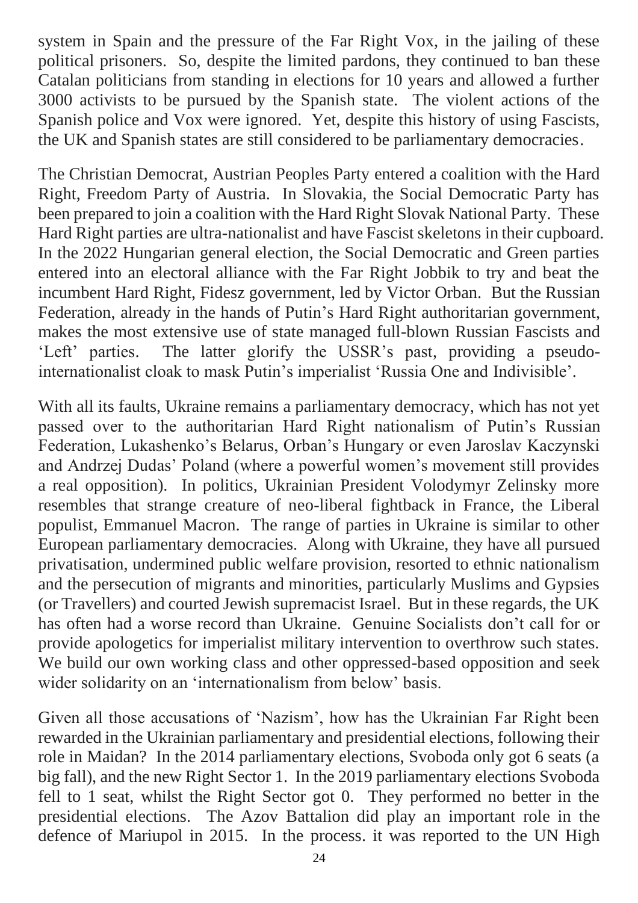system in Spain and the pressure of the Far Right Vox, in the jailing of these political prisoners. So, despite the limited pardons, they continued to ban these Catalan politicians from standing in elections for 10 years and allowed a further 3000 activists to be pursued by the Spanish state. The violent actions of the Spanish police and Vox were ignored. Yet, despite this history of using Fascists, the UK and Spanish states are still considered to be parliamentary democracies.

The Christian Democrat, Austrian Peoples Party entered a coalition with the Hard Right, Freedom Party of Austria. In Slovakia, the Social Democratic Party has been prepared to join a coalition with the Hard Right Slovak National Party. These Hard Right parties are ultra-nationalist and have Fascist skeletons in their cupboard. In the 2022 Hungarian general election, the Social Democratic and Green parties entered into an electoral alliance with the Far Right Jobbik to try and beat the incumbent Hard Right, Fidesz government, led by Victor Orban. But the Russian Federation, already in the hands of Putin's Hard Right authoritarian government, makes the most extensive use of state managed full-blown Russian Fascists and 'Left' parties. The latter glorify the USSR's past, providing a pseudo-internationalist cloak to mask Putin's imperialist 'Russia One and Indivisible'.

With all its faults, Ukraine remains a parliamentary democracy, which has not yet passed over to the authoritarian Hard Right nationalism of Putin's Russian Federation, Lukashenko's Belarus, Orban's Hungary or even Jaroslav Kaczynski and Andrzej Dudas' Poland (where a powerful women's movement still provides a real opposition). In politics, Ukrainian President Volodymyr Zelinsky more resembles that strange creature of neo-liberal fightback in France, the Liberal populist, Emmanuel Macron. The range of parties in Ukraine is similar to other European parliamentary democracies. Along with Ukraine, they have all pursued privatisation, undermined public welfare provision, resorted to ethnic nationalism and the persecution of migrants and minorities, particularly Muslims and Gypsies (or Travellers) and courted Jewish supremacist Israel. But in these regards, the UK has often had a worse record than Ukraine. Genuine Socialists don't call for or provide apologetics for imperialist military intervention to overthrow such states. We build our own working class and other oppressed-based opposition and seek wider solidarity on an 'internationalism from below' basis.

Given all those accusations of 'Nazism', how has the Ukrainian Far Right been rewarded in the Ukrainian parliamentary and presidential elections, following their role in Maidan? In the 2014 parliamentary elections, Svoboda only got 6 seats (a big fall), and the new Right Sector 1. In the 2019 parliamentary elections Svoboda fell to 1 seat, whilst the Right Sector got 0. They performed no better in the presidential elections. The Azov Battalion did play an important role in the defence of Mariupol in 2015. In the process. it was reported to the UN High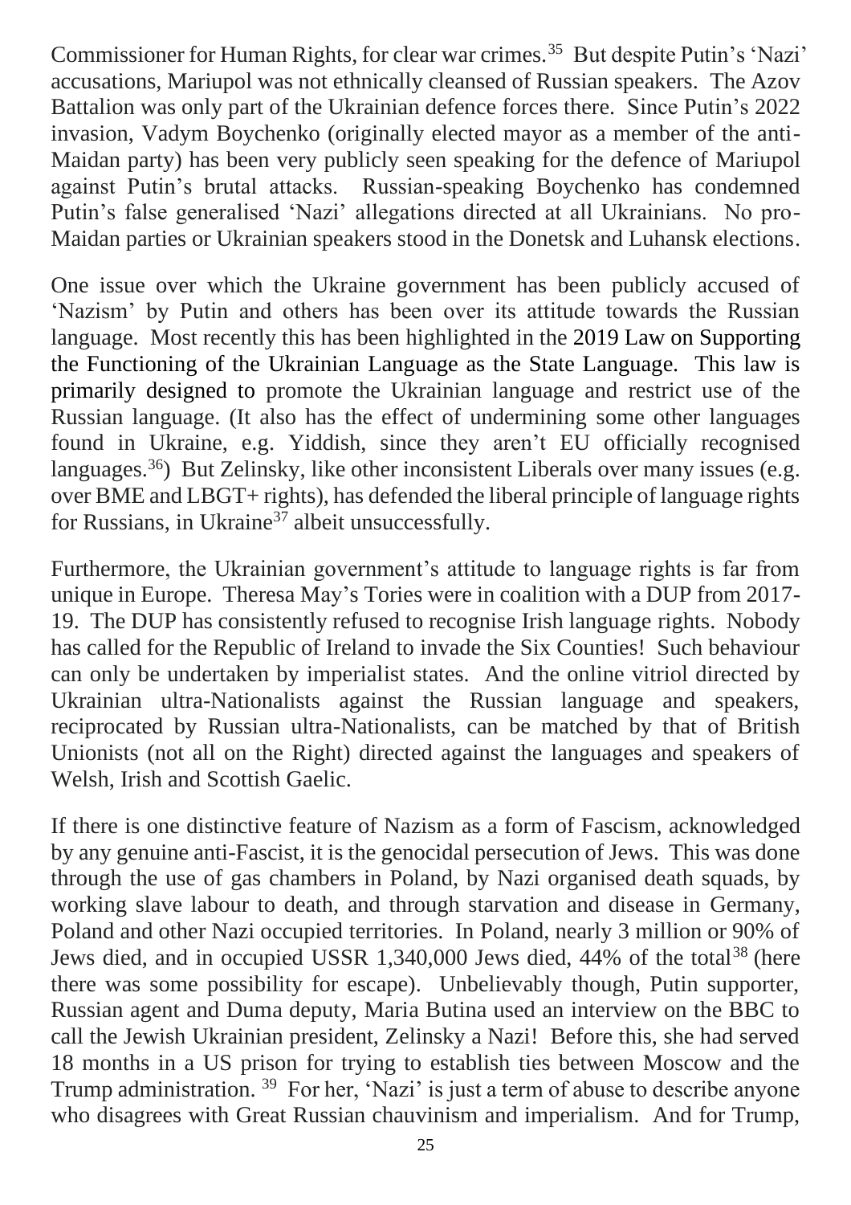Commissioner for Human Rights, for clear war crimes.[35] But despite Putin's 'Nazi' accusations, Mariupol was not ethnically cleansed of Russian speakers. The Azov Battalion was only part of the Ukrainian defence forces there. Since Putin's 2022 invasion, Vadym Boychenko (originally elected mayor as a member of the anti-Maidan party) has been very publicly seen speaking for the defence of Mariupol against Putin's brutal attacks. Russian-speaking Boychenko has condemned Putin's false generalised 'Nazi' allegations directed at all Ukrainians. No pro-Maidan parties or Ukrainian speakers stood in the Donetsk and Luhansk elections.

One issue over which the Ukraine government has been publicly accused of 'Nazism' by Putin and others has been over its attitude towards the Russian language. Most recently this has been highlighted in the 2019 Law on Supporting the Functioning of the Ukrainian Language as the State Language. This law is primarily designed to promote the Ukrainian language and restrict use of the Russian language. (It also has the effect of undermining some other languages found in Ukraine, e.g. Yiddish, since they aren't EU officially recognised languages.[36]) But Zelinsky, like other inconsistent Liberals over many issues (e.g. over BME and LBGT+ rights), has defended the liberal principle of language rights for Russians, in Ukraine[37] albeit unsuccessfully.

Furthermore, the Ukrainian government's attitude to language rights is far from unique in Europe. Theresa May's Tories were in coalition with a DUP from 2017-19. The DUP has consistently refused to recognise Irish language rights. Nobody has called for the Republic of Ireland to invade the Six Counties! Such behaviour can only be undertaken by imperialist states. And the online vitriol directed by Ukrainian ultra-Nationalists against the Russian language and speakers, reciprocated by Russian ultra-Nationalists, can be matched by that of British Unionists (not all on the Right) directed against the languages and speakers of Welsh, Irish and Scottish Gaelic.

If there is one distinctive feature of Nazism as a form of Fascism, acknowledged by any genuine anti-Fascist, it is the genocidal persecution of Jews. This was done through the use of gas chambers in Poland, by Nazi organised death squads, by working slave labour to death, and through starvation and disease in Germany, Poland and other Nazi occupied territories. In Poland, nearly 3 million or 90% of Jews died, and in occupied USSR 1,340,000 Jews died, 44% of the total[38] (here there was some possibility for escape). Unbelievably though, Putin supporter, Russian agent and Duma deputy, Maria Butina used an interview on the BBC to call the Jewish Ukrainian president, Zelinsky a Nazi! Before this, she had served 18 months in a US prison for trying to establish ties between Moscow and the Trump administration. [39] For her, 'Nazi' is just a term of abuse to describe anyone who disagrees with Great Russian chauvinism and imperialism. And for Trump,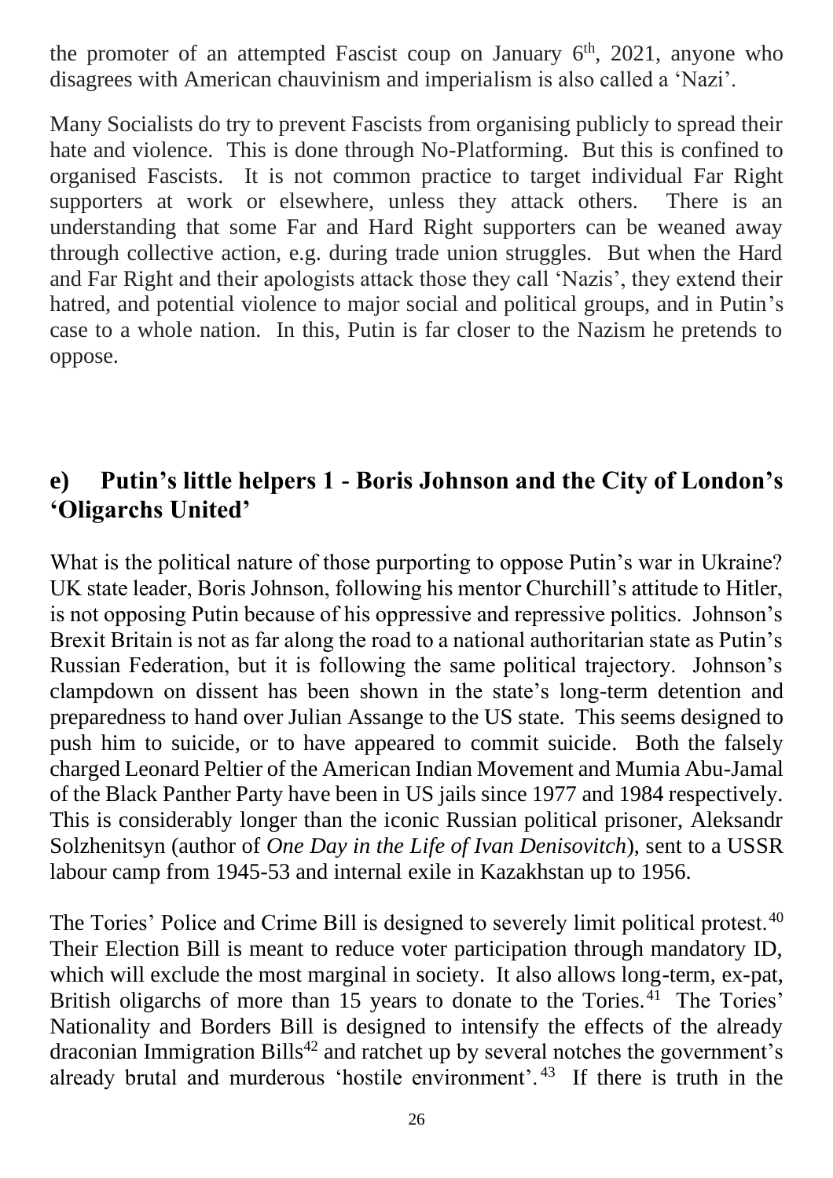the promoter of an attempted Fascist coup on January 6th, 2021, anyone who disagrees with American chauvinism and imperialism is also called a 'Nazi'.

Many Socialists do try to prevent Fascists from organising publicly to spread their hate and violence. This is done through No-Platforming. But this is confined to organised Fascists. It is not common practice to target individual Far Right supporters at work or elsewhere, unless they attack others. There is an understanding that some Far and Hard Right supporters can be weaned away through collective action, e.g. during trade union struggles. But when the Hard and Far Right and their apologists attack those they call 'Nazis', they extend their hatred, and potential violence to major social and political groups, and in Putin's case to a whole nation. In this, Putin is far closer to the Nazism he pretends to oppose.

## e) Putin's little helpers 1 - Boris Johnson and the City of London's 'Oligarchs United'

What is the political nature of those purporting to oppose Putin's war in Ukraine? UK state leader, Boris Johnson, following his mentor Churchill's attitude to Hitler, is not opposing Putin because of his oppressive and repressive politics. Johnson's Brexit Britain is not as far along the road to a national authoritarian state as Putin's Russian Federation, but it is following the same political trajectory. Johnson's clampdown on dissent has been shown in the state's long-term detention and preparedness to hand over Julian Assange to the US state. This seems designed to push him to suicide, or to have appeared to commit suicide. Both the falsely charged Leonard Peltier of the American Indian Movement and Mumia Abu-Jamal of the Black Panther Party have been in US jails since 1977 and 1984 respectively. This is considerably longer than the iconic Russian political prisoner, Aleksandr Solzhenitsyn (author of *One Day in the Life of Ivan Denisovitch*), sent to a USSR labour camp from 1945-53 and internal exile in Kazakhstan up to 1956.

The Tories' Police and Crime Bill is designed to severely limit political protest.[40] Their Election Bill is meant to reduce voter participation through mandatory ID, which will exclude the most marginal in society. It also allows long-term, ex-pat, British oligarchs of more than 15 years to donate to the Tories.[41] The Tories' Nationality and Borders Bill is designed to intensify the effects of the already draconian Immigration Bills[42] and ratchet up by several notches the government's already brutal and murderous 'hostile environment'.[43] If there is truth in the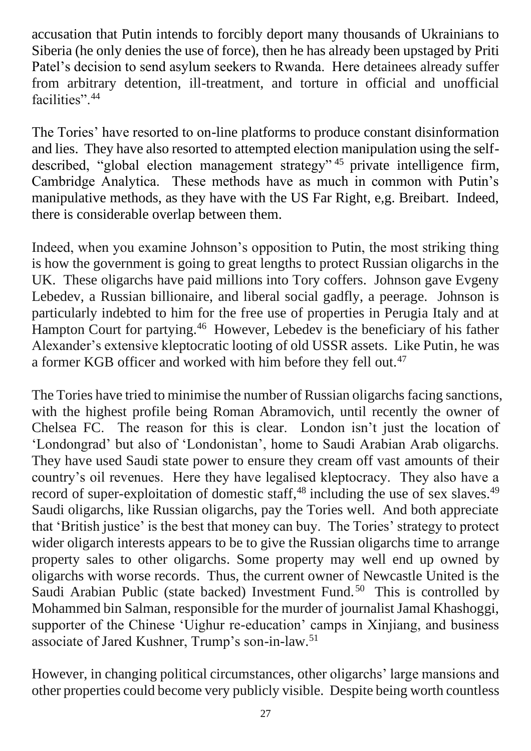accusation that Putin intends to forcibly deport many thousands of Ukrainians to Siberia (he only denies the use of force), then he has already been upstaged by Priti Patel's decision to send asylum seekers to Rwanda. Here detainees already suffer from arbitrary detention, ill-treatment, and torture in official and unofficial facilities".[44]

The Tories' have resorted to on-line platforms to produce constant disinformation and lies. They have also resorted to attempted election manipulation using the self-described, "global election management strategy"[45] private intelligence firm, Cambridge Analytica. These methods have as much in common with Putin's manipulative methods, as they have with the US Far Right, e,g. Breibart. Indeed, there is considerable overlap between them.

Indeed, when you examine Johnson's opposition to Putin, the most striking thing is how the government is going to great lengths to protect Russian oligarchs in the UK. These oligarchs have paid millions into Tory coffers. Johnson gave Evgeny Lebedev, a Russian billionaire, and liberal social gadfly, a peerage. Johnson is particularly indebted to him for the free use of properties in Perugia Italy and at Hampton Court for partying.[46] However, Lebedev is the beneficiary of his father Alexander's extensive kleptocratic looting of old USSR assets. Like Putin, he was a former KGB officer and worked with him before they fell out.[47]

The Tories have tried to minimise the number of Russian oligarchs facing sanctions, with the highest profile being Roman Abramovich, until recently the owner of Chelsea FC. The reason for this is clear. London isn't just the location of 'Londongrad' but also of 'Londonistan', home to Saudi Arabian Arab oligarchs. They have used Saudi state power to ensure they cream off vast amounts of their country's oil revenues. Here they have legalised kleptocracy. They also have a record of super-exploitation of domestic staff,[48] including the use of sex slaves.[49] Saudi oligarchs, like Russian oligarchs, pay the Tories well. And both appreciate that 'British justice' is the best that money can buy. The Tories' strategy to protect wider oligarch interests appears to be to give the Russian oligarchs time to arrange property sales to other oligarchs. Some property may well end up owned by oligarchs with worse records. Thus, the current owner of Newcastle United is the Saudi Arabian Public (state backed) Investment Fund.[50] This is controlled by Mohammed bin Salman, responsible for the murder of journalist Jamal Khashoggi, supporter of the Chinese 'Uighur re-education' camps in Xinjiang, and business associate of Jared Kushner, Trump's son-in-law.[51]

However, in changing political circumstances, other oligarchs' large mansions and other properties could become very publicly visible. Despite being worth countless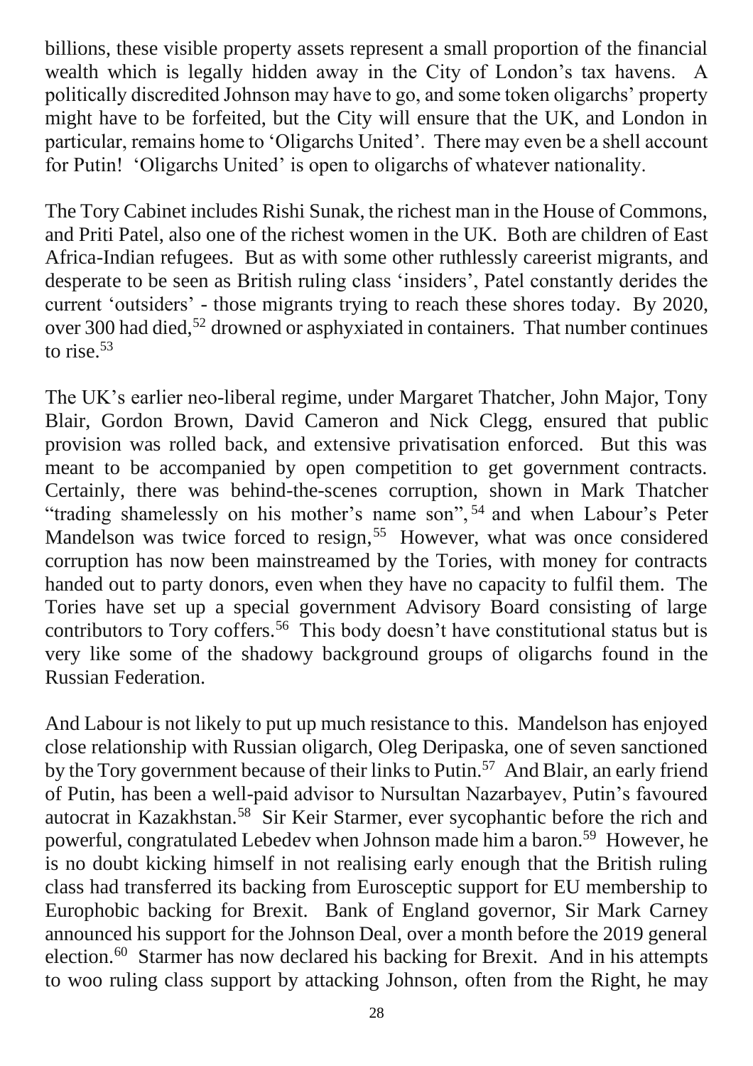billions, these visible property assets represent a small proportion of the financial wealth which is legally hidden away in the City of London's tax havens. A politically discredited Johnson may have to go, and some token oligarchs' property might have to be forfeited, but the City will ensure that the UK, and London in particular, remains home to 'Oligarchs United'. There may even be a shell account for Putin! 'Oligarchs United' is open to oligarchs of whatever nationality.

The Tory Cabinet includes Rishi Sunak, the richest man in the House of Commons, and Priti Patel, also one of the richest women in the UK. Both are children of East Africa-Indian refugees. But as with some other ruthlessly careerist migrants, and desperate to be seen as British ruling class 'insiders', Patel constantly derides the current 'outsiders' - those migrants trying to reach these shores today. By 2020, over 300 had died,[52] drowned or asphyxiated in containers. That number continues to rise.[53]

The UK's earlier neo-liberal regime, under Margaret Thatcher, John Major, Tony Blair, Gordon Brown, David Cameron and Nick Clegg, ensured that public provision was rolled back, and extensive privatisation enforced. But this was meant to be accompanied by open competition to get government contracts. Certainly, there was behind-the-scenes corruption, shown in Mark Thatcher "trading shamelessly on his mother's name son",[54] and when Labour's Peter Mandelson was twice forced to resign,[55] However, what was once considered corruption has now been mainstreamed by the Tories, with money for contracts handed out to party donors, even when they have no capacity to fulfil them. The Tories have set up a special government Advisory Board consisting of large contributors to Tory coffers.[56] This body doesn't have constitutional status but is very like some of the shadowy background groups of oligarchs found in the Russian Federation.

And Labour is not likely to put up much resistance to this. Mandelson has enjoyed close relationship with Russian oligarch, Oleg Deripaska, one of seven sanctioned by the Tory government because of their links to Putin.[57] And Blair, an early friend of Putin, has been a well-paid advisor to Nursultan Nazarbayev, Putin's favoured autocrat in Kazakhstan.[58] Sir Keir Starmer, ever sycophantic before the rich and powerful, congratulated Lebedev when Johnson made him a baron.[59] However, he is no doubt kicking himself in not realising early enough that the British ruling class had transferred its backing from Eurosceptic support for EU membership to Europhobic backing for Brexit. Bank of England governor, Sir Mark Carney announced his support for the Johnson Deal, over a month before the 2019 general election.[60] Starmer has now declared his backing for Brexit. And in his attempts to woo ruling class support by attacking Johnson, often from the Right, he may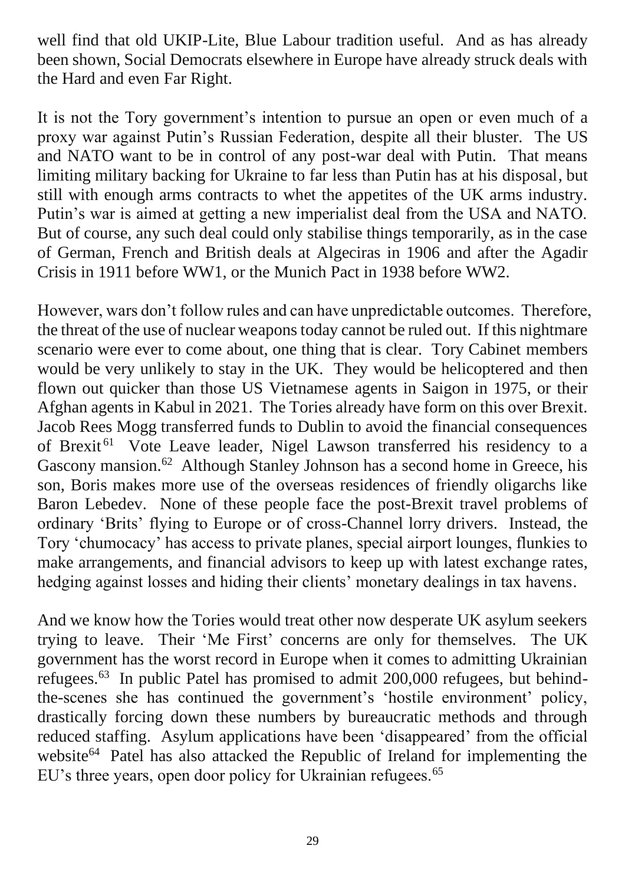well find that old UKIP-Lite, Blue Labour tradition useful. And as has already been shown, Social Democrats elsewhere in Europe have already struck deals with the Hard and even Far Right.

It is not the Tory government's intention to pursue an open or even much of a proxy war against Putin's Russian Federation, despite all their bluster. The US and NATO want to be in control of any post-war deal with Putin. That means limiting military backing for Ukraine to far less than Putin has at his disposal, but still with enough arms contracts to whet the appetites of the UK arms industry. Putin's war is aimed at getting a new imperialist deal from the USA and NATO. But of course, any such deal could only stabilise things temporarily, as in the case of German, French and British deals at Algeciras in 1906 and after the Agadir Crisis in 1911 before WW1, or the Munich Pact in 1938 before WW2.

However, wars don't follow rules and can have unpredictable outcomes. Therefore, the threat of the use of nuclear weapons today cannot be ruled out. If this nightmare scenario were ever to come about, one thing that is clear. Tory Cabinet members would be very unlikely to stay in the UK. They would be helicoptered and then flown out quicker than those US Vietnamese agents in Saigon in 1975, or their Afghan agents in Kabul in 2021. The Tories already have form on this over Brexit. Jacob Rees Mogg transferred funds to Dublin to avoid the financial consequences of Brexit[61] Vote Leave leader, Nigel Lawson transferred his residency to a Gascony mansion.[62] Although Stanley Johnson has a second home in Greece, his son, Boris makes more use of the overseas residences of friendly oligarchs like Baron Lebedev. None of these people face the post-Brexit travel problems of ordinary 'Brits' flying to Europe or of cross-Channel lorry drivers. Instead, the Tory 'chumocacy' has access to private planes, special airport lounges, flunkies to make arrangements, and financial advisors to keep up with latest exchange rates, hedging against losses and hiding their clients' monetary dealings in tax havens.

And we know how the Tories would treat other now desperate UK asylum seekers trying to leave. Their 'Me First' concerns are only for themselves. The UK government has the worst record in Europe when it comes to admitting Ukrainian refugees.[63] In public Patel has promised to admit 200,000 refugees, but behind-the-scenes she has continued the government's 'hostile environment' policy, drastically forcing down these numbers by bureaucratic methods and through reduced staffing. Asylum applications have been 'disappeared' from the official website[64] Patel has also attacked the Republic of Ireland for implementing the EU's three years, open door policy for Ukrainian refugees.[65]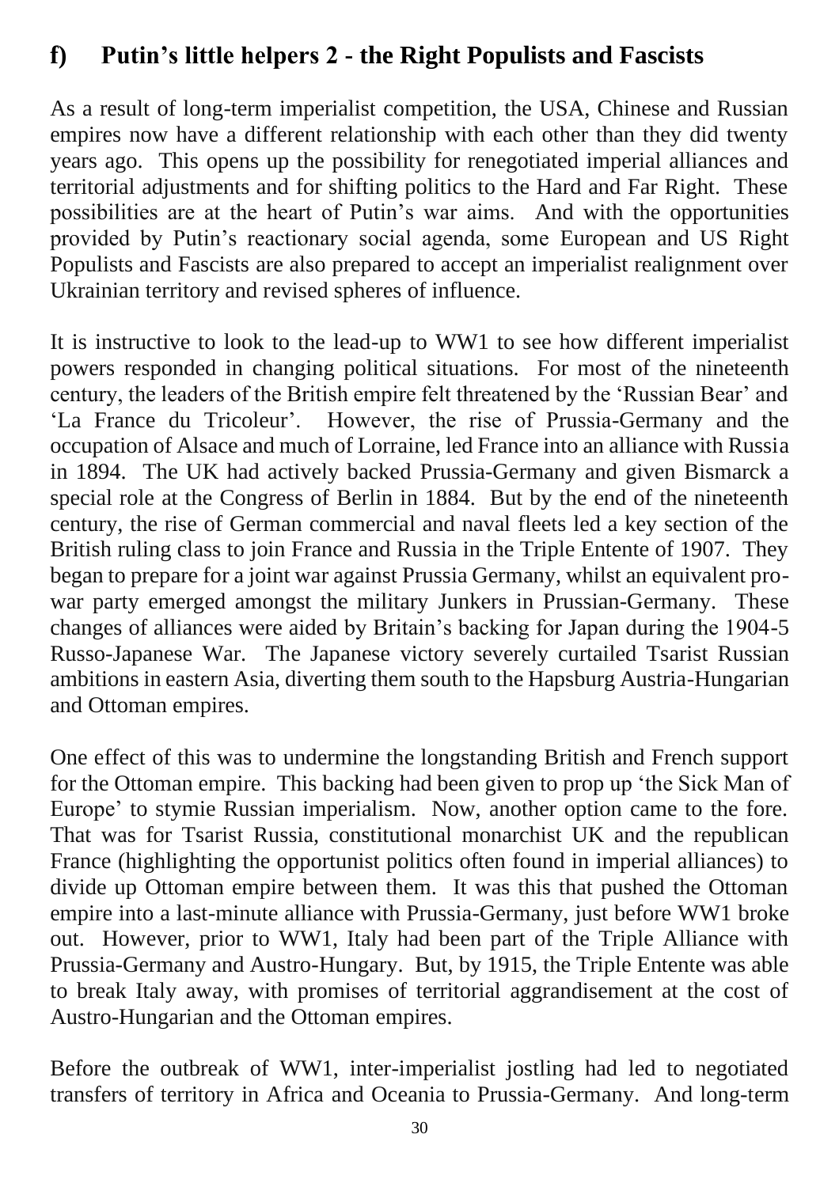## f) Putin's little helpers 2 - the Right Populists and Fascists

As a result of long-term imperialist competition, the USA, Chinese and Russian empires now have a different relationship with each other than they did twenty years ago. This opens up the possibility for renegotiated imperial alliances and territorial adjustments and for shifting politics to the Hard and Far Right. These possibilities are at the heart of Putin's war aims. And with the opportunities provided by Putin's reactionary social agenda, some European and US Right Populists and Fascists are also prepared to accept an imperialist realignment over Ukrainian territory and revised spheres of influence.

It is instructive to look to the lead-up to WW1 to see how different imperialist powers responded in changing political situations. For most of the nineteenth century, the leaders of the British empire felt threatened by the 'Russian Bear' and 'La France du Tricoleur'. However, the rise of Prussia-Germany and the occupation of Alsace and much of Lorraine, led France into an alliance with Russia in 1894. The UK had actively backed Prussia-Germany and given Bismarck a special role at the Congress of Berlin in 1884. But by the end of the nineteenth century, the rise of German commercial and naval fleets led a key section of the British ruling class to join France and Russia in the Triple Entente of 1907. They began to prepare for a joint war against Prussia Germany, whilst an equivalent pro-war party emerged amongst the military Junkers in Prussian-Germany. These changes of alliances were aided by Britain's backing for Japan during the 1904-5 Russo-Japanese War. The Japanese victory severely curtailed Tsarist Russian ambitions in eastern Asia, diverting them south to the Hapsburg Austria-Hungarian and Ottoman empires.

One effect of this was to undermine the longstanding British and French support for the Ottoman empire. This backing had been given to prop up 'the Sick Man of Europe' to stymie Russian imperialism. Now, another option came to the fore. That was for Tsarist Russia, constitutional monarchist UK and the republican France (highlighting the opportunist politics often found in imperial alliances) to divide up Ottoman empire between them. It was this that pushed the Ottoman empire into a last-minute alliance with Prussia-Germany, just before WW1 broke out. However, prior to WW1, Italy had been part of the Triple Alliance with Prussia-Germany and Austro-Hungary. But, by 1915, the Triple Entente was able to break Italy away, with promises of territorial aggrandisement at the cost of Austro-Hungarian and the Ottoman empires.

Before the outbreak of WW1, inter-imperialist jostling had led to negotiated transfers of territory in Africa and Oceania to Prussia-Germany. And long-term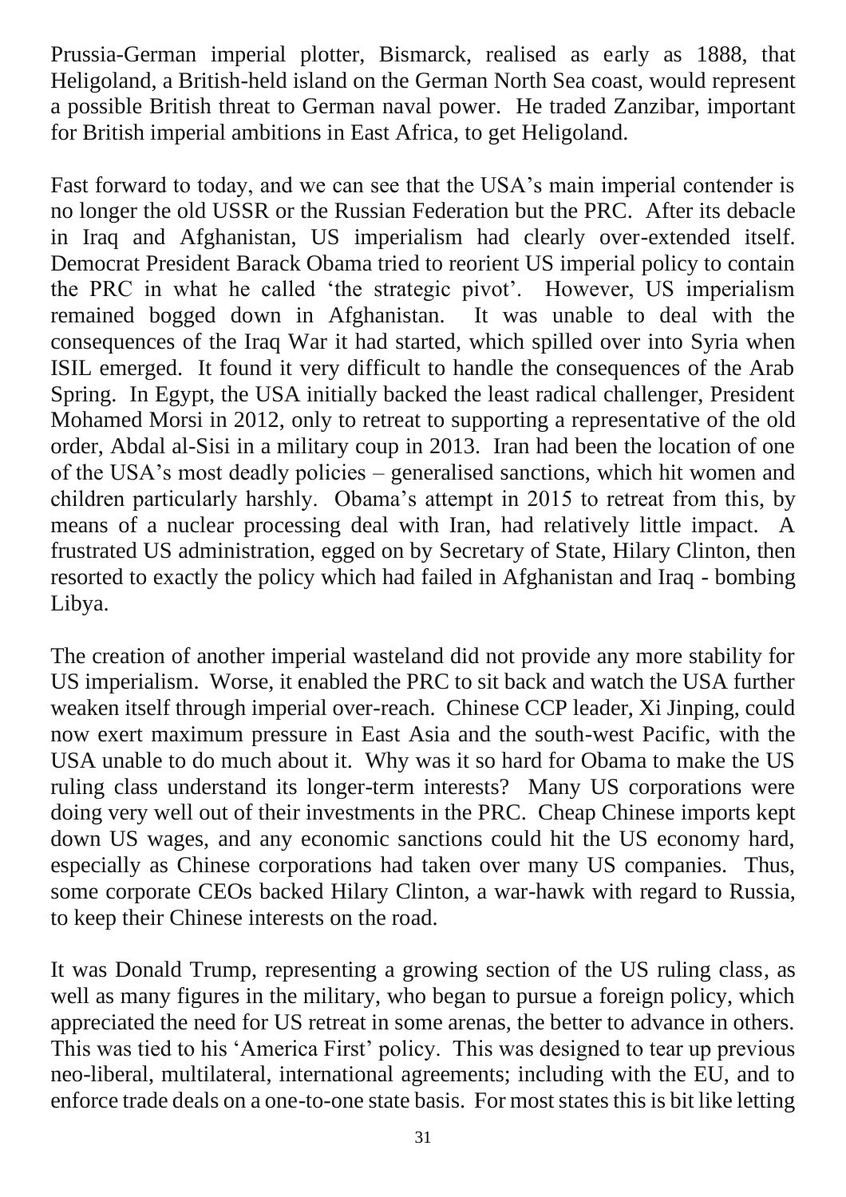Prussia-German imperial plotter, Bismarck, realised as early as 1888, that Heligoland, a British-held island on the German North Sea coast, would represent a possible British threat to German naval power. He traded Zanzibar, important for British imperial ambitions in East Africa, to get Heligoland.

Fast forward to today, and we can see that the USA's main imperial contender is no longer the old USSR or the Russian Federation but the PRC. After its debacle in Iraq and Afghanistan, US imperialism had clearly over-extended itself. Democrat President Barack Obama tried to reorient US imperial policy to contain the PRC in what he called 'the strategic pivot'. However, US imperialism remained bogged down in Afghanistan. It was unable to deal with the consequences of the Iraq War it had started, which spilled over into Syria when ISIL emerged. It found it very difficult to handle the consequences of the Arab Spring. In Egypt, the USA initially backed the least radical challenger, President Mohamed Morsi in 2012, only to retreat to supporting a representative of the old order, Abdal al-Sisi in a military coup in 2013. Iran had been the location of one of the USA's most deadly policies – generalised sanctions, which hit women and children particularly harshly. Obama's attempt in 2015 to retreat from this, by means of a nuclear processing deal with Iran, had relatively little impact. A frustrated US administration, egged on by Secretary of State, Hilary Clinton, then resorted to exactly the policy which had failed in Afghanistan and Iraq - bombing Libya.

The creation of another imperial wasteland did not provide any more stability for US imperialism. Worse, it enabled the PRC to sit back and watch the USA further weaken itself through imperial over-reach. Chinese CCP leader, Xi Jinping, could now exert maximum pressure in East Asia and the south-west Pacific, with the USA unable to do much about it. Why was it so hard for Obama to make the US ruling class understand its longer-term interests? Many US corporations were doing very well out of their investments in the PRC. Cheap Chinese imports kept down US wages, and any economic sanctions could hit the US economy hard, especially as Chinese corporations had taken over many US companies. Thus, some corporate CEOs backed Hilary Clinton, a war-hawk with regard to Russia, to keep their Chinese interests on the road.

It was Donald Trump, representing a growing section of the US ruling class, as well as many figures in the military, who began to pursue a foreign policy, which appreciated the need for US retreat in some arenas, the better to advance in others. This was tied to his 'America First' policy. This was designed to tear up previous neo-liberal, multilateral, international agreements; including with the EU, and to enforce trade deals on a one-to-one state basis. For most states this is bit like letting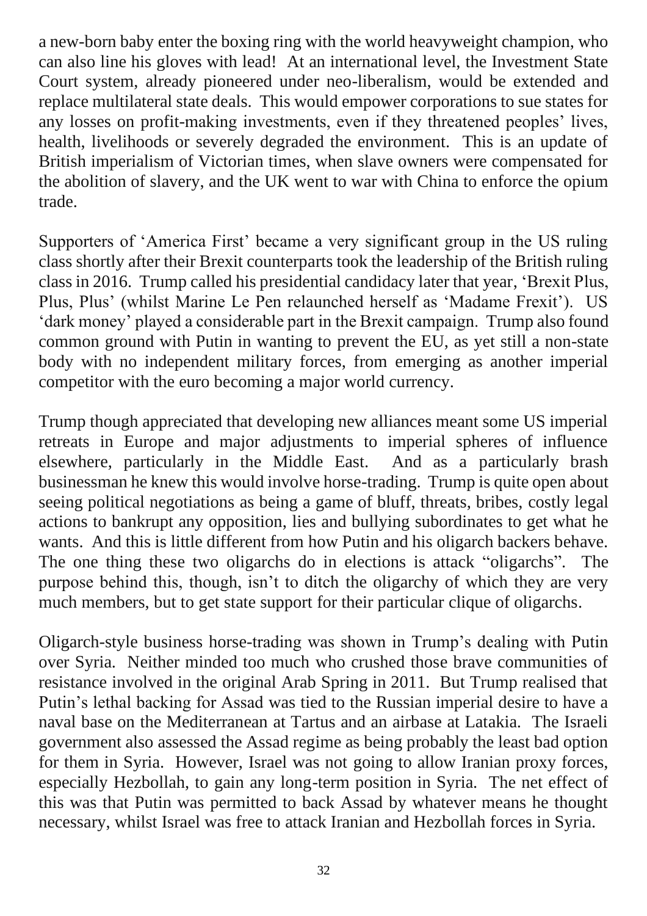a new-born baby enter the boxing ring with the world heavyweight champion, who can also line his gloves with lead! At an international level, the Investment State Court system, already pioneered under neo-liberalism, would be extended and replace multilateral state deals. This would empower corporations to sue states for any losses on profit-making investments, even if they threatened peoples' lives, health, livelihoods or severely degraded the environment. This is an update of British imperialism of Victorian times, when slave owners were compensated for the abolition of slavery, and the UK went to war with China to enforce the opium trade.

Supporters of 'America First' became a very significant group in the US ruling class shortly after their Brexit counterparts took the leadership of the British ruling class in 2016. Trump called his presidential candidacy later that year, 'Brexit Plus, Plus, Plus' (whilst Marine Le Pen relaunched herself as 'Madame Frexit'). US 'dark money' played a considerable part in the Brexit campaign. Trump also found common ground with Putin in wanting to prevent the EU, as yet still a non-state body with no independent military forces, from emerging as another imperial competitor with the euro becoming a major world currency.

Trump though appreciated that developing new alliances meant some US imperial retreats in Europe and major adjustments to imperial spheres of influence elsewhere, particularly in the Middle East. And as a particularly brash businessman he knew this would involve horse-trading. Trump is quite open about seeing political negotiations as being a game of bluff, threats, bribes, costly legal actions to bankrupt any opposition, lies and bullying subordinates to get what he wants. And this is little different from how Putin and his oligarch backers behave. The one thing these two oligarchs do in elections is attack "oligarchs". The purpose behind this, though, isn't to ditch the oligarchy of which they are very much members, but to get state support for their particular clique of oligarchs.

Oligarch-style business horse-trading was shown in Trump's dealing with Putin over Syria. Neither minded too much who crushed those brave communities of resistance involved in the original Arab Spring in 2011. But Trump realised that Putin's lethal backing for Assad was tied to the Russian imperial desire to have a naval base on the Mediterranean at Tartus and an airbase at Latakia. The Israeli government also assessed the Assad regime as being probably the least bad option for them in Syria. However, Israel was not going to allow Iranian proxy forces, especially Hezbollah, to gain any long-term position in Syria. The net effect of this was that Putin was permitted to back Assad by whatever means he thought necessary, whilst Israel was free to attack Iranian and Hezbollah forces in Syria.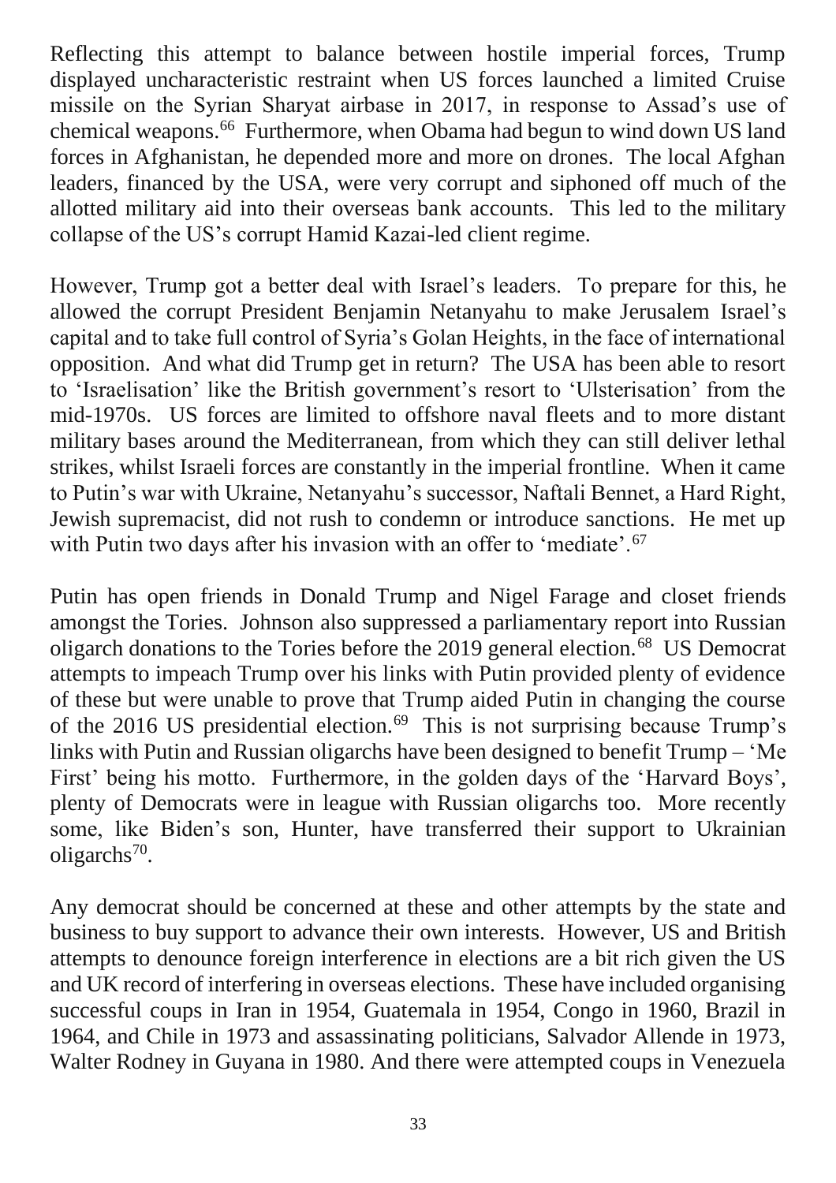Reflecting this attempt to balance between hostile imperial forces, Trump displayed uncharacteristic restraint when US forces launched a limited Cruise missile on the Syrian Sharyat airbase in 2017, in response to Assad's use of chemical weapons.[66] Furthermore, when Obama had begun to wind down US land forces in Afghanistan, he depended more and more on drones. The local Afghan leaders, financed by the USA, were very corrupt and siphoned off much of the allotted military aid into their overseas bank accounts. This led to the military collapse of the US's corrupt Hamid Kazai-led client regime.

However, Trump got a better deal with Israel's leaders. To prepare for this, he allowed the corrupt President Benjamin Netanyahu to make Jerusalem Israel's capital and to take full control of Syria's Golan Heights, in the face of international opposition. And what did Trump get in return? The USA has been able to resort to 'Israelisation' like the British government's resort to 'Ulsterisation' from the mid-1970s. US forces are limited to offshore naval fleets and to more distant military bases around the Mediterranean, from which they can still deliver lethal strikes, whilst Israeli forces are constantly in the imperial frontline. When it came to Putin's war with Ukraine, Netanyahu's successor, Naftali Bennet, a Hard Right, Jewish supremacist, did not rush to condemn or introduce sanctions. He met up with Putin two days after his invasion with an offer to 'mediate'.[67]

Putin has open friends in Donald Trump and Nigel Farage and closet friends amongst the Tories. Johnson also suppressed a parliamentary report into Russian oligarch donations to the Tories before the 2019 general election.[68] US Democrat attempts to impeach Trump over his links with Putin provided plenty of evidence of these but were unable to prove that Trump aided Putin in changing the course of the 2016 US presidential election.[69] This is not surprising because Trump's links with Putin and Russian oligarchs have been designed to benefit Trump – 'Me First' being his motto. Furthermore, in the golden days of the 'Harvard Boys', plenty of Democrats were in league with Russian oligarchs too. More recently some, like Biden's son, Hunter, have transferred their support to Ukrainian oligarchs[70].

Any democrat should be concerned at these and other attempts by the state and business to buy support to advance their own interests. However, US and British attempts to denounce foreign interference in elections are a bit rich given the US and UK record of interfering in overseas elections. These have included organising successful coups in Iran in 1954, Guatemala in 1954, Congo in 1960, Brazil in 1964, and Chile in 1973 and assassinating politicians, Salvador Allende in 1973, Walter Rodney in Guyana in 1980. And there were attempted coups in Venezuela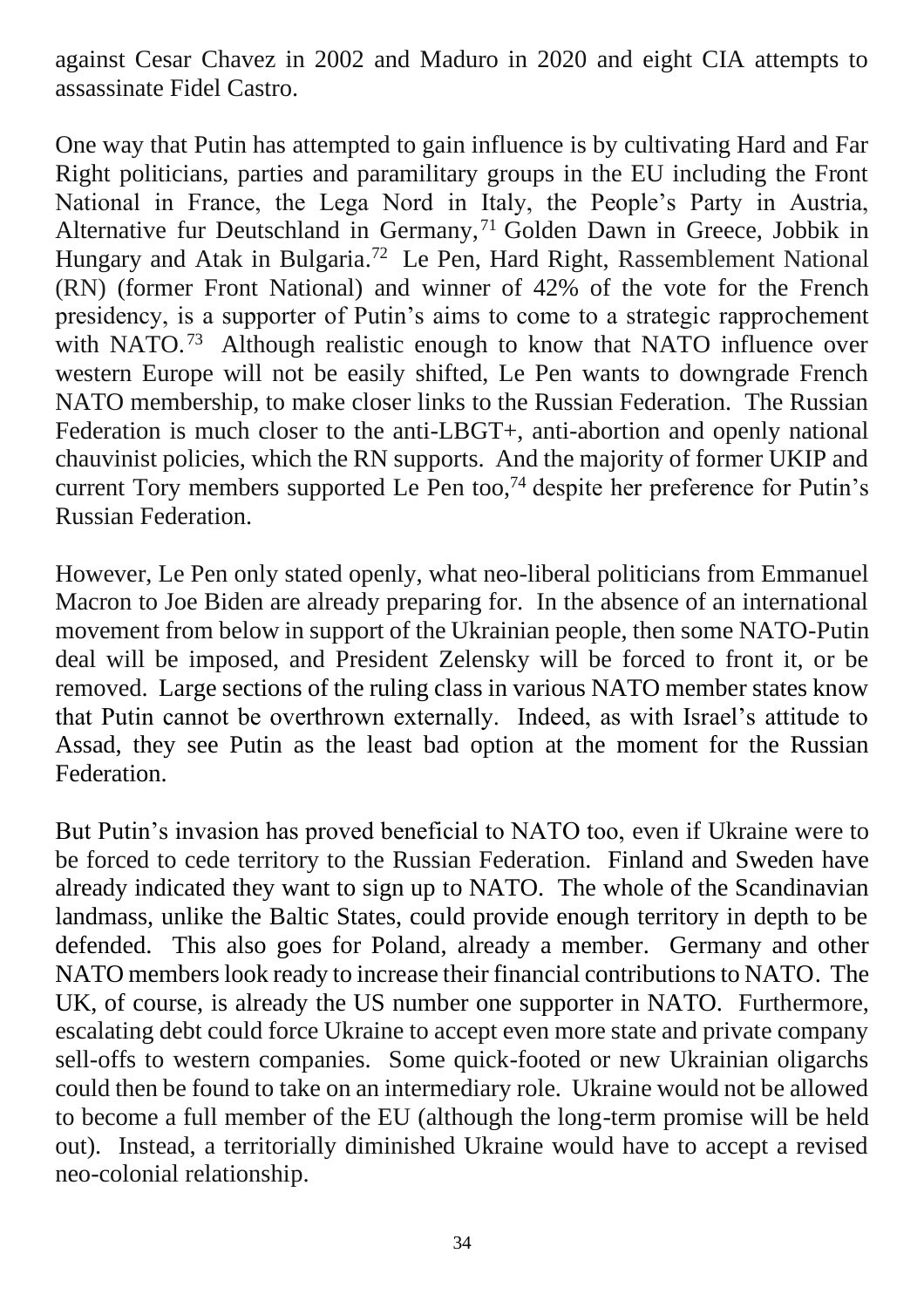against Cesar Chavez in 2002 and Maduro in 2020 and eight CIA attempts to assassinate Fidel Castro.

One way that Putin has attempted to gain influence is by cultivating Hard and Far Right politicians, parties and paramilitary groups in the EU including the Front National in France, the Lega Nord in Italy, the People's Party in Austria, Alternative fur Deutschland in Germany,[71] Golden Dawn in Greece, Jobbik in Hungary and Atak in Bulgaria.[72] Le Pen, Hard Right, Rassemblement National (RN) (former Front National) and winner of 42% of the vote for the French presidency, is a supporter of Putin's aims to come to a strategic rapprochement with NATO.[73] Although realistic enough to know that NATO influence over western Europe will not be easily shifted, Le Pen wants to downgrade French NATO membership, to make closer links to the Russian Federation. The Russian Federation is much closer to the anti-LBGT+, anti-abortion and openly national chauvinist policies, which the RN supports. And the majority of former UKIP and current Tory members supported Le Pen too,[74] despite her preference for Putin's Russian Federation.

However, Le Pen only stated openly, what neo-liberal politicians from Emmanuel Macron to Joe Biden are already preparing for. In the absence of an international movement from below in support of the Ukrainian people, then some NATO-Putin deal will be imposed, and President Zelensky will be forced to front it, or be removed. Large sections of the ruling class in various NATO member states know that Putin cannot be overthrown externally. Indeed, as with Israel's attitude to Assad, they see Putin as the least bad option at the moment for the Russian Federation.

But Putin's invasion has proved beneficial to NATO too, even if Ukraine were to be forced to cede territory to the Russian Federation. Finland and Sweden have already indicated they want to sign up to NATO. The whole of the Scandinavian landmass, unlike the Baltic States, could provide enough territory in depth to be defended. This also goes for Poland, already a member. Germany and other NATO members look ready to increase their financial contributions to NATO. The UK, of course, is already the US number one supporter in NATO. Furthermore, escalating debt could force Ukraine to accept even more state and private company sell-offs to western companies. Some quick-footed or new Ukrainian oligarchs could then be found to take on an intermediary role. Ukraine would not be allowed to become a full member of the EU (although the long-term promise will be held out). Instead, a territorially diminished Ukraine would have to accept a revised neo-colonial relationship.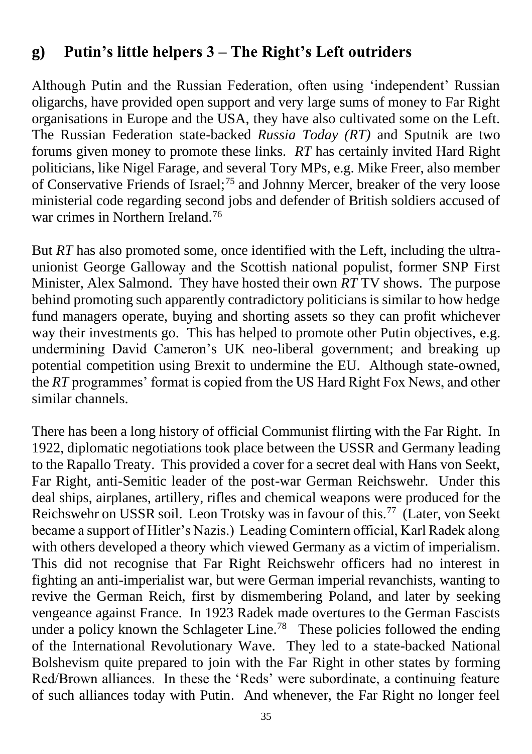## g) Putin's little helpers 3 – The Right's Left outriders

Although Putin and the Russian Federation, often using 'independent' Russian oligarchs, have provided open support and very large sums of money to Far Right organisations in Europe and the USA, they have also cultivated some on the Left. The Russian Federation state-backed *Russia Today (RT)* and Sputnik are two forums given money to promote these links. *RT* has certainly invited Hard Right politicians, like Nigel Farage, and several Tory MPs, e.g. Mike Freer, also member of Conservative Friends of Israel;[75] and Johnny Mercer, breaker of the very loose ministerial code regarding second jobs and defender of British soldiers accused of war crimes in Northern Ireland.[76]

But *RT* has also promoted some, once identified with the Left, including the ultra-unionist George Galloway and the Scottish national populist, former SNP First Minister, Alex Salmond. They have hosted their own *RT* TV shows. The purpose behind promoting such apparently contradictory politicians is similar to how hedge fund managers operate, buying and shorting assets so they can profit whichever way their investments go. This has helped to promote other Putin objectives, e.g. undermining David Cameron's UK neo-liberal government; and breaking up potential competition using Brexit to undermine the EU. Although state-owned, the *RT* programmes' format is copied from the US Hard Right Fox News, and other similar channels.

There has been a long history of official Communist flirting with the Far Right. In 1922, diplomatic negotiations took place between the USSR and Germany leading to the Rapallo Treaty. This provided a cover for a secret deal with Hans von Seekt, Far Right, anti-Semitic leader of the post-war German Reichswehr. Under this deal ships, airplanes, artillery, rifles and chemical weapons were produced for the Reichswehr on USSR soil. Leon Trotsky was in favour of this.[77] (Later, von Seekt became a support of Hitler's Nazis.) Leading Comintern official, Karl Radek along with others developed a theory which viewed Germany as a victim of imperialism. This did not recognise that Far Right Reichswehr officers had no interest in fighting an anti-imperialist war, but were German imperial revanchists, wanting to revive the German Reich, first by dismembering Poland, and later by seeking vengeance against France. In 1923 Radek made overtures to the German Fascists under a policy known the Schlageter Line.[78] These policies followed the ending of the International Revolutionary Wave. They led to a state-backed National Bolshevism quite prepared to join with the Far Right in other states by forming Red/Brown alliances. In these the 'Reds' were subordinate, a continuing feature of such alliances today with Putin. And whenever, the Far Right no longer feel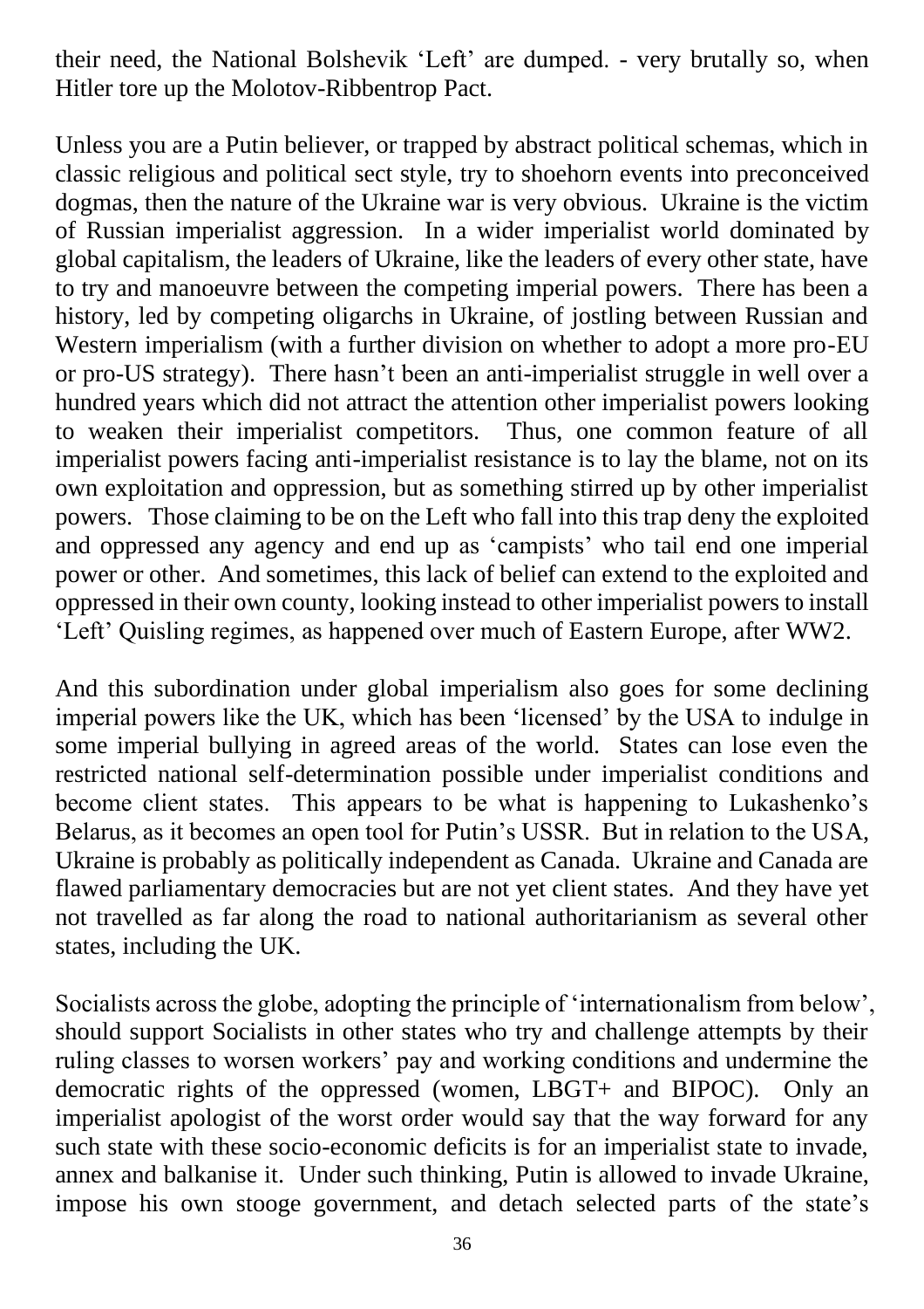their need, the National Bolshevik 'Left' are dumped. - very brutally so, when Hitler tore up the Molotov-Ribbentrop Pact.

Unless you are a Putin believer, or trapped by abstract political schemas, which in classic religious and political sect style, try to shoehorn events into preconceived dogmas, then the nature of the Ukraine war is very obvious. Ukraine is the victim of Russian imperialist aggression. In a wider imperialist world dominated by global capitalism, the leaders of Ukraine, like the leaders of every other state, have to try and manoeuvre between the competing imperial powers. There has been a history, led by competing oligarchs in Ukraine, of jostling between Russian and Western imperialism (with a further division on whether to adopt a more pro-EU or pro-US strategy). There hasn't been an anti-imperialist struggle in well over a hundred years which did not attract the attention other imperialist powers looking to weaken their imperialist competitors. Thus, one common feature of all imperialist powers facing anti-imperialist resistance is to lay the blame, not on its own exploitation and oppression, but as something stirred up by other imperialist powers. Those claiming to be on the Left who fall into this trap deny the exploited and oppressed any agency and end up as 'campists' who tail end one imperial power or other. And sometimes, this lack of belief can extend to the exploited and oppressed in their own county, looking instead to other imperialist powers to install 'Left' Quisling regimes, as happened over much of Eastern Europe, after WW2.

And this subordination under global imperialism also goes for some declining imperial powers like the UK, which has been 'licensed' by the USA to indulge in some imperial bullying in agreed areas of the world. States can lose even the restricted national self-determination possible under imperialist conditions and become client states. This appears to be what is happening to Lukashenko's Belarus, as it becomes an open tool for Putin's USSR. But in relation to the USA, Ukraine is probably as politically independent as Canada. Ukraine and Canada are flawed parliamentary democracies but are not yet client states. And they have yet not travelled as far along the road to national authoritarianism as several other states, including the UK.

Socialists across the globe, adopting the principle of 'internationalism from below', should support Socialists in other states who try and challenge attempts by their ruling classes to worsen workers' pay and working conditions and undermine the democratic rights of the oppressed (women, LBGT+ and BIPOC). Only an imperialist apologist of the worst order would say that the way forward for any such state with these socio-economic deficits is for an imperialist state to invade, annex and balkanise it. Under such thinking, Putin is allowed to invade Ukraine, impose his own stooge government, and detach selected parts of the state's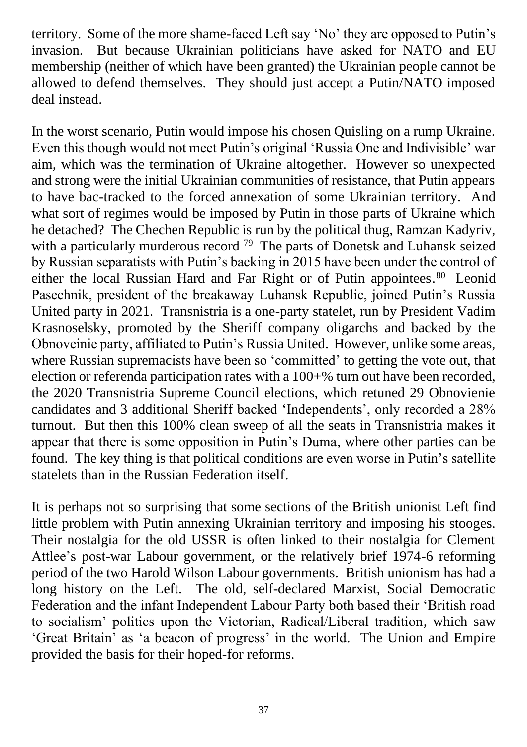territory. Some of the more shame-faced Left say 'No' they are opposed to Putin's invasion. But because Ukrainian politicians have asked for NATO and EU membership (neither of which have been granted) the Ukrainian people cannot be allowed to defend themselves. They should just accept a Putin/NATO imposed deal instead.

In the worst scenario, Putin would impose his chosen Quisling on a rump Ukraine. Even this though would not meet Putin's original 'Russia One and Indivisible' war aim, which was the termination of Ukraine altogether. However so unexpected and strong were the initial Ukrainian communities of resistance, that Putin appears to have bac-tracked to the forced annexation of some Ukrainian territory. And what sort of regimes would be imposed by Putin in those parts of Ukraine which he detached? The Chechen Republic is run by the political thug, Ramzan Kadyriv, with a particularly murderous record [79] The parts of Donetsk and Luhansk seized by Russian separatists with Putin's backing in 2015 have been under the control of either the local Russian Hard and Far Right or of Putin appointees.[80] Leonid Pasechnik, president of the breakaway Luhansk Republic, joined Putin's Russia United party in 2021. Transnistria is a one-party statelet, run by President Vadim Krasnoselsky, promoted by the Sheriff company oligarchs and backed by the Obnoveinie party, affiliated to Putin's Russia United. However, unlike some areas, where Russian supremacists have been so 'committed' to getting the vote out, that election or referenda participation rates with a 100+% turn out have been recorded, the 2020 Transnistria Supreme Council elections, which retuned 29 Obnovienie candidates and 3 additional Sheriff backed 'Independents', only recorded a 28% turnout. But then this 100% clean sweep of all the seats in Transnistria makes it appear that there is some opposition in Putin's Duma, where other parties can be found. The key thing is that political conditions are even worse in Putin's satellite statelets than in the Russian Federation itself.

It is perhaps not so surprising that some sections of the British unionist Left find little problem with Putin annexing Ukrainian territory and imposing his stooges. Their nostalgia for the old USSR is often linked to their nostalgia for Clement Attlee's post-war Labour government, or the relatively brief 1974-6 reforming period of the two Harold Wilson Labour governments. British unionism has had a long history on the Left. The old, self-declared Marxist, Social Democratic Federation and the infant Independent Labour Party both based their 'British road to socialism' politics upon the Victorian, Radical/Liberal tradition, which saw 'Great Britain' as 'a beacon of progress' in the world. The Union and Empire provided the basis for their hoped-for reforms.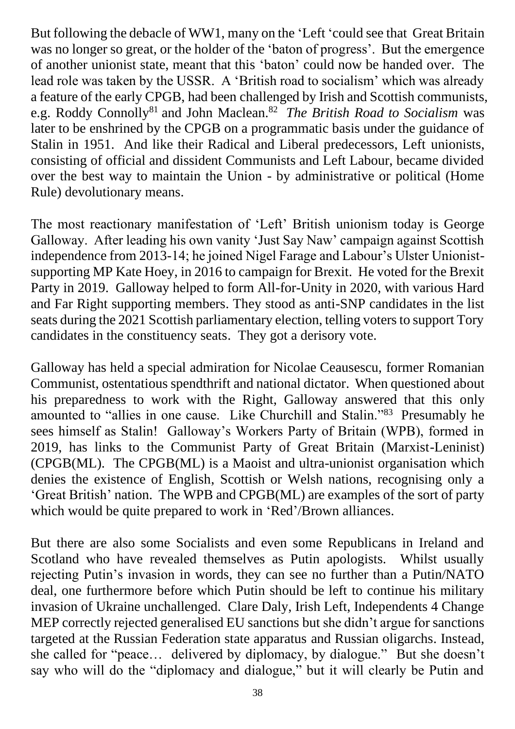But following the debacle of WW1, many on the 'Left 'could see that Great Britain was no longer so great, or the holder of the 'baton of progress'. But the emergence of another unionist state, meant that this 'baton' could now be handed over. The lead role was taken by the USSR. A 'British road to socialism' which was already a feature of the early CPGB, had been challenged by Irish and Scottish communists, e.g. Roddy Connolly[81] and John Maclean.[82] *The British Road to Socialism* was later to be enshrined by the CPGB on a programmatic basis under the guidance of Stalin in 1951. And like their Radical and Liberal predecessors, Left unionists, consisting of official and dissident Communists and Left Labour, became divided over the best way to maintain the Union - by administrative or political (Home Rule) devolutionary means.

The most reactionary manifestation of 'Left' British unionism today is George Galloway. After leading his own vanity 'Just Say Naw' campaign against Scottish independence from 2013-14; he joined Nigel Farage and Labour's Ulster Unionist-supporting MP Kate Hoey, in 2016 to campaign for Brexit. He voted for the Brexit Party in 2019. Galloway helped to form All-for-Unity in 2020, with various Hard and Far Right supporting members. They stood as anti-SNP candidates in the list seats during the 2021 Scottish parliamentary election, telling voters to support Tory candidates in the constituency seats. They got a derisory vote.

Galloway has held a special admiration for Nicolae Causescu, former Romanian Communist, ostentatious spendthrift and national dictator. When questioned about his preparedness to work with the Right, Galloway answered that this only amounted to "allies in one cause. Like Churchill and Stalin."[83] Presumably he sees himself as Stalin! Galloway's Workers Party of Britain (WPB), formed in 2019, has links to the Communist Party of Great Britain (Marxist-Leninist) (CPGB(ML). The CPGB(ML) is a Maoist and ultra-unionist organisation which denies the existence of English, Scottish or Welsh nations, recognising only a 'Great British' nation. The WPB and CPGB(ML) are examples of the sort of party which would be quite prepared to work in 'Red'/Brown alliances.

But there are also some Socialists and even some Republicans in Ireland and Scotland who have revealed themselves as Putin apologists. Whilst usually rejecting Putin's invasion in words, they can see no further than a Putin/NATO deal, one furthermore before which Putin should be left to continue his military invasion of Ukraine unchallenged. Clare Daly, Irish Left, Independents 4 Change MEP correctly rejected generalised EU sanctions but she didn't argue for sanctions targeted at the Russian Federation state apparatus and Russian oligarchs. Instead, she called for "peace… delivered by diplomacy, by dialogue." But she doesn't say who will do the "diplomacy and dialogue," but it will clearly be Putin and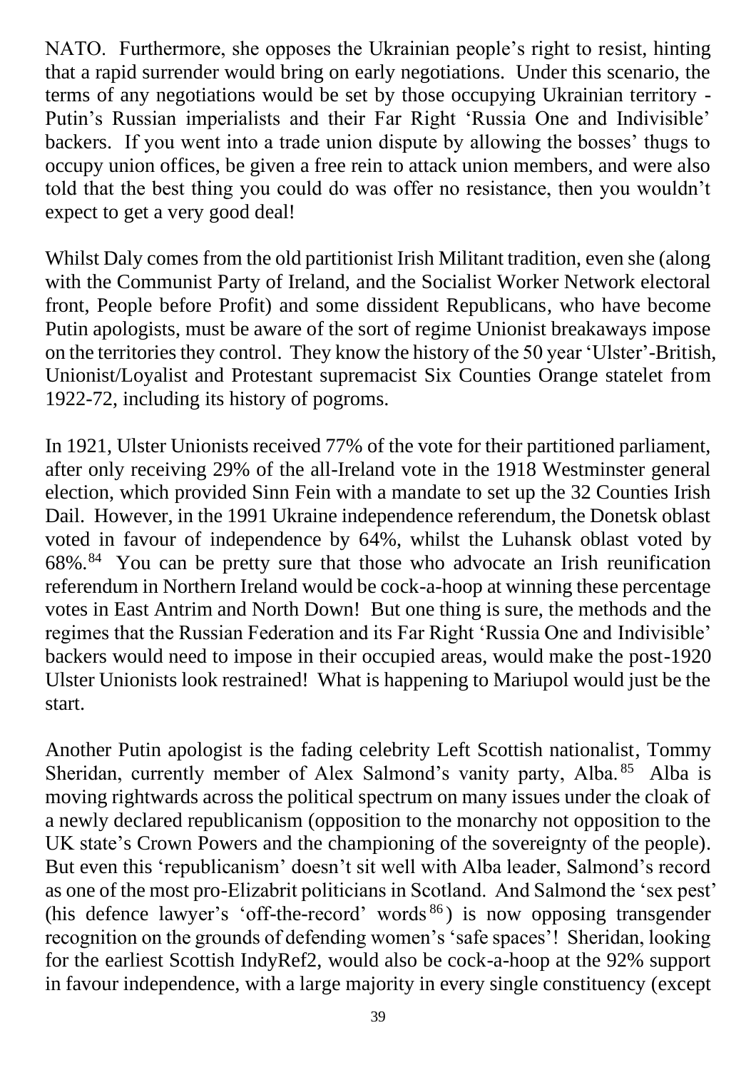NATO. Furthermore, she opposes the Ukrainian people's right to resist, hinting that a rapid surrender would bring on early negotiations. Under this scenario, the terms of any negotiations would be set by those occupying Ukrainian territory - Putin's Russian imperialists and their Far Right 'Russia One and Indivisible' backers. If you went into a trade union dispute by allowing the bosses' thugs to occupy union offices, be given a free rein to attack union members, and were also told that the best thing you could do was offer no resistance, then you wouldn't expect to get a very good deal!

Whilst Daly comes from the old partitionist Irish Militant tradition, even she (along with the Communist Party of Ireland, and the Socialist Worker Network electoral front, People before Profit) and some dissident Republicans, who have become Putin apologists, must be aware of the sort of regime Unionist breakaways impose on the territories they control. They know the history of the 50 year 'Ulster'-British, Unionist/Loyalist and Protestant supremacist Six Counties Orange statelet from 1922-72, including its history of pogroms.

In 1921, Ulster Unionists received 77% of the vote for their partitioned parliament, after only receiving 29% of the all-Ireland vote in the 1918 Westminster general election, which provided Sinn Fein with a mandate to set up the 32 Counties Irish Dail. However, in the 1991 Ukraine independence referendum, the Donetsk oblast voted in favour of independence by 64%, whilst the Luhansk oblast voted by 68%.[84] You can be pretty sure that those who advocate an Irish reunification referendum in Northern Ireland would be cock-a-hoop at winning these percentage votes in East Antrim and North Down! But one thing is sure, the methods and the regimes that the Russian Federation and its Far Right 'Russia One and Indivisible' backers would need to impose in their occupied areas, would make the post-1920 Ulster Unionists look restrained! What is happening to Mariupol would just be the start.

Another Putin apologist is the fading celebrity Left Scottish nationalist, Tommy Sheridan, currently member of Alex Salmond's vanity party, Alba.[85] Alba is moving rightwards across the political spectrum on many issues under the cloak of a newly declared republicanism (opposition to the monarchy not opposition to the UK state's Crown Powers and the championing of the sovereignty of the people). But even this 'republicanism' doesn't sit well with Alba leader, Salmond's record as one of the most pro-Elizabrit politicians in Scotland. And Salmond the 'sex pest' (his defence lawyer's 'off-the-record' words[86]) is now opposing transgender recognition on the grounds of defending women's 'safe spaces'! Sheridan, looking for the earliest Scottish IndyRef2, would also be cock-a-hoop at the 92% support in favour independence, with a large majority in every single constituency (except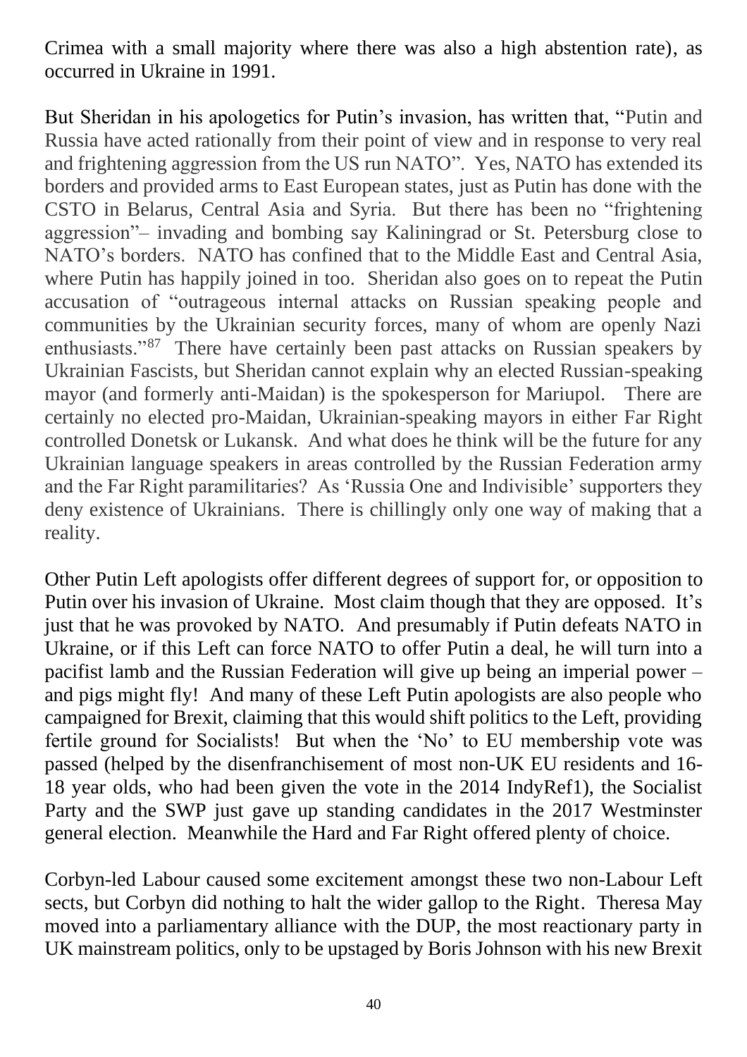Crimea with a small majority where there was also a high abstention rate), as occurred in Ukraine in 1991.

But Sheridan in his apologetics for Putin's invasion, has written that, "Putin and Russia have acted rationally from their point of view and in response to very real and frightening aggression from the US run NATO". Yes, NATO has extended its borders and provided arms to East European states, just as Putin has done with the CSTO in Belarus, Central Asia and Syria. But there has been no "frightening aggression"– invading and bombing say Kaliningrad or St. Petersburg close to NATO's borders. NATO has confined that to the Middle East and Central Asia, where Putin has happily joined in too. Sheridan also goes on to repeat the Putin accusation of "outrageous internal attacks on Russian speaking people and communities by the Ukrainian security forces, many of whom are openly Nazi enthusiasts."[87] There have certainly been past attacks on Russian speakers by Ukrainian Fascists, but Sheridan cannot explain why an elected Russian-speaking mayor (and formerly anti-Maidan) is the spokesperson for Mariupol. There are certainly no elected pro-Maidan, Ukrainian-speaking mayors in either Far Right controlled Donetsk or Lukansk. And what does he think will be the future for any Ukrainian language speakers in areas controlled by the Russian Federation army and the Far Right paramilitaries? As 'Russia One and Indivisible' supporters they deny existence of Ukrainians. There is chillingly only one way of making that a reality.

Other Putin Left apologists offer different degrees of support for, or opposition to Putin over his invasion of Ukraine. Most claim though that they are opposed. It's just that he was provoked by NATO. And presumably if Putin defeats NATO in Ukraine, or if this Left can force NATO to offer Putin a deal, he will turn into a pacifist lamb and the Russian Federation will give up being an imperial power – and pigs might fly! And many of these Left Putin apologists are also people who campaigned for Brexit, claiming that this would shift politics to the Left, providing fertile ground for Socialists! But when the 'No' to EU membership vote was passed (helped by the disenfranchisement of most non-UK EU residents and 16-18 year olds, who had been given the vote in the 2014 IndyRef1), the Socialist Party and the SWP just gave up standing candidates in the 2017 Westminster general election. Meanwhile the Hard and Far Right offered plenty of choice.

Corbyn-led Labour caused some excitement amongst these two non-Labour Left sects, but Corbyn did nothing to halt the wider gallop to the Right. Theresa May moved into a parliamentary alliance with the DUP, the most reactionary party in UK mainstream politics, only to be upstaged by Boris Johnson with his new Brexit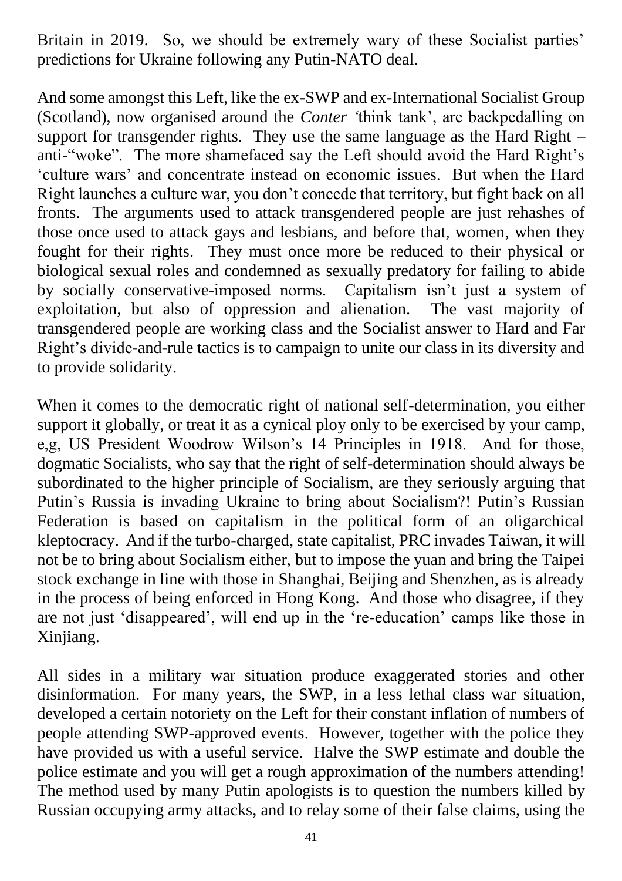Britain in 2019. So, we should be extremely wary of these Socialist parties' predictions for Ukraine following any Putin-NATO deal.

And some amongst this Left, like the ex-SWP and ex-International Socialist Group (Scotland), now organised around the *Conter* 'think tank', are backpedalling on support for transgender rights. They use the same language as the Hard Right – anti-"woke". The more shamefaced say the Left should avoid the Hard Right's 'culture wars' and concentrate instead on economic issues. But when the Hard Right launches a culture war, you don't concede that territory, but fight back on all fronts. The arguments used to attack transgendered people are just rehashes of those once used to attack gays and lesbians, and before that, women, when they fought for their rights. They must once more be reduced to their physical or biological sexual roles and condemned as sexually predatory for failing to abide by socially conservative-imposed norms. Capitalism isn't just a system of exploitation, but also of oppression and alienation. The vast majority of transgendered people are working class and the Socialist answer to Hard and Far Right's divide-and-rule tactics is to campaign to unite our class in its diversity and to provide solidarity.

When it comes to the democratic right of national self-determination, you either support it globally, or treat it as a cynical ploy only to be exercised by your camp, e,g, US President Woodrow Wilson's 14 Principles in 1918. And for those, dogmatic Socialists, who say that the right of self-determination should always be subordinated to the higher principle of Socialism, are they seriously arguing that Putin's Russia is invading Ukraine to bring about Socialism?! Putin's Russian Federation is based on capitalism in the political form of an oligarchical kleptocracy. And if the turbo-charged, state capitalist, PRC invades Taiwan, it will not be to bring about Socialism either, but to impose the yuan and bring the Taipei stock exchange in line with those in Shanghai, Beijing and Shenzhen, as is already in the process of being enforced in Hong Kong. And those who disagree, if they are not just 'disappeared', will end up in the 're-education' camps like those in Xinjiang.

All sides in a military war situation produce exaggerated stories and other disinformation. For many years, the SWP, in a less lethal class war situation, developed a certain notoriety on the Left for their constant inflation of numbers of people attending SWP-approved events. However, together with the police they have provided us with a useful service. Halve the SWP estimate and double the police estimate and you will get a rough approximation of the numbers attending! The method used by many Putin apologists is to question the numbers killed by Russian occupying army attacks, and to relay some of their false claims, using the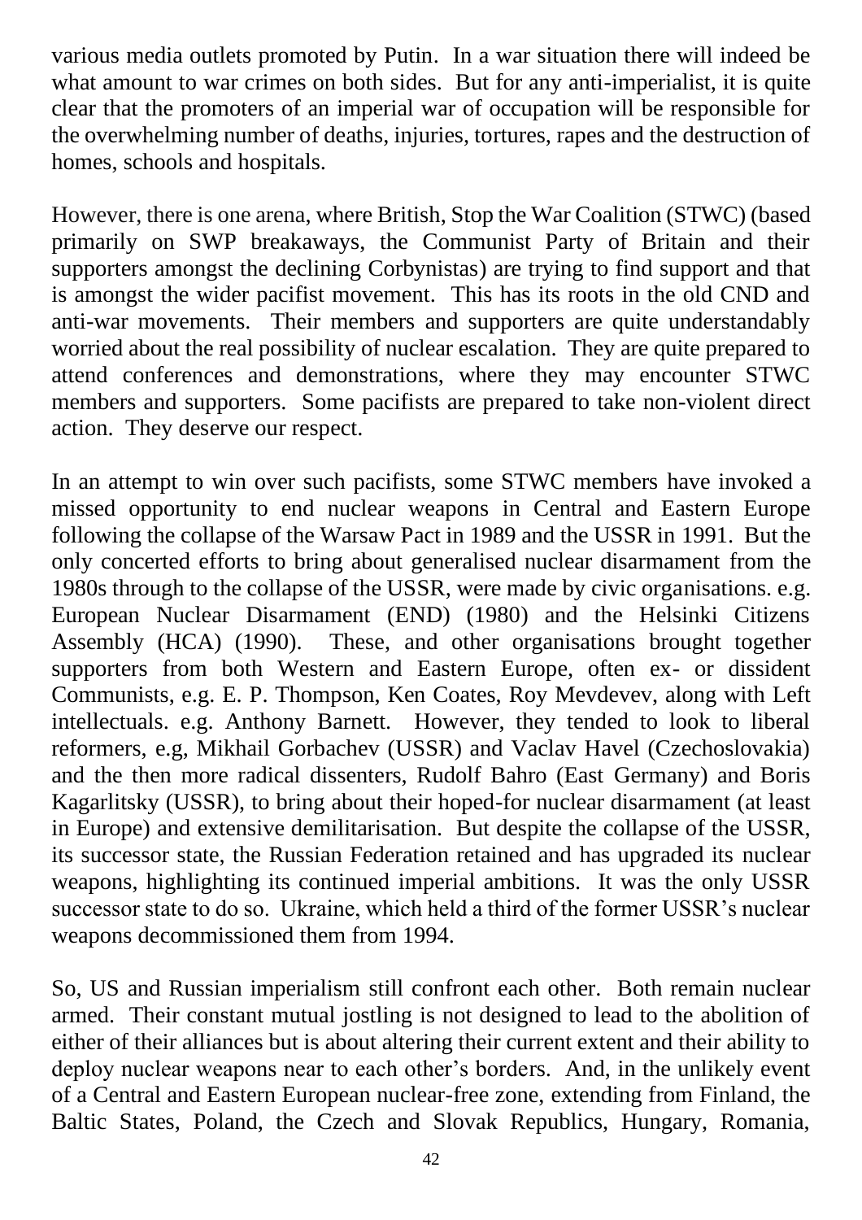various media outlets promoted by Putin. In a war situation there will indeed be what amount to war crimes on both sides. But for any anti-imperialist, it is quite clear that the promoters of an imperial war of occupation will be responsible for the overwhelming number of deaths, injuries, tortures, rapes and the destruction of homes, schools and hospitals.

However, there is one arena, where British, Stop the War Coalition (STWC) (based primarily on SWP breakaways, the Communist Party of Britain and their supporters amongst the declining Corbynistas) are trying to find support and that is amongst the wider pacifist movement. This has its roots in the old CND and anti-war movements. Their members and supporters are quite understandably worried about the real possibility of nuclear escalation. They are quite prepared to attend conferences and demonstrations, where they may encounter STWC members and supporters. Some pacifists are prepared to take non-violent direct action. They deserve our respect.

In an attempt to win over such pacifists, some STWC members have invoked a missed opportunity to end nuclear weapons in Central and Eastern Europe following the collapse of the Warsaw Pact in 1989 and the USSR in 1991. But the only concerted efforts to bring about generalised nuclear disarmament from the 1980s through to the collapse of the USSR, were made by civic organisations. e.g. European Nuclear Disarmament (END) (1980) and the Helsinki Citizens Assembly (HCA) (1990). These, and other organisations brought together supporters from both Western and Eastern Europe, often ex- or dissident Communists, e.g. E. P. Thompson, Ken Coates, Roy Mevdevev, along with Left intellectuals. e.g. Anthony Barnett. However, they tended to look to liberal reformers, e.g, Mikhail Gorbachev (USSR) and Vaclav Havel (Czechoslovakia) and the then more radical dissenters, Rudolf Bahro (East Germany) and Boris Kagarlitsky (USSR), to bring about their hoped-for nuclear disarmament (at least in Europe) and extensive demilitarisation. But despite the collapse of the USSR, its successor state, the Russian Federation retained and has upgraded its nuclear weapons, highlighting its continued imperial ambitions. It was the only USSR successor state to do so. Ukraine, which held a third of the former USSR's nuclear weapons decommissioned them from 1994.

So, US and Russian imperialism still confront each other. Both remain nuclear armed. Their constant mutual jostling is not designed to lead to the abolition of either of their alliances but is about altering their current extent and their ability to deploy nuclear weapons near to each other's borders. And, in the unlikely event of a Central and Eastern European nuclear-free zone, extending from Finland, the Baltic States, Poland, the Czech and Slovak Republics, Hungary, Romania,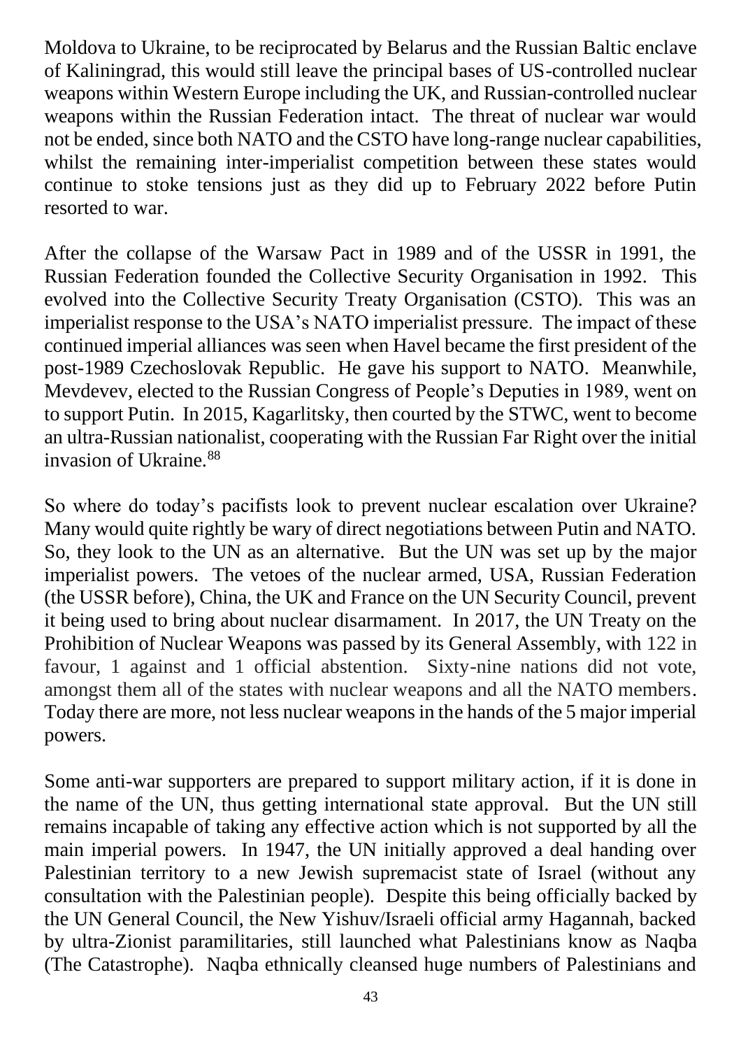Moldova to Ukraine, to be reciprocated by Belarus and the Russian Baltic enclave of Kaliningrad, this would still leave the principal bases of US-controlled nuclear weapons within Western Europe including the UK, and Russian-controlled nuclear weapons within the Russian Federation intact. The threat of nuclear war would not be ended, since both NATO and the CSTO have long-range nuclear capabilities, whilst the remaining inter-imperialist competition between these states would continue to stoke tensions just as they did up to February 2022 before Putin resorted to war.

After the collapse of the Warsaw Pact in 1989 and of the USSR in 1991, the Russian Federation founded the Collective Security Organisation in 1992. This evolved into the Collective Security Treaty Organisation (CSTO). This was an imperialist response to the USA's NATO imperialist pressure. The impact of these continued imperial alliances was seen when Havel became the first president of the post-1989 Czechoslovak Republic. He gave his support to NATO. Meanwhile, Mevdevev, elected to the Russian Congress of People's Deputies in 1989, went on to support Putin. In 2015, Kagarlitsky, then courted by the STWC, went to become an ultra-Russian nationalist, cooperating with the Russian Far Right over the initial invasion of Ukraine.[88]

So where do today's pacifists look to prevent nuclear escalation over Ukraine? Many would quite rightly be wary of direct negotiations between Putin and NATO. So, they look to the UN as an alternative. But the UN was set up by the major imperialist powers. The vetoes of the nuclear armed, USA, Russian Federation (the USSR before), China, the UK and France on the UN Security Council, prevent it being used to bring about nuclear disarmament. In 2017, the UN Treaty on the Prohibition of Nuclear Weapons was passed by its General Assembly, with 122 in favour, 1 against and 1 official abstention. Sixty-nine nations did not vote, amongst them all of the states with nuclear weapons and all the NATO members. Today there are more, not less nuclear weapons in the hands of the 5 major imperial powers.

Some anti-war supporters are prepared to support military action, if it is done in the name of the UN, thus getting international state approval. But the UN still remains incapable of taking any effective action which is not supported by all the main imperial powers. In 1947, the UN initially approved a deal handing over Palestinian territory to a new Jewish supremacist state of Israel (without any consultation with the Palestinian people). Despite this being officially backed by the UN General Council, the New Yishuv/Israeli official army Hagannah, backed by ultra-Zionist paramilitaries, still launched what Palestinians know as Naqba (The Catastrophe). Naqba ethnically cleansed huge numbers of Palestinians and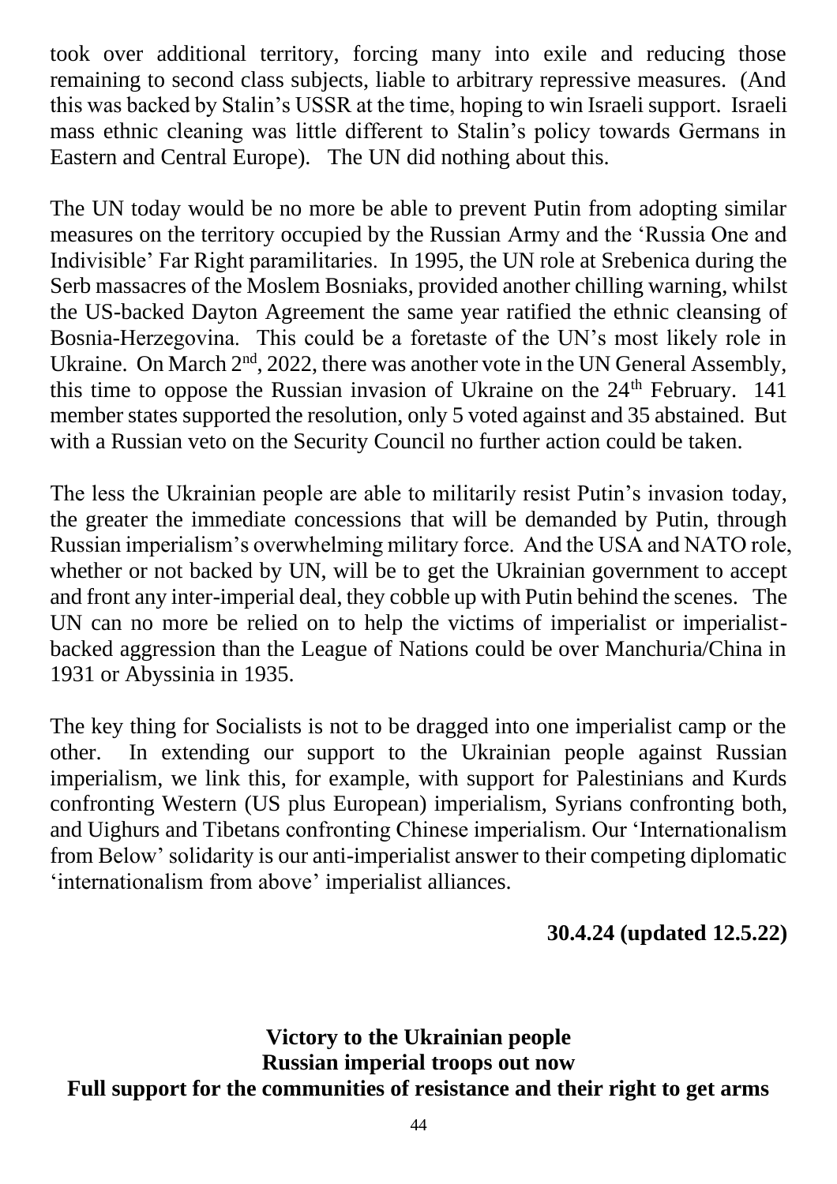took over additional territory, forcing many into exile and reducing those remaining to second class subjects, liable to arbitrary repressive measures. (And this was backed by Stalin's USSR at the time, hoping to win Israeli support. Israeli mass ethnic cleaning was little different to Stalin's policy towards Germans in Eastern and Central Europe). The UN did nothing about this.

The UN today would be no more be able to prevent Putin from adopting similar measures on the territory occupied by the Russian Army and the 'Russia One and Indivisible' Far Right paramilitaries. In 1995, the UN role at Srebenica during the Serb massacres of the Moslem Bosniaks, provided another chilling warning, whilst the US-backed Dayton Agreement the same year ratified the ethnic cleansing of Bosnia-Herzegovina. This could be a foretaste of the UN's most likely role in Ukraine. On March 2nd, 2022, there was another vote in the UN General Assembly, this time to oppose the Russian invasion of Ukraine on the 24th February. 141 member states supported the resolution, only 5 voted against and 35 abstained. But with a Russian veto on the Security Council no further action could be taken.

The less the Ukrainian people are able to militarily resist Putin's invasion today, the greater the immediate concessions that will be demanded by Putin, through Russian imperialism's overwhelming military force. And the USA and NATO role, whether or not backed by UN, will be to get the Ukrainian government to accept and front any inter-imperial deal, they cobble up with Putin behind the scenes. The UN can no more be relied on to help the victims of imperialist or imperialist-backed aggression than the League of Nations could be over Manchuria/China in 1931 or Abyssinia in 1935.

The key thing for Socialists is not to be dragged into one imperialist camp or the other. In extending our support to the Ukrainian people against Russian imperialism, we link this, for example, with support for Palestinians and Kurds confronting Western (US plus European) imperialism, Syrians confronting both, and Uighurs and Tibetans confronting Chinese imperialism. Our 'Internationalism from Below' solidarity is our anti-imperialist answer to their competing diplomatic 'internationalism from above' imperialist alliances.

**30.4.24 (updated 12.5.22)**

**Victory to the Ukrainian people**
**Russian imperial troops out now**
**Full support for the communities of resistance and their right to get arms**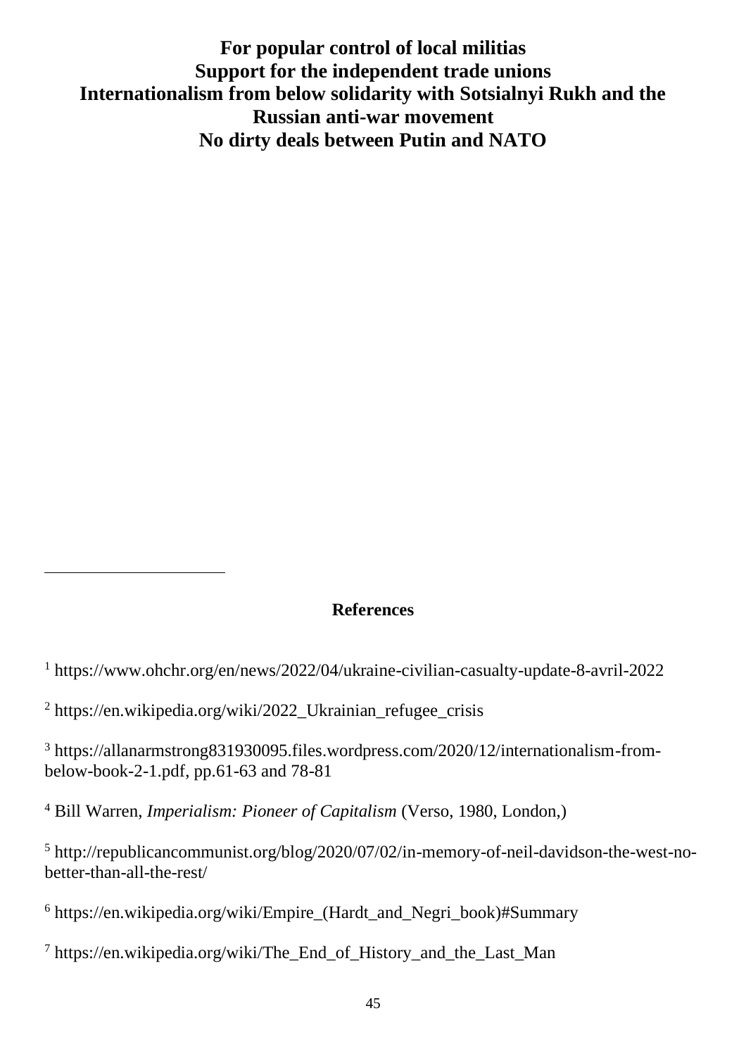**For popular control of local militias**
**Support for the independent trade unions**
**Internationalism from below solidarity with Sotsialnyi Rukh and the Russian anti-war movement**
**No dirty deals between Putin and NATO**

## References

[1] https://www.ohchr.org/en/news/2022/04/ukraine-civilian-casualty-update-8-avril-2022

[2] https://en.wikipedia.org/wiki/2022_Ukrainian_refugee_crisis

[3] https://allanarmstrong831930095.files.wordpress.com/2020/12/internationalism-from-below-book-2-1.pdf, pp.61-63 and 78-81

[4] Bill Warren, *Imperialism: Pioneer of Capitalism* (Verso, 1980, London,)

[5] http://republicancommunist.org/blog/2020/07/02/in-memory-of-neil-davidson-the-west-no-better-than-all-the-rest/

[6] https://en.wikipedia.org/wiki/Empire_(Hardt_and_Negri_book)#Summary

[7] https://en.wikipedia.org/wiki/The_End_of_History_and_the_Last_Man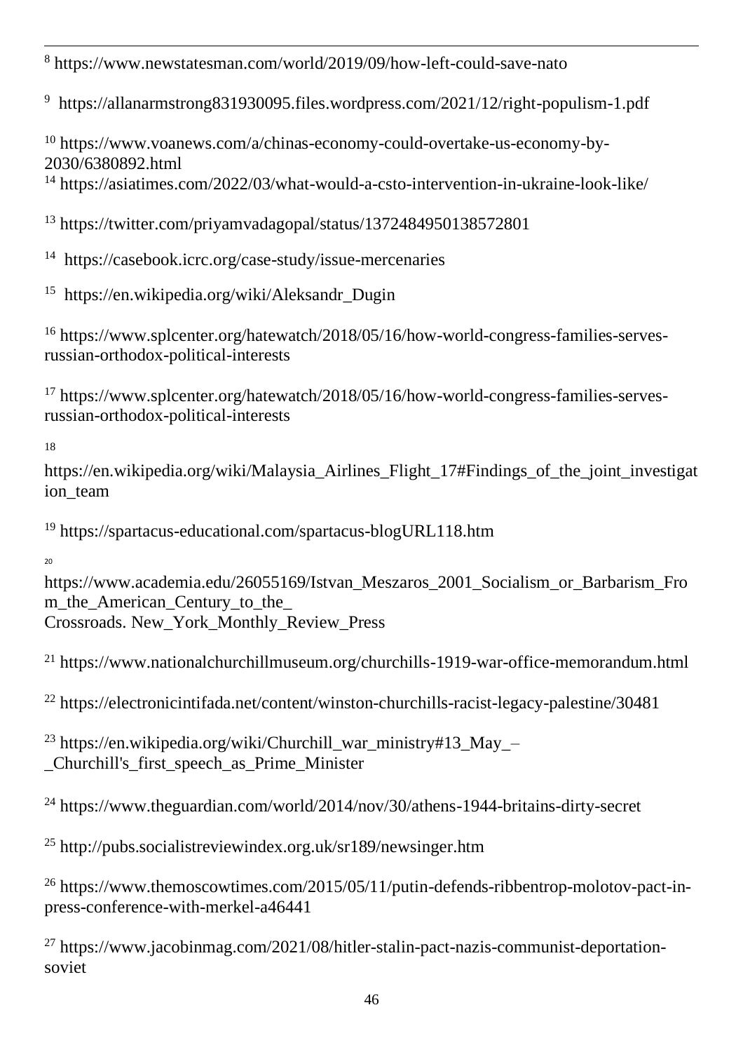[8] https://www.newstatesman.com/world/2019/09/how-left-could-save-nato

[9] https://allanarmstrong831930095.files.wordpress.com/2021/12/right-populism-1.pdf

[10] https://www.voanews.com/a/chinas-economy-could-overtake-us-economy-by-2030/6380892.html

[14] https://asiatimes.com/2022/03/what-would-a-csto-intervention-in-ukraine-look-like/

[13] https://twitter.com/priyamvadagopal/status/1372484950138572801

[14] https://casebook.icrc.org/case-study/issue-mercenaries

[15] https://en.wikipedia.org/wiki/Aleksandr_Dugin

[16] https://www.splcenter.org/hatewatch/2018/05/16/how-world-congress-families-serves-russian-orthodox-political-interests

[17] https://www.splcenter.org/hatewatch/2018/05/16/how-world-congress-families-serves-russian-orthodox-political-interests

[18] https://en.wikipedia.org/wiki/Malaysia_Airlines_Flight_17#Findings_of_the_joint_investigation_team

[19] https://spartacus-educational.com/spartacus-blogURL118.htm

[20] https://www.academia.edu/26055169/Istvan_Meszaros_2001_Socialism_or_Barbarism_From_the_American_Century_to_the_Crossroads. New_York_Monthly_Review_Press

[21] https://www.nationalchurchillmuseum.org/churchills-1919-war-office-memorandum.html

[22] https://electronicintifada.net/content/winston-churchills-racist-legacy-palestine/30481

[23] https://en.wikipedia.org/wiki/Churchill_war_ministry#13_May_–_Churchill's_first_speech_as_Prime_Minister

[24] https://www.theguardian.com/world/2014/nov/30/athens-1944-britains-dirty-secret

[25] http://pubs.socialistreviewindex.org.uk/sr189/newsinger.htm

[26] https://www.themoscowtimes.com/2015/05/11/putin-defends-ribbentrop-molotov-pact-in-press-conference-with-merkel-a46441

[27] https://www.jacobinmag.com/2021/08/hitler-stalin-pact-nazis-communist-deportation-soviet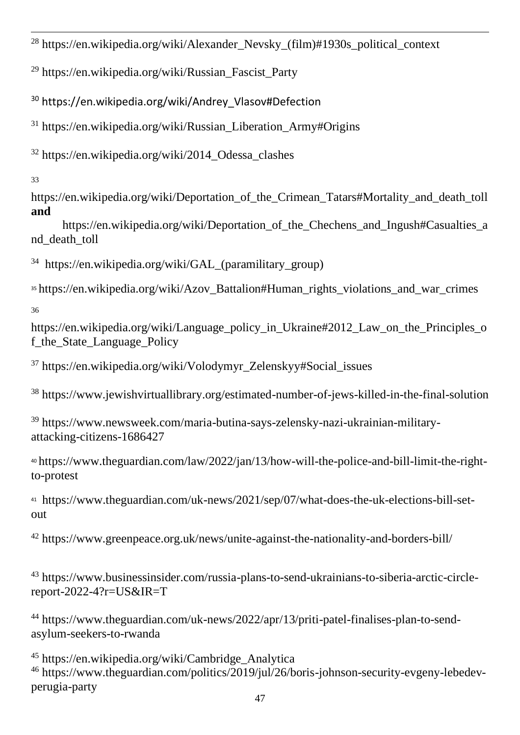[28] https://en.wikipedia.org/wiki/Alexander_Nevsky_(film)#1930s_political_context

[29] https://en.wikipedia.org/wiki/Russian_Fascist_Party

[30] https://en.wikipedia.org/wiki/Andrey_Vlasov#Defection

[31] https://en.wikipedia.org/wiki/Russian_Liberation_Army#Origins

[32] https://en.wikipedia.org/wiki/2014_Odessa_clashes

[33] https://en.wikipedia.org/wiki/Deportation_of_the_Crimean_Tatars#Mortality_and_death_toll **and** https://en.wikipedia.org/wiki/Deportation_of_the_Chechens_and_Ingush#Casualties_and_death_toll

[34] https://en.wikipedia.org/wiki/GAL_(paramilitary_group)

[35] https://en.wikipedia.org/wiki/Azov_Battalion#Human_rights_violations_and_war_crimes

[36] https://en.wikipedia.org/wiki/Language_policy_in_Ukraine#2012_Law_on_the_Principles_of_the_State_Language_Policy

[37] https://en.wikipedia.org/wiki/Volodymyr_Zelenskyy#Social_issues

[38] https://www.jewishvirtuallibrary.org/estimated-number-of-jews-killed-in-the-final-solution

[39] https://www.newsweek.com/maria-butina-says-zelensky-nazi-ukrainian-military-attacking-citizens-1686427

[40] https://www.theguardian.com/law/2022/jan/13/how-will-the-police-and-bill-limit-the-right-to-protest

[41] https://www.theguardian.com/uk-news/2021/sep/07/what-does-the-uk-elections-bill-set-out

[42] https://www.greenpeace.org.uk/news/unite-against-the-nationality-and-borders-bill/

[43] https://www.businessinsider.com/russia-plans-to-send-ukrainians-to-siberia-arctic-circle-report-2022-4?r=US&IR=T

[44] https://www.theguardian.com/uk-news/2022/apr/13/priti-patel-finalises-plan-to-send-asylum-seekers-to-rwanda

[45] https://en.wikipedia.org/wiki/Cambridge_Analytica

[46] https://www.theguardian.com/politics/2019/jul/26/boris-johnson-security-evgeny-lebedev-perugia-party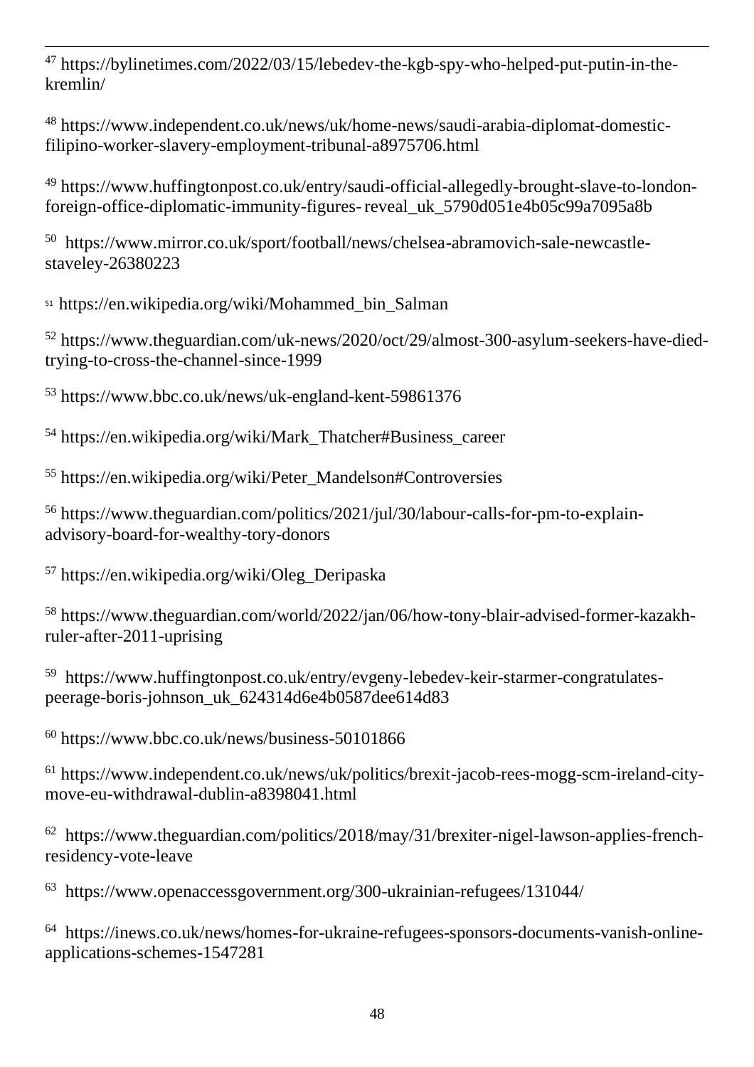[47] https://bylinetimes.com/2022/03/15/lebedev-the-kgb-spy-who-helped-put-putin-in-the-kremlin/

[48] https://www.independent.co.uk/news/uk/home-news/saudi-arabia-diplomat-domestic-filipino-worker-slavery-employment-tribunal-a8975706.html

[49] https://www.huffingtonpost.co.uk/entry/saudi-official-allegedly-brought-slave-to-london-foreign-office-diplomatic-immunity-figures-reveal_uk_5790d051e4b05c99a7095a8b

[50] https://www.mirror.co.uk/sport/football/news/chelsea-abramovich-sale-newcastle-staveley-26380223

[51] https://en.wikipedia.org/wiki/Mohammed_bin_Salman

[52] https://www.theguardian.com/uk-news/2020/oct/29/almost-300-asylum-seekers-have-died-trying-to-cross-the-channel-since-1999

[53] https://www.bbc.co.uk/news/uk-england-kent-59861376

[54] https://en.wikipedia.org/wiki/Mark_Thatcher#Business_career

[55] https://en.wikipedia.org/wiki/Peter_Mandelson#Controversies

[56] https://www.theguardian.com/politics/2021/jul/30/labour-calls-for-pm-to-explain-advisory-board-for-wealthy-tory-donors

[57] https://en.wikipedia.org/wiki/Oleg_Deripaska

[58] https://www.theguardian.com/world/2022/jan/06/how-tony-blair-advised-former-kazakh-ruler-after-2011-uprising

[59] https://www.huffingtonpost.co.uk/entry/evgeny-lebedev-keir-starmer-congratulates-peerage-boris-johnson_uk_624314d6e4b0587dee614d83

[60] https://www.bbc.co.uk/news/business-50101866

[61] https://www.independent.co.uk/news/uk/politics/brexit-jacob-rees-mogg-scm-ireland-city-move-eu-withdrawal-dublin-a8398041.html

[62] https://www.theguardian.com/politics/2018/may/31/brexiter-nigel-lawson-applies-french-residency-vote-leave

[63] https://www.openaccessgovernment.org/300-ukrainian-refugees/131044/

[64] https://inews.co.uk/news/homes-for-ukraine-refugees-sponsors-documents-vanish-online-applications-schemes-1547281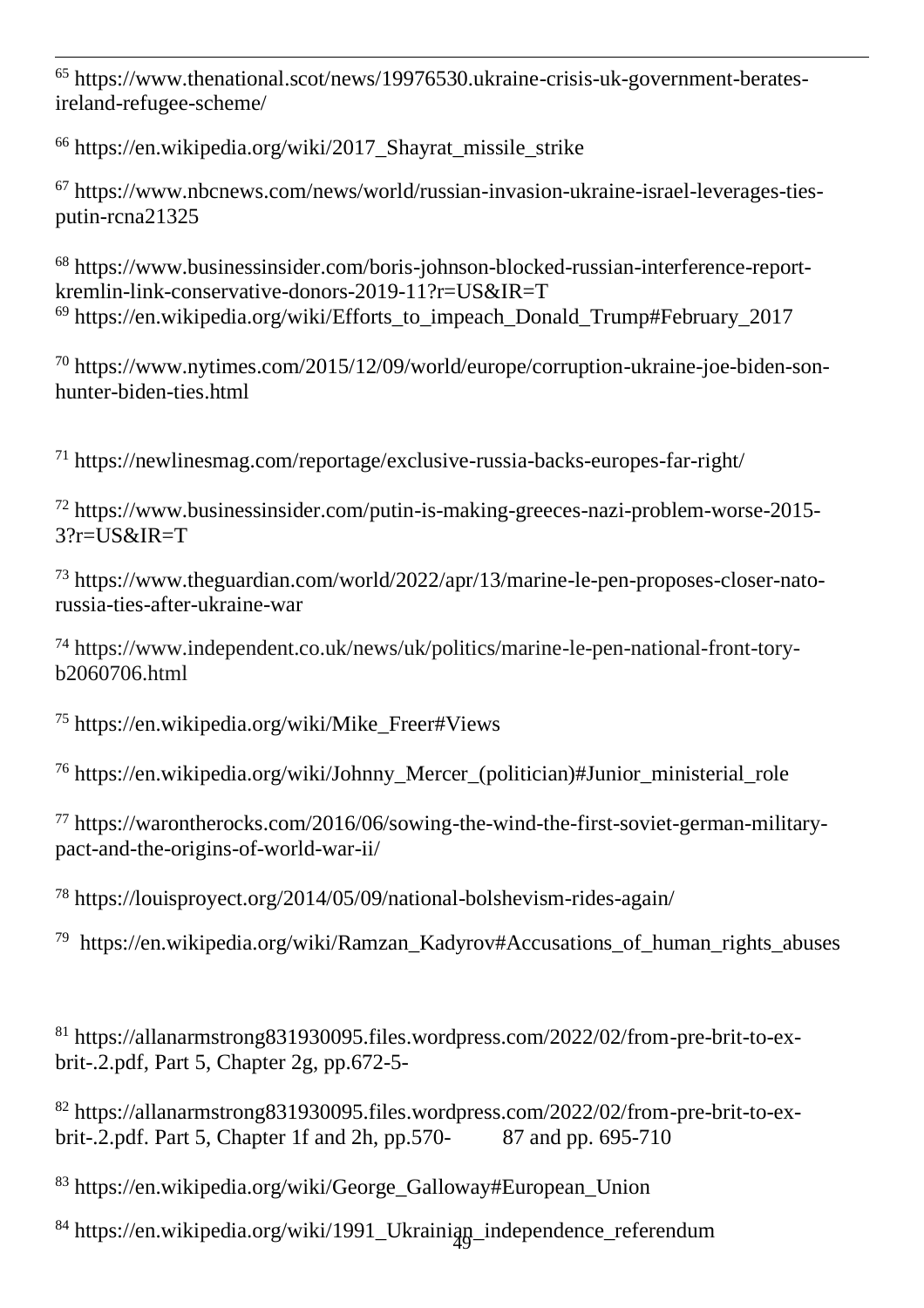[65] https://www.thenational.scot/news/19976530.ukraine-crisis-uk-government-berates-ireland-refugee-scheme/

[66] https://en.wikipedia.org/wiki/2017_Shayrat_missile_strike

[67] https://www.nbcnews.com/news/world/russian-invasion-ukraine-israel-leverages-ties-putin-rcna21325

[68] https://www.businessinsider.com/boris-johnson-blocked-russian-interference-report-kremlin-link-conservative-donors-2019-11?r=US&IR=T

[69] https://en.wikipedia.org/wiki/Efforts_to_impeach_Donald_Trump#February_2017

[70] https://www.nytimes.com/2015/12/09/world/europe/corruption-ukraine-joe-biden-son-hunter-biden-ties.html

[71] https://newlinesmag.com/reportage/exclusive-russia-backs-europes-far-right/

[72] https://www.businessinsider.com/putin-is-making-greeces-nazi-problem-worse-2015-3?r=US&IR=T

[73] https://www.theguardian.com/world/2022/apr/13/marine-le-pen-proposes-closer-nato-russia-ties-after-ukraine-war

[74] https://www.independent.co.uk/news/uk/politics/marine-le-pen-national-front-tory-b2060706.html

[75] https://en.wikipedia.org/wiki/Mike_Freer#Views

[76] https://en.wikipedia.org/wiki/Johnny_Mercer_(politician)#Junior_ministerial_role

[77] https://warontherocks.com/2016/06/sowing-the-wind-the-first-soviet-german-military-pact-and-the-origins-of-world-war-ii/

[78] https://louisproyect.org/2014/05/09/national-bolshevism-rides-again/

[79] https://en.wikipedia.org/wiki/Ramzan_Kadyrov#Accusations_of_human_rights_abuses

[81] https://allanarmstrong831930095.files.wordpress.com/2022/02/from-pre-brit-to-ex-brit-.2.pdf, Part 5, Chapter 2g, pp.672-5-

[82] https://allanarmstrong831930095.files.wordpress.com/2022/02/from-pre-brit-to-ex-brit-.2.pdf. Part 5, Chapter 1f and 2h, pp.570- 87 and pp. 695-710

[83] https://en.wikipedia.org/wiki/George_Galloway#European_Union

[84] https://en.wikipedia.org/wiki/1991_Ukrainian_independence_referendum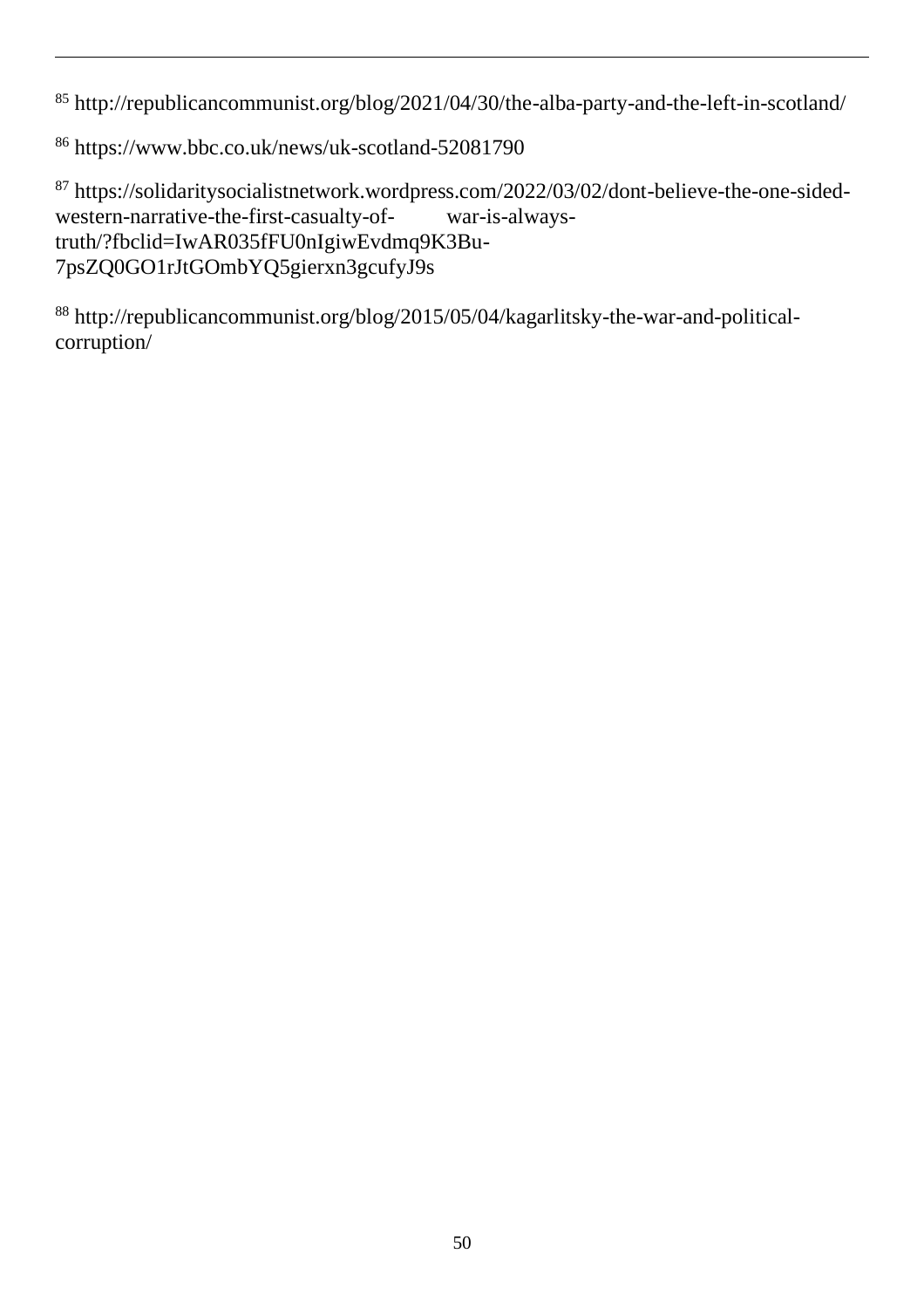[85] http://republicancommunist.org/blog/2021/04/30/the-alba-party-and-the-left-in-scotland/

[86] https://www.bbc.co.uk/news/uk-scotland-52081790

[87] https://solidaritysocialistnetwork.wordpress.com/2022/03/02/dont-believe-the-one-sided-western-narrative-the-first-casualty-of- war-is-always-truth/?fbclid=IwAR035fFU0nIgiwEvdmq9K3Bu-7psZQ0GO1rJtGOmbYQ5gierxn3gcufyJ9s

[88] http://republicancommunist.org/blog/2015/05/04/kagarlitsky-the-war-and-political-corruption/